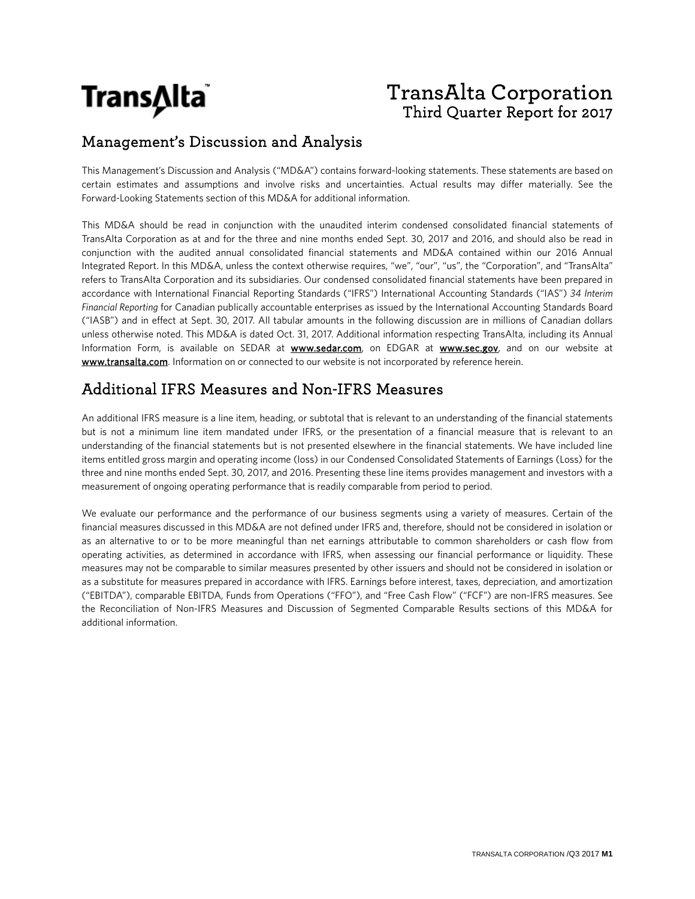# TransAlta Corporation

## Third Quarter Report for 2017

## Management's Discussion and Analysis

This Management's Discussion and Analysis ("MD&A") contains forward-looking statements. These statements are based on certain estimates and assumptions and involve risks and uncertainties. Actual results may differ materially. See the Forward-Looking Statements section of this MD&A for additional information.

This MD&A should be read in conjunction with the unaudited interim condensed consolidated financial statements of TransAlta Corporation as at and for the three and nine months ended Sept. 30, 2017 and 2016, and should also be read in conjunction with the audited annual consolidated financial statements and MD&A contained within our 2016 Annual Integrated Report. In this MD&A, unless the context otherwise requires, "we", "our", "us", the "Corporation", and "TransAlta" refers to TransAlta Corporation and its subsidiaries. Our condensed consolidated financial statements have been prepared in accordance with International Financial Reporting Standards ("IFRS") International Accounting Standards ("IAS") *34 Interim Financial Reporting* for Canadian publically accountable enterprises as issued by the International Accounting Standards Board ("IASB") and in effect at Sept. 30, 2017. All tabular amounts in the following discussion are in millions of Canadian dollars unless otherwise noted. This MD&A is dated Oct. 31, 2017. Additional information respecting TransAlta, including its Annual Information Form, is available on SEDAR at **www.sedar.com**, on EDGAR at **www.sec.gov**, and on our website at **www.transalta.com**. Information on or connected to our website is not incorporated by reference herein.

## Additional IFRS Measures and Non-IFRS Measures

An additional IFRS measure is a line item, heading, or subtotal that is relevant to an understanding of the financial statements but is not a minimum line item mandated under IFRS, or the presentation of a financial measure that is relevant to an understanding of the financial statements but is not presented elsewhere in the financial statements. We have included line items entitled gross margin and operating income (loss) in our Condensed Consolidated Statements of Earnings (Loss) for the three and nine months ended Sept. 30, 2017, and 2016. Presenting these line items provides management and investors with a measurement of ongoing operating performance that is readily comparable from period to period.

We evaluate our performance and the performance of our business segments using a variety of measures. Certain of the financial measures discussed in this MD&A are not defined under IFRS and, therefore, should not be considered in isolation or as an alternative to or to be more meaningful than net earnings attributable to common shareholders or cash flow from operating activities, as determined in accordance with IFRS, when assessing our financial performance or liquidity. These measures may not be comparable to similar measures presented by other issuers and should not be considered in isolation or as a substitute for measures prepared in accordance with IFRS. Earnings before interest, taxes, depreciation, and amortization ("EBITDA"), comparable EBITDA, Funds from Operations ("FFO"), and "Free Cash Flow" ("FCF") are non-IFRS measures. See the Reconciliation of Non-IFRS Measures and Discussion of Segmented Comparable Results sections of this MD&A for additional information.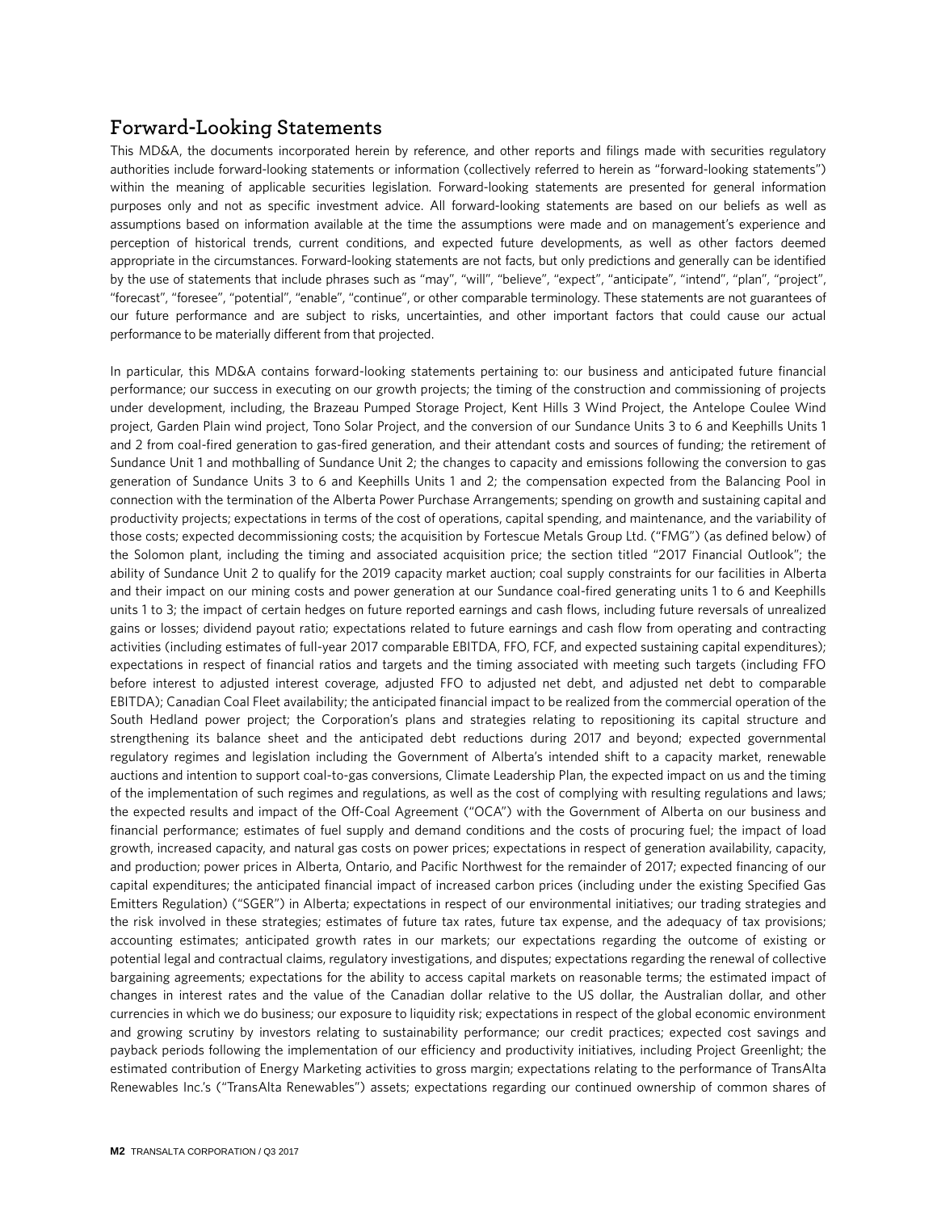## Forward-Looking Statements

This MD&A, the documents incorporated herein by reference, and other reports and filings made with securities regulatory authorities include forward-looking statements or information (collectively referred to herein as "forward-looking statements") within the meaning of applicable securities legislation. Forward-looking statements are presented for general information purposes only and not as specific investment advice. All forward-looking statements are based on our beliefs as well as assumptions based on information available at the time the assumptions were made and on management's experience and perception of historical trends, current conditions, and expected future developments, as well as other factors deemed appropriate in the circumstances. Forward-looking statements are not facts, but only predictions and generally can be identified by the use of statements that include phrases such as "may", "will", "believe", "expect", "anticipate", "intend", "plan", "project", "forecast", "foresee", "potential", "enable", "continue", or other comparable terminology. These statements are not guarantees of our future performance and are subject to risks, uncertainties, and other important factors that could cause our actual performance to be materially different from that projected.

In particular, this MD&A contains forward-looking statements pertaining to: our business and anticipated future financial performance; our success in executing on our growth projects; the timing of the construction and commissioning of projects under development, including, the Brazeau Pumped Storage Project, Kent Hills 3 Wind Project, the Antelope Coulee Wind project, Garden Plain wind project, Tono Solar Project, and the conversion of our Sundance Units 3 to 6 and Keephills Units 1 and 2 from coal-fired generation to gas-fired generation, and their attendant costs and sources of funding; the retirement of Sundance Unit 1 and mothballing of Sundance Unit 2; the changes to capacity and emissions following the conversion to gas generation of Sundance Units 3 to 6 and Keephills Units 1 and 2; the compensation expected from the Balancing Pool in connection with the termination of the Alberta Power Purchase Arrangements; spending on growth and sustaining capital and productivity projects; expectations in terms of the cost of operations, capital spending, and maintenance, and the variability of those costs; expected decommissioning costs; the acquisition by Fortescue Metals Group Ltd. ("FMG") (as defined below) of the Solomon plant, including the timing and associated acquisition price; the section titled "2017 Financial Outlook"; the ability of Sundance Unit 2 to qualify for the 2019 capacity market auction; coal supply constraints for our facilities in Alberta and their impact on our mining costs and power generation at our Sundance coal-fired generating units 1 to 6 and Keephills units 1 to 3; the impact of certain hedges on future reported earnings and cash flows, including future reversals of unrealized gains or losses; dividend payout ratio; expectations related to future earnings and cash flow from operating and contracting activities (including estimates of full-year 2017 comparable EBITDA, FFO, FCF, and expected sustaining capital expenditures); expectations in respect of financial ratios and targets and the timing associated with meeting such targets (including FFO before interest to adjusted interest coverage, adjusted FFO to adjusted net debt, and adjusted net debt to comparable EBITDA); Canadian Coal Fleet availability; the anticipated financial impact to be realized from the commercial operation of the South Hedland power project; the Corporation's plans and strategies relating to repositioning its capital structure and strengthening its balance sheet and the anticipated debt reductions during 2017 and beyond; expected governmental regulatory regimes and legislation including the Government of Alberta's intended shift to a capacity market, renewable auctions and intention to support coal-to-gas conversions, Climate Leadership Plan, the expected impact on us and the timing of the implementation of such regimes and regulations, as well as the cost of complying with resulting regulations and laws; the expected results and impact of the Off-Coal Agreement ("OCA") with the Government of Alberta on our business and financial performance; estimates of fuel supply and demand conditions and the costs of procuring fuel; the impact of load growth, increased capacity, and natural gas costs on power prices; expectations in respect of generation availability, capacity, and production; power prices in Alberta, Ontario, and Pacific Northwest for the remainder of 2017; expected financing of our capital expenditures; the anticipated financial impact of increased carbon prices (including under the existing Specified Gas Emitters Regulation) ("SGER") in Alberta; expectations in respect of our environmental initiatives; our trading strategies and the risk involved in these strategies; estimates of future tax rates, future tax expense, and the adequacy of tax provisions; accounting estimates; anticipated growth rates in our markets; our expectations regarding the outcome of existing or potential legal and contractual claims, regulatory investigations, and disputes; expectations regarding the renewal of collective bargaining agreements; expectations for the ability to access capital markets on reasonable terms; the estimated impact of changes in interest rates and the value of the Canadian dollar relative to the US dollar, the Australian dollar, and other currencies in which we do business; our exposure to liquidity risk; expectations in respect of the global economic environment and growing scrutiny by investors relating to sustainability performance; our credit practices; expected cost savings and payback periods following the implementation of our efficiency and productivity initiatives, including Project Greenlight; the estimated contribution of Energy Marketing activities to gross margin; expectations relating to the performance of TransAlta Renewables Inc.'s ("TransAlta Renewables") assets; expectations regarding our continued ownership of common shares of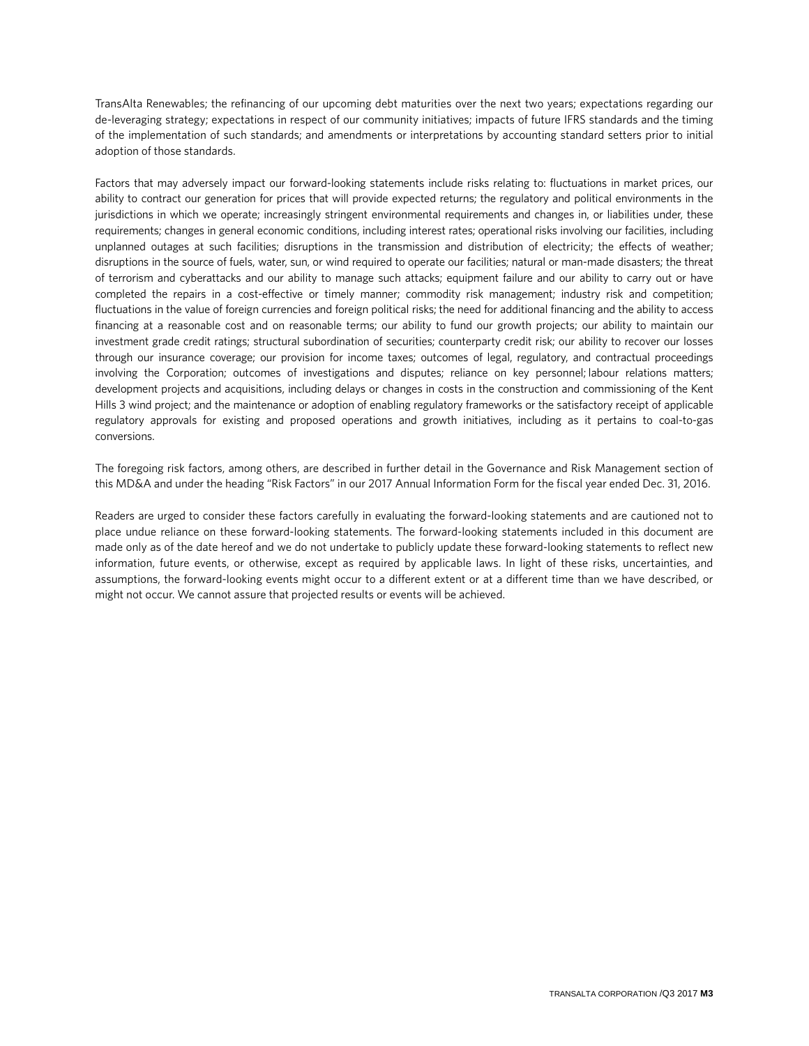TransAlta Renewables; the refinancing of our upcoming debt maturities over the next two years; expectations regarding our de-leveraging strategy; expectations in respect of our community initiatives; impacts of future IFRS standards and the timing of the implementation of such standards; and amendments or interpretations by accounting standard setters prior to initial adoption of those standards.

Factors that may adversely impact our forward-looking statements include risks relating to: fluctuations in market prices, our ability to contract our generation for prices that will provide expected returns; the regulatory and political environments in the jurisdictions in which we operate; increasingly stringent environmental requirements and changes in, or liabilities under, these requirements; changes in general economic conditions, including interest rates; operational risks involving our facilities, including unplanned outages at such facilities; disruptions in the transmission and distribution of electricity; the effects of weather; disruptions in the source of fuels, water, sun, or wind required to operate our facilities; natural or man-made disasters; the threat of terrorism and cyberattacks and our ability to manage such attacks; equipment failure and our ability to carry out or have completed the repairs in a cost-effective or timely manner; commodity risk management; industry risk and competition; fluctuations in the value of foreign currencies and foreign political risks; the need for additional financing and the ability to access financing at a reasonable cost and on reasonable terms; our ability to fund our growth projects; our ability to maintain our investment grade credit ratings; structural subordination of securities; counterparty credit risk; our ability to recover our losses through our insurance coverage; our provision for income taxes; outcomes of legal, regulatory, and contractual proceedings involving the Corporation; outcomes of investigations and disputes; reliance on key personnel; labour relations matters; development projects and acquisitions, including delays or changes in costs in the construction and commissioning of the Kent Hills 3 wind project; and the maintenance or adoption of enabling regulatory frameworks or the satisfactory receipt of applicable regulatory approvals for existing and proposed operations and growth initiatives, including as it pertains to coal-to-gas conversions.

The foregoing risk factors, among others, are described in further detail in the Governance and Risk Management section of this MD&A and under the heading "Risk Factors" in our 2017 Annual Information Form for the fiscal year ended Dec. 31, 2016.

Readers are urged to consider these factors carefully in evaluating the forward-looking statements and are cautioned not to place undue reliance on these forward-looking statements. The forward-looking statements included in this document are made only as of the date hereof and we do not undertake to publicly update these forward-looking statements to reflect new information, future events, or otherwise, except as required by applicable laws. In light of these risks, uncertainties, and assumptions, the forward-looking events might occur to a different extent or at a different time than we have described, or might not occur. We cannot assure that projected results or events will be achieved.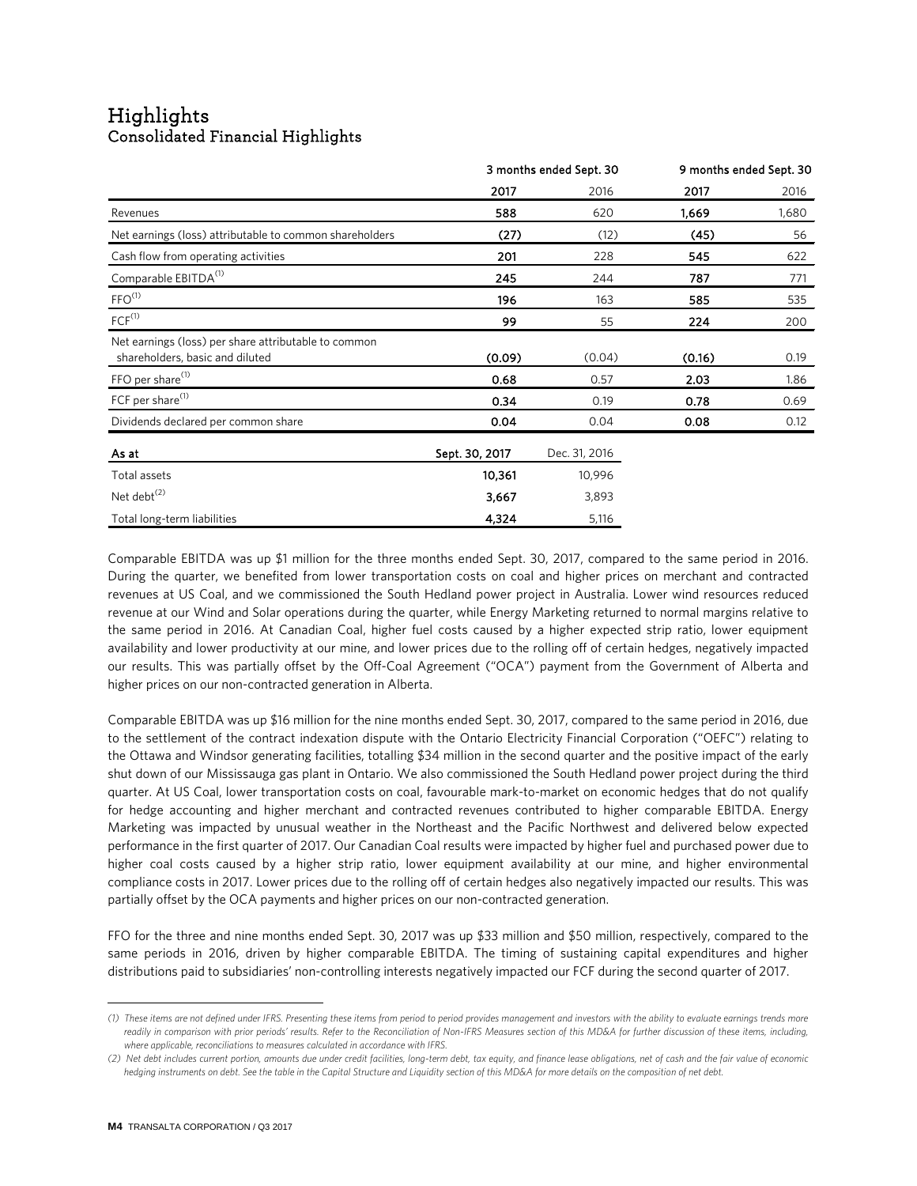# Highlights

## Consolidated Financial Highlights

| | 3 months ended Sept. 30 | | 9 months ended Sept. 30 | |
|---|---|---|---|---|
| | **2017** | 2016 | **2017** | 2016 |
| Revenues | **588** | 620 | **1,669** | 1,680 |
| Net earnings (loss) attributable to common shareholders | **(27)** | (12) | **(45)** | 56 |
| Cash flow from operating activities | **201** | 228 | **545** | 622 |
| Comparable EBITDA[(1)] | **245** | 244 | **787** | 771 |
| FFO[(1)] | **196** | 163 | **585** | 535 |
| FCF[(1)] | **99** | 55 | **224** | 200 |
| Net earnings (loss) per share attributable to common shareholders, basic and diluted | **(0.09)** | (0.04) | **(0.16)** | 0.19 |
| FFO per share[(1)] | **0.68** | 0.57 | **2.03** | 1.86 |
| FCF per share[(1)] | **0.34** | 0.19 | **0.78** | 0.69 |
| Dividends declared per common share | **0.04** | 0.04 | **0.08** | 0.12 |

| **As at** | **Sept. 30, 2017** | Dec. 31, 2016 |
|---|---|---|
| Total assets | **10,361** | 10,996 |
| Net debt[(2)] | **3,667** | 3,893 |
| Total long-term liabilities | **4,324** | 5,116 |

Comparable EBITDA was up $1 million for the three months ended Sept. 30, 2017, compared to the same period in 2016. During the quarter, we benefited from lower transportation costs on coal and higher prices on merchant and contracted revenues at US Coal, and we commissioned the South Hedland power project in Australia. Lower wind resources reduced revenue at our Wind and Solar operations during the quarter, while Energy Marketing returned to normal margins relative to the same period in 2016. At Canadian Coal, higher fuel costs caused by a higher expected strip ratio, lower equipment availability and lower productivity at our mine, and lower prices due to the rolling off of certain hedges, negatively impacted our results. This was partially offset by the Off-Coal Agreement ("OCA") payment from the Government of Alberta and higher prices on our non-contracted generation in Alberta.

Comparable EBITDA was up $16 million for the nine months ended Sept. 30, 2017, compared to the same period in 2016, due to the settlement of the contract indexation dispute with the Ontario Electricity Financial Corporation ("OEFC") relating to the Ottawa and Windsor generating facilities, totalling $34 million in the second quarter and the positive impact of the early shut down of our Mississauga gas plant in Ontario. We also commissioned the South Hedland power project during the third quarter. At US Coal, lower transportation costs on coal, favourable mark-to-market on economic hedges that do not qualify for hedge accounting and higher merchant and contracted revenues contributed to higher comparable EBITDA. Energy Marketing was impacted by unusual weather in the Northeast and the Pacific Northwest and delivered below expected performance in the first quarter of 2017. Our Canadian Coal results were impacted by higher fuel and purchased power due to higher coal costs caused by a higher strip ratio, lower equipment availability at our mine, and higher environmental compliance costs in 2017. Lower prices due to the rolling off of certain hedges also negatively impacted our results. This was partially offset by the OCA payments and higher prices on our non-contracted generation.

FFO for the three and nine months ended Sept. 30, 2017 was up $33 million and $50 million, respectively, compared to the same periods in 2016, driven by higher comparable EBITDA. The timing of sustaining capital expenditures and higher distributions paid to subsidiaries' non-controlling interests negatively impacted our FCF during the second quarter of 2017.

*(1) These items are not defined under IFRS. Presenting these items from period to period provides management and investors with the ability to evaluate earnings trends more readily in comparison with prior periods' results. Refer to the Reconciliation of Non-IFRS Measures section of this MD&A for further discussion of these items, including, where applicable, reconciliations to measures calculated in accordance with IFRS.*

*(2) Net debt includes current portion, amounts due under credit facilities, long-term debt, tax equity, and finance lease obligations, net of cash and the fair value of economic hedging instruments on debt. See the table in the Capital Structure and Liquidity section of this MD&A for more details on the composition of net debt.*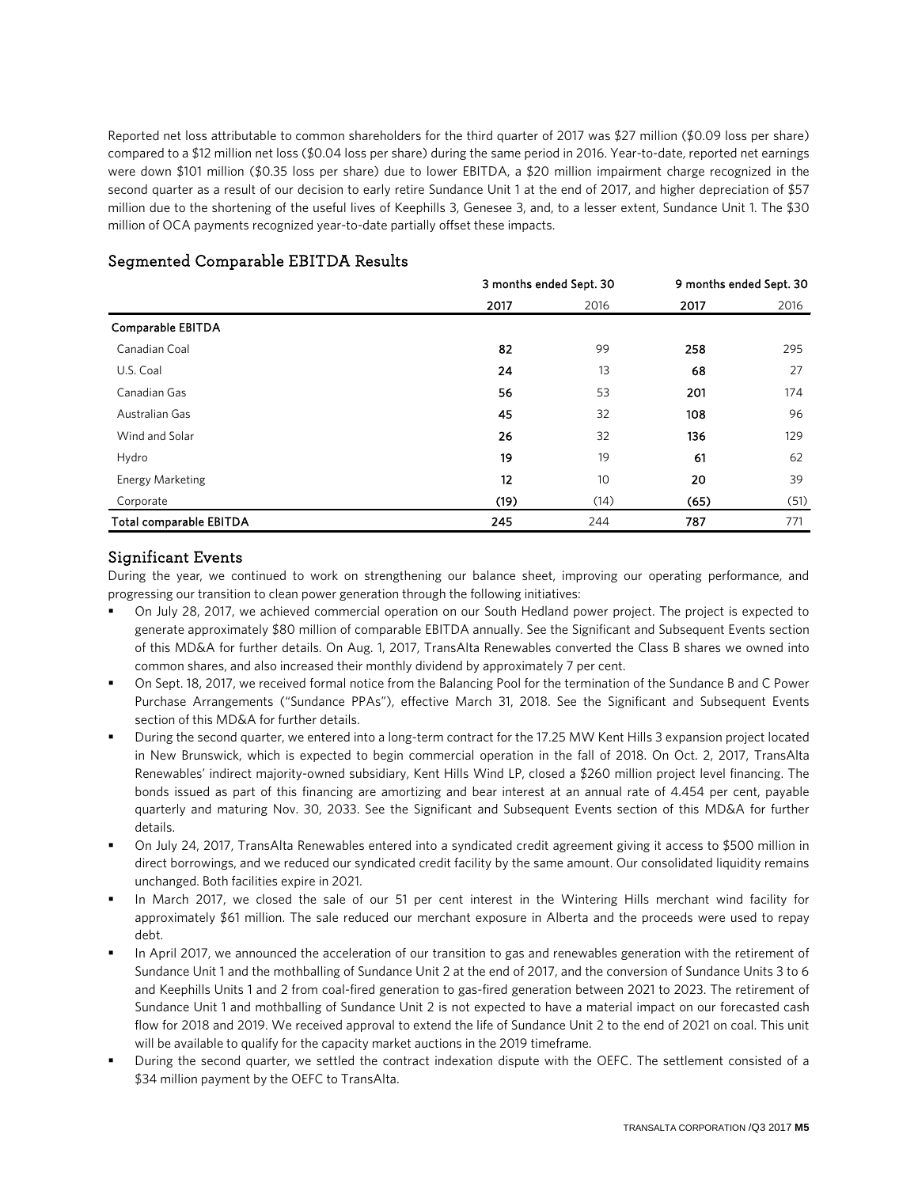Reported net loss attributable to common shareholders for the third quarter of 2017 was $27 million ($0.09 loss per share) compared to a $12 million net loss ($0.04 loss per share) during the same period in 2016. Year-to-date, reported net earnings were down $101 million ($0.35 loss per share) due to lower EBITDA, a $20 million impairment charge recognized in the second quarter as a result of our decision to early retire Sundance Unit 1 at the end of 2017, and higher depreciation of $57 million due to the shortening of the useful lives of Keephills 3, Genesee 3, and, to a lesser extent, Sundance Unit 1. The $30 million of OCA payments recognized year-to-date partially offset these impacts.

## Segmented Comparable EBITDA Results

| | 3 months ended Sept. 30 | | 9 months ended Sept. 30 | |
|---|---|---|---|---|
| | **2017** | 2016 | **2017** | 2016 |
| **Comparable EBITDA** | | | | |
| Canadian Coal | **82** | 99 | **258** | 295 |
| U.S. Coal | **24** | 13 | **68** | 27 |
| Canadian Gas | **56** | 53 | **201** | 174 |
| Australian Gas | **45** | 32 | **108** | 96 |
| Wind and Solar | **26** | 32 | **136** | 129 |
| Hydro | **19** | 19 | **61** | 62 |
| Energy Marketing | **12** | 10 | **20** | 39 |
| Corporate | **(19)** | (14) | **(65)** | (51) |
| **Total comparable EBITDA** | **245** | 244 | **787** | 771 |

## Significant Events

During the year, we continued to work on strengthening our balance sheet, improving our operating performance, and progressing our transition to clean power generation through the following initiatives:

- On July 28, 2017, we achieved commercial operation on our South Hedland power project. The project is expected to generate approximately $80 million of comparable EBITDA annually. See the Significant and Subsequent Events section of this MD&A for further details. On Aug. 1, 2017, TransAlta Renewables converted the Class B shares we owned into common shares, and also increased their monthly dividend by approximately 7 per cent.
- On Sept. 18, 2017, we received formal notice from the Balancing Pool for the termination of the Sundance B and C Power Purchase Arrangements ("Sundance PPAs"), effective March 31, 2018. See the Significant and Subsequent Events section of this MD&A for further details.
- During the second quarter, we entered into a long-term contract for the 17.25 MW Kent Hills 3 expansion project located in New Brunswick, which is expected to begin commercial operation in the fall of 2018. On Oct. 2, 2017, TransAlta Renewables' indirect majority-owned subsidiary, Kent Hills Wind LP, closed a $260 million project level financing. The bonds issued as part of this financing are amortizing and bear interest at an annual rate of 4.454 per cent, payable quarterly and maturing Nov. 30, 2033. See the Significant and Subsequent Events section of this MD&A for further details.
- On July 24, 2017, TransAlta Renewables entered into a syndicated credit agreement giving it access to $500 million in direct borrowings, and we reduced our syndicated credit facility by the same amount. Our consolidated liquidity remains unchanged. Both facilities expire in 2021.
- In March 2017, we closed the sale of our 51 per cent interest in the Wintering Hills merchant wind facility for approximately $61 million. The sale reduced our merchant exposure in Alberta and the proceeds were used to repay debt.
- In April 2017, we announced the acceleration of our transition to gas and renewables generation with the retirement of Sundance Unit 1 and the mothballing of Sundance Unit 2 at the end of 2017, and the conversion of Sundance Units 3 to 6 and Keephills Units 1 and 2 from coal-fired generation to gas-fired generation between 2021 to 2023. The retirement of Sundance Unit 1 and mothballing of Sundance Unit 2 is not expected to have a material impact on our forecasted cash flow for 2018 and 2019. We received approval to extend the life of Sundance Unit 2 to the end of 2021 on coal. This unit will be available to qualify for the capacity market auctions in the 2019 timeframe.
- During the second quarter, we settled the contract indexation dispute with the OEFC. The settlement consisted of a $34 million payment by the OEFC to TransAlta.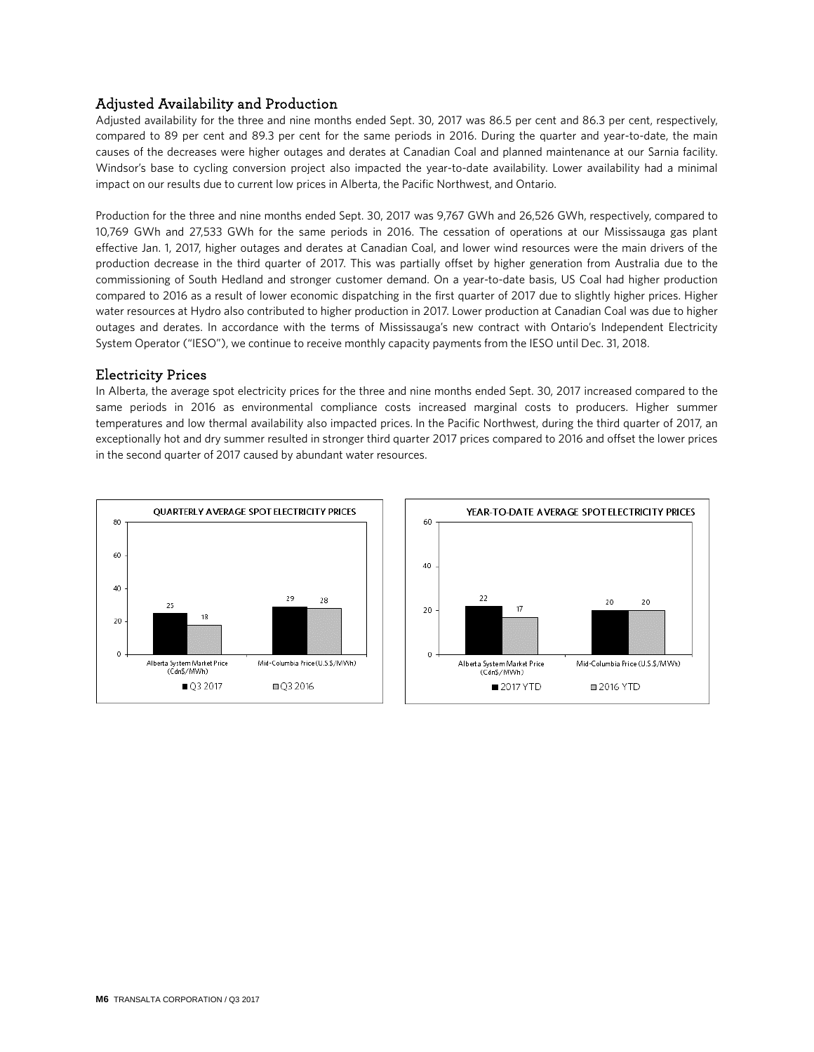## Adjusted Availability and Production

Adjusted availability for the three and nine months ended Sept. 30, 2017 was 86.5 per cent and 86.3 per cent, respectively, compared to 89 per cent and 89.3 per cent for the same periods in 2016. During the quarter and year-to-date, the main causes of the decreases were higher outages and derates at Canadian Coal and planned maintenance at our Sarnia facility. Windsor's base to cycling conversion project also impacted the year-to-date availability. Lower availability had a minimal impact on our results due to current low prices in Alberta, the Pacific Northwest, and Ontario.

Production for the three and nine months ended Sept. 30, 2017 was 9,767 GWh and 26,526 GWh, respectively, compared to 10,769 GWh and 27,533 GWh for the same periods in 2016. The cessation of operations at our Mississauga gas plant effective Jan. 1, 2017, higher outages and derates at Canadian Coal, and lower wind resources were the main drivers of the production decrease in the third quarter of 2017. This was partially offset by higher generation from Australia due to the commissioning of South Hedland and stronger customer demand. On a year-to-date basis, US Coal had higher production compared to 2016 as a result of lower economic dispatching in the first quarter of 2017 due to slightly higher prices. Higher water resources at Hydro also contributed to higher production in 2017. Lower production at Canadian Coal was due to higher outages and derates. In accordance with the terms of Mississauga's new contract with Ontario's Independent Electricity System Operator ("IESO"), we continue to receive monthly capacity payments from the IESO until Dec. 31, 2018.

## Electricity Prices

In Alberta, the average spot electricity prices for the three and nine months ended Sept. 30, 2017 increased compared to the same periods in 2016 as environmental compliance costs increased marginal costs to producers. Higher summer temperatures and low thermal availability also impacted prices. In the Pacific Northwest, during the third quarter of 2017, an exceptionally hot and dry summer resulted in stronger third quarter 2017 prices compared to 2016 and offset the lower prices in the second quarter of 2017 caused by abundant water resources.

**QUARTERLY AVERAGE SPOT ELECTRICITY PRICES**

| | Q3 2017 | Q3 2016 |
|---|---|---|
| Alberta System Market Price (Cdn$/MWh) | 25 | 18 |
| Mid-Columbia Price (U.S.$/MWh) | 29 | 28 |

**YEAR-TO-DATE AVERAGE SPOT ELECTRICITY PRICES**

| | 2017 YTD | 2016 YTD |
|---|---|---|
| Alberta System Market Price (Cdn$/MWh) | 22 | 17 |
| Mid-Columbia Price (U.S.$/MWh) | 20 | 20 |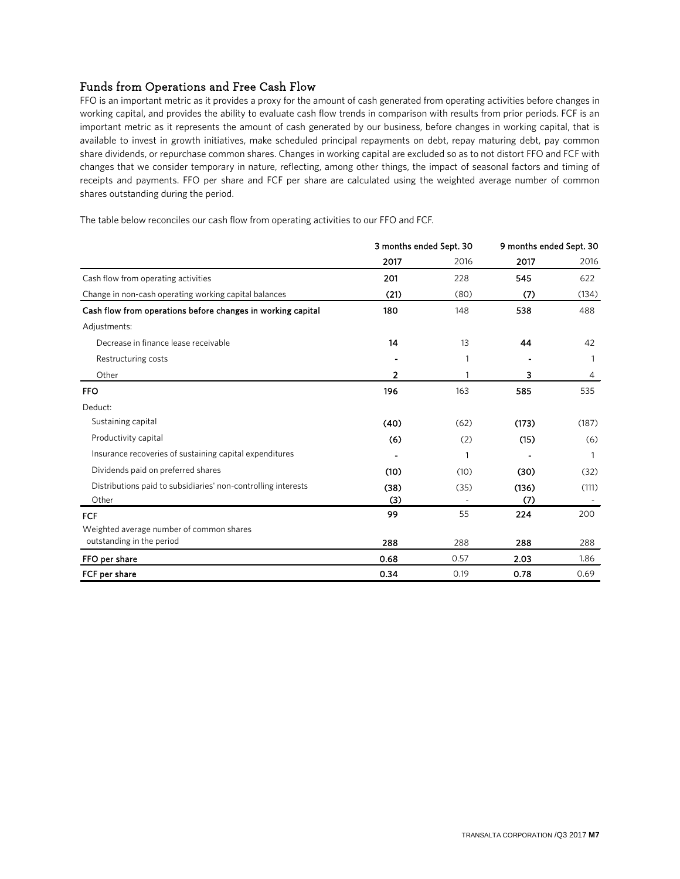## Funds from Operations and Free Cash Flow

FFO is an important metric as it provides a proxy for the amount of cash generated from operating activities before changes in working capital, and provides the ability to evaluate cash flow trends in comparison with results from prior periods. FCF is an important metric as it represents the amount of cash generated by our business, before changes in working capital, that is available to invest in growth initiatives, make scheduled principal repayments on debt, repay maturing debt, pay common share dividends, or repurchase common shares. Changes in working capital are excluded so as to not distort FFO and FCF with changes that we consider temporary in nature, reflecting, among other things, the impact of seasonal factors and timing of receipts and payments. FFO per share and FCF per share are calculated using the weighted average number of common shares outstanding during the period.

The table below reconciles our cash flow from operating activities to our FFO and FCF.

| | 3 months ended Sept. 30 | | 9 months ended Sept. 30 | |
|---|---|---|---|---|
| | **2017** | 2016 | **2017** | 2016 |
| Cash flow from operating activities | **201** | 228 | **545** | 622 |
| Change in non-cash operating working capital balances | **(21)** | (80) | **(7)** | (134) |
| **Cash flow from operations before changes in working capital** | **180** | 148 | **538** | 488 |
| Adjustments: | | | | |
| Decrease in finance lease receivable | **14** | 13 | **44** | 42 |
| Restructuring costs | **-** | 1 | **-** | 1 |
| Other | **2** | 1 | **3** | 4 |
| **FFO** | **196** | 163 | **585** | 535 |
| Deduct: | | | | |
| Sustaining capital | **(40)** | (62) | **(173)** | (187) |
| Productivity capital | **(6)** | (2) | **(15)** | (6) |
| Insurance recoveries of sustaining capital expenditures | **-** | 1 | **-** | 1 |
| Dividends paid on preferred shares | **(10)** | (10) | **(30)** | (32) |
| Distributions paid to subsidiaries' non-controlling interests | **(38)** | (35) | **(136)** | (111) |
| Other | **(3)** | - | **(7)** | - |
| **FCF** | **99** | 55 | **224** | 200 |
| Weighted average number of common shares outstanding in the period | **288** | 288 | **288** | 288 |
| **FFO per share** | **0.68** | 0.57 | **2.03** | 1.86 |
| **FCF per share** | **0.34** | 0.19 | **0.78** | 0.69 |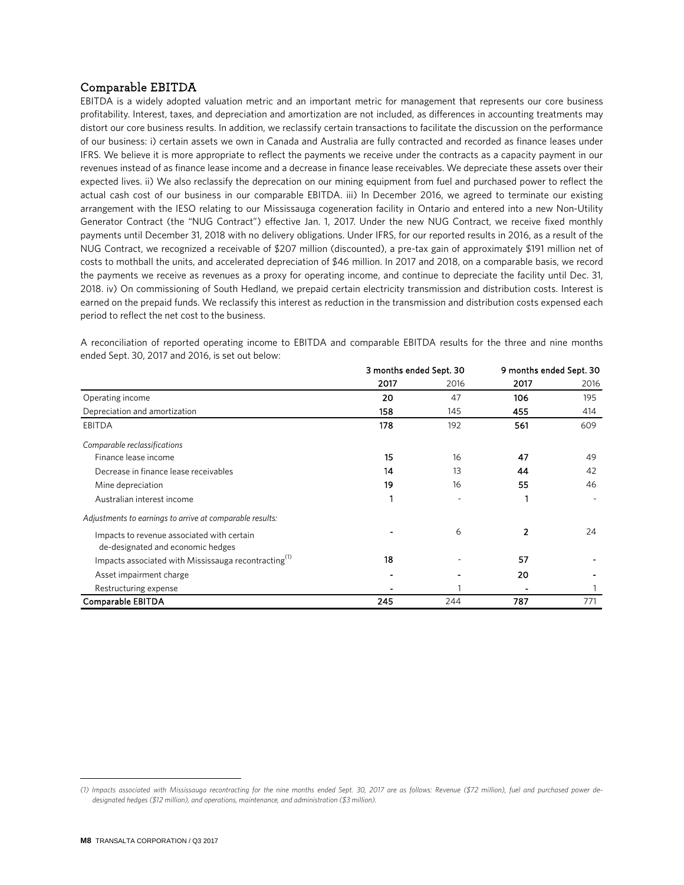## Comparable EBITDA

EBITDA is a widely adopted valuation metric and an important metric for management that represents our core business profitability. Interest, taxes, and depreciation and amortization are not included, as differences in accounting treatments may distort our core business results. In addition, we reclassify certain transactions to facilitate the discussion on the performance of our business: i) certain assets we own in Canada and Australia are fully contracted and recorded as finance leases under IFRS. We believe it is more appropriate to reflect the payments we receive under the contracts as a capacity payment in our revenues instead of as finance lease income and a decrease in finance lease receivables. We depreciate these assets over their expected lives. ii) We also reclassify the deprecation on our mining equipment from fuel and purchased power to reflect the actual cash cost of our business in our comparable EBITDA. iii) In December 2016, we agreed to terminate our existing arrangement with the IESO relating to our Mississauga cogeneration facility in Ontario and entered into a new Non-Utility Generator Contract (the "NUG Contract") effective Jan. 1, 2017. Under the new NUG Contract, we receive fixed monthly payments until December 31, 2018 with no delivery obligations. Under IFRS, for our reported results in 2016, as a result of the NUG Contract, we recognized a receivable of $207 million (discounted), a pre-tax gain of approximately $191 million net of costs to mothball the units, and accelerated depreciation of $46 million. In 2017 and 2018, on a comparable basis, we record the payments we receive as revenues as a proxy for operating income, and continue to depreciate the facility until Dec. 31, 2018. iv) On commissioning of South Hedland, we prepaid certain electricity transmission and distribution costs. Interest is earned on the prepaid funds. We reclassify this interest as reduction in the transmission and distribution costs expensed each period to reflect the net cost to the business.

A reconciliation of reported operating income to EBITDA and comparable EBITDA results for the three and nine months ended Sept. 30, 2017 and 2016, is set out below:

| | 3 months ended Sept. 30 | | 9 months ended Sept. 30 | |
|---|---|---|---|---|
| | **2017** | 2016 | **2017** | 2016 |
| Operating income | **20** | 47 | **106** | 195 |
| Depreciation and amortization | **158** | 145 | **455** | 414 |
| EBITDA | **178** | 192 | **561** | 609 |
| *Comparable reclassifications* | | | | |
| Finance lease income | **15** | 16 | **47** | 49 |
| Decrease in finance lease receivables | **14** | 13 | **44** | 42 |
| Mine depreciation | **19** | 16 | **55** | 46 |
| Australian interest income | **1** | - | **1** | - |
| *Adjustments to earnings to arrive at comparable results:* | | | | |
| Impacts to revenue associated with certain de-designated and economic hedges | **-** | 6 | **2** | 24 |
| Impacts associated with Mississauga recontracting[1] | **18** | - | **57** | - |
| Asset impairment charge | **-** | - | **20** | - |
| Restructuring expense | **-** | 1 | **-** | 1 |
| **Comparable EBITDA** | **245** | 244 | **787** | 771 |

*(1) Impacts associated with Mississauga recontracting for the nine months ended Sept. 30, 2017 are as follows: Revenue ($72 million), fuel and purchased power de-designated hedges ($12 million), and operations, maintenance, and administration ($3 million).*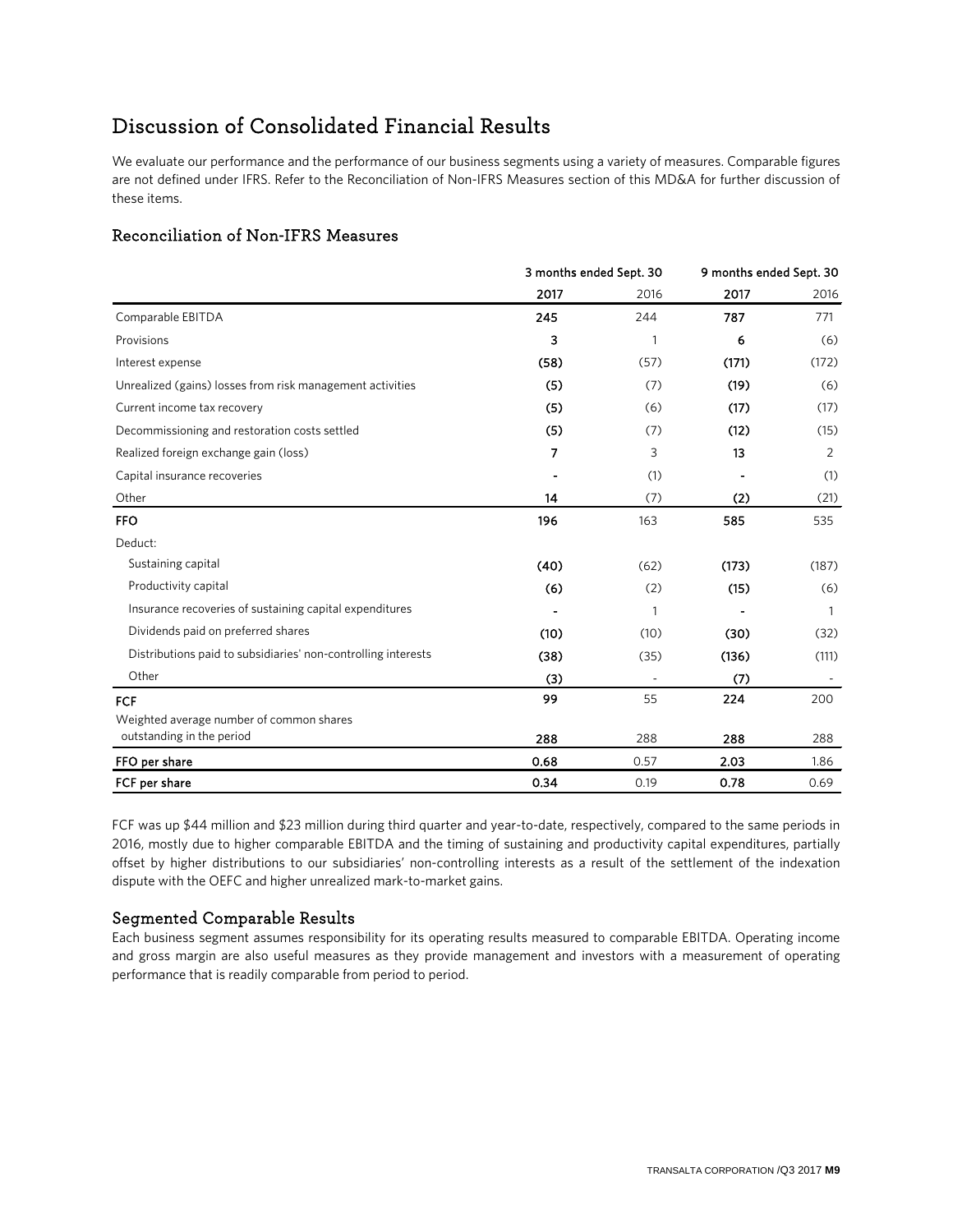# Discussion of Consolidated Financial Results

We evaluate our performance and the performance of our business segments using a variety of measures. Comparable figures are not defined under IFRS. Refer to the Reconciliation of Non-IFRS Measures section of this MD&A for further discussion of these items.

## Reconciliation of Non-IFRS Measures

| | 3 months ended Sept. 30 | | 9 months ended Sept. 30 | |
|---|---|---|---|---|
| | **2017** | 2016 | **2017** | 2016 |
| Comparable EBITDA | **245** | 244 | **787** | 771 |
| Provisions | **3** | 1 | **6** | (6) |
| Interest expense | **(58)** | (57) | **(171)** | (172) |
| Unrealized (gains) losses from risk management activities | **(5)** | (7) | **(19)** | (6) |
| Current income tax recovery | **(5)** | (6) | **(17)** | (17) |
| Decommissioning and restoration costs settled | **(5)** | (7) | **(12)** | (15) |
| Realized foreign exchange gain (loss) | **7** | 3 | **13** | 2 |
| Capital insurance recoveries | **-** | (1) | **-** | (1) |
| Other | **14** | (7) | **(2)** | (21) |
| **FFO** | **196** | 163 | **585** | 535 |
| Deduct: | | | | |
| Sustaining capital | **(40)** | (62) | **(173)** | (187) |
| Productivity capital | **(6)** | (2) | **(15)** | (6) |
| Insurance recoveries of sustaining capital expenditures | **-** | 1 | **-** | 1 |
| Dividends paid on preferred shares | **(10)** | (10) | **(30)** | (32) |
| Distributions paid to subsidiaries' non-controlling interests | **(38)** | (35) | **(136)** | (111) |
| Other | **(3)** | - | **(7)** | - |
| **FCF** | **99** | 55 | **224** | 200 |
| Weighted average number of common shares outstanding in the period | **288** | 288 | **288** | 288 |
| **FFO per share** | **0.68** | 0.57 | **2.03** | 1.86 |
| **FCF per share** | **0.34** | 0.19 | **0.78** | 0.69 |

FCF was up $44 million and $23 million during third quarter and year-to-date, respectively, compared to the same periods in 2016, mostly due to higher comparable EBITDA and the timing of sustaining and productivity capital expenditures, partially offset by higher distributions to our subsidiaries' non-controlling interests as a result of the settlement of the indexation dispute with the OEFC and higher unrealized mark-to-market gains.

## Segmented Comparable Results

Each business segment assumes responsibility for its operating results measured to comparable EBITDA. Operating income and gross margin are also useful measures as they provide management and investors with a measurement of operating performance that is readily comparable from period to period.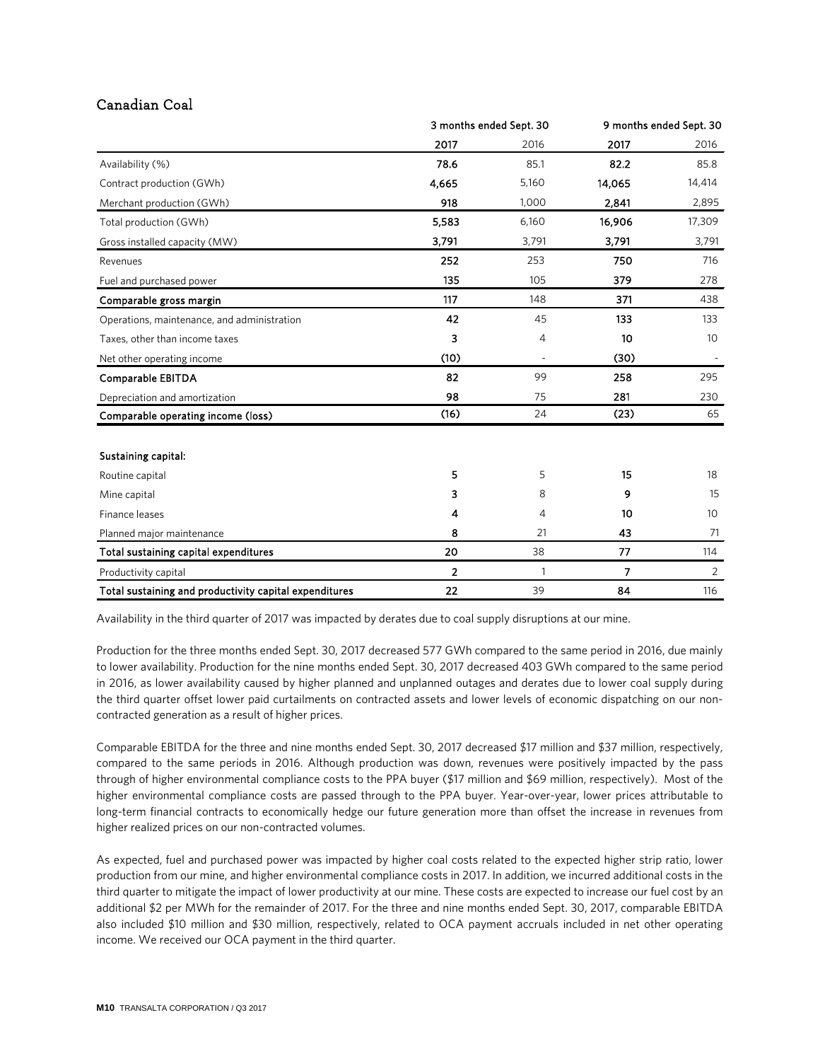## Canadian Coal

| | 3 months ended Sept. 30 | | 9 months ended Sept. 30 | |
|---|---|---|---|---|
| | **2017** | 2016 | **2017** | 2016 |
| Availability (%) | **78.6** | 85.1 | **82.2** | 85.8 |
| Contract production (GWh) | **4,665** | 5,160 | **14,065** | 14,414 |
| Merchant production (GWh) | **918** | 1,000 | **2,841** | 2,895 |
| Total production (GWh) | **5,583** | 6,160 | **16,906** | 17,309 |
| Gross installed capacity (MW) | **3,791** | 3,791 | **3,791** | 3,791 |
| Revenues | **252** | 253 | **750** | 716 |
| Fuel and purchased power | **135** | 105 | **379** | 278 |
| **Comparable gross margin** | **117** | 148 | **371** | 438 |
| Operations, maintenance, and administration | **42** | 45 | **133** | 133 |
| Taxes, other than income taxes | **3** | 4 | **10** | 10 |
| Net other operating income | **(10)** | - | **(30)** | - |
| **Comparable EBITDA** | **82** | 99 | **258** | 295 |
| Depreciation and amortization | **98** | 75 | **281** | 230 |
| **Comparable operating income (loss)** | **(16)** | 24 | **(23)** | 65 |
| | | | | |
| **Sustaining capital:** | | | | |
| Routine capital | **5** | 5 | **15** | 18 |
| Mine capital | **3** | 8 | **9** | 15 |
| Finance leases | **4** | 4 | **10** | 10 |
| Planned major maintenance | **8** | 21 | **43** | 71 |
| **Total sustaining capital expenditures** | **20** | 38 | **77** | 114 |
| Productivity capital | **2** | 1 | **7** | 2 |
| **Total sustaining and productivity capital expenditures** | **22** | 39 | **84** | 116 |

Availability in the third quarter of 2017 was impacted by derates due to coal supply disruptions at our mine.

Production for the three months ended Sept. 30, 2017 decreased 577 GWh compared to the same period in 2016, due mainly to lower availability. Production for the nine months ended Sept. 30, 2017 decreased 403 GWh compared to the same period in 2016, as lower availability caused by higher planned and unplanned outages and derates due to lower coal supply during the third quarter offset lower paid curtailments on contracted assets and lower levels of economic dispatching on our non-contracted generation as a result of higher prices.

Comparable EBITDA for the three and nine months ended Sept. 30, 2017 decreased $17 million and $37 million, respectively, compared to the same periods in 2016. Although production was down, revenues were positively impacted by the pass through of higher environmental compliance costs to the PPA buyer ($17 million and $69 million, respectively). Most of the higher environmental compliance costs are passed through to the PPA buyer. Year-over-year, lower prices attributable to long-term financial contracts to economically hedge our future generation more than offset the increase in revenues from higher realized prices on our non-contracted volumes.

As expected, fuel and purchased power was impacted by higher coal costs related to the expected higher strip ratio, lower production from our mine, and higher environmental compliance costs in 2017. In addition, we incurred additional costs in the third quarter to mitigate the impact of lower productivity at our mine. These costs are expected to increase our fuel cost by an additional $2 per MWh for the remainder of 2017. For the three and nine months ended Sept. 30, 2017, comparable EBITDA also included $10 million and $30 million, respectively, related to OCA payment accruals included in net other operating income. We received our OCA payment in the third quarter.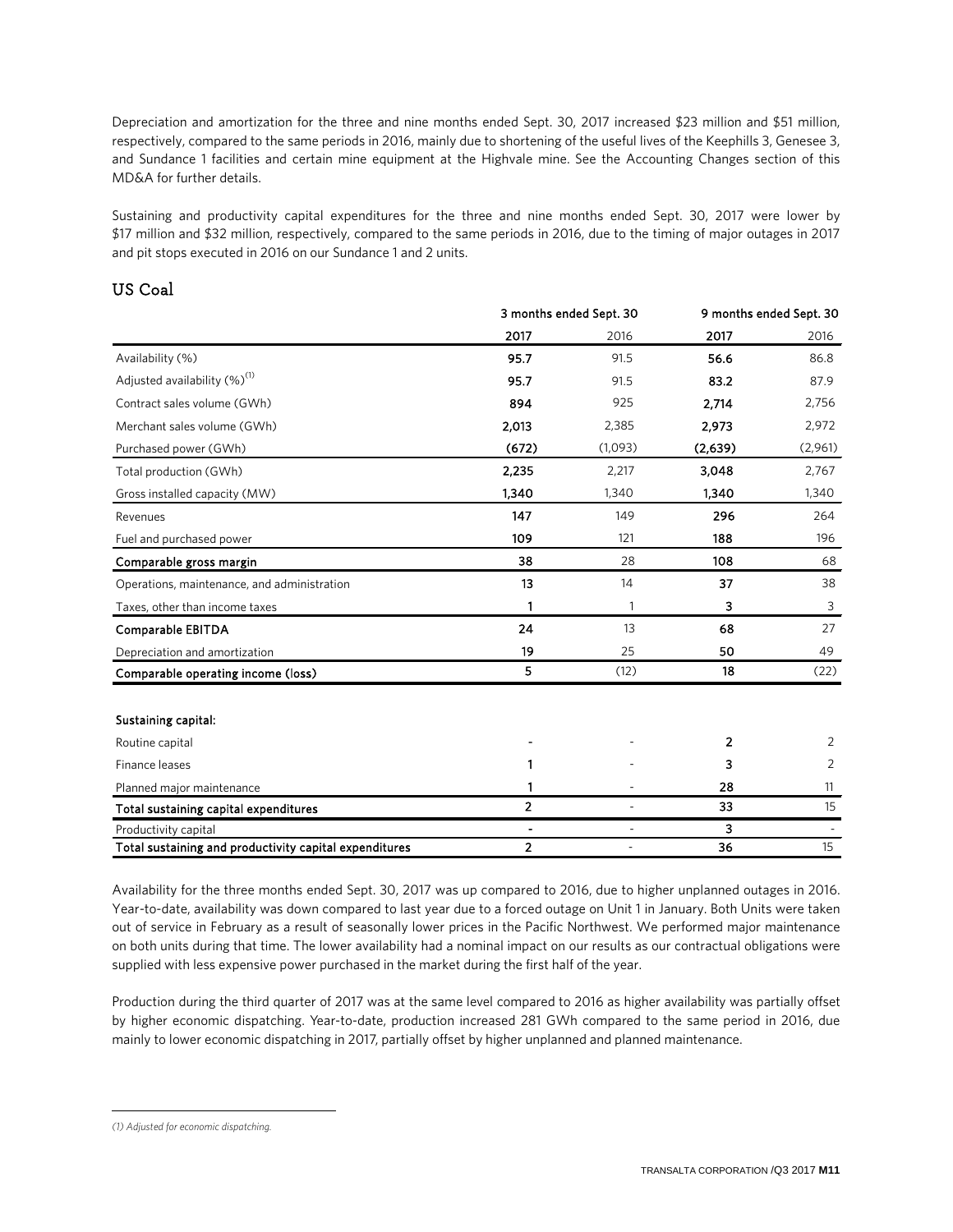Depreciation and amortization for the three and nine months ended Sept. 30, 2017 increased $23 million and $51 million, respectively, compared to the same periods in 2016, mainly due to shortening of the useful lives of the Keephills 3, Genesee 3, and Sundance 1 facilities and certain mine equipment at the Highvale mine. See the Accounting Changes section of this MD&A for further details.

Sustaining and productivity capital expenditures for the three and nine months ended Sept. 30, 2017 were lower by $17 million and $32 million, respectively, compared to the same periods in 2016, due to the timing of major outages in 2017 and pit stops executed in 2016 on our Sundance 1 and 2 units.

## US Coal

| | 3 months ended Sept. 30 | | 9 months ended Sept. 30 | |
|---|---|---|---|---|
| | **2017** | 2016 | **2017** | 2016 |
| Availability (%) | **95.7** | 91.5 | **56.6** | 86.8 |
| Adjusted availability (%)(1) | **95.7** | 91.5 | **83.2** | 87.9 |
| Contract sales volume (GWh) | **894** | 925 | **2,714** | 2,756 |
| Merchant sales volume (GWh) | **2,013** | 2,385 | **2,973** | 2,972 |
| Purchased power (GWh) | **(672)** | (1,093) | **(2,639)** | (2,961) |
| Total production (GWh) | **2,235** | 2,217 | **3,048** | 2,767 |
| Gross installed capacity (MW) | **1,340** | 1,340 | **1,340** | 1,340 |
| Revenues | **147** | 149 | **296** | 264 |
| Fuel and purchased power | **109** | 121 | **188** | 196 |
| **Comparable gross margin** | **38** | 28 | **108** | 68 |
| Operations, maintenance, and administration | **13** | 14 | **37** | 38 |
| Taxes, other than income taxes | **1** | 1 | **3** | 3 |
| **Comparable EBITDA** | **24** | 13 | **68** | 27 |
| Depreciation and amortization | **19** | 25 | **50** | 49 |
| **Comparable operating income (loss)** | **5** | (12) | **18** | (22) |
| | | | | |
| **Sustaining capital:** | | | | |
| Routine capital | **-** | - | **2** | 2 |
| Finance leases | **1** | - | **3** | 2 |
| Planned major maintenance | **1** | - | **28** | 11 |
| **Total sustaining capital expenditures** | **2** | - | **33** | 15 |
| Productivity capital | **-** | - | **3** | - |
| **Total sustaining and productivity capital expenditures** | **2** | - | **36** | 15 |

Availability for the three months ended Sept. 30, 2017 was up compared to 2016, due to higher unplanned outages in 2016. Year-to-date, availability was down compared to last year due to a forced outage on Unit 1 in January. Both Units were taken out of service in February as a result of seasonally lower prices in the Pacific Northwest. We performed major maintenance on both units during that time. The lower availability had a nominal impact on our results as our contractual obligations were supplied with less expensive power purchased in the market during the first half of the year.

Production during the third quarter of 2017 was at the same level compared to 2016 as higher availability was partially offset by higher economic dispatching. Year-to-date, production increased 281 GWh compared to the same period in 2016, due mainly to lower economic dispatching in 2017, partially offset by higher unplanned and planned maintenance.

*(1) Adjusted for economic dispatching.*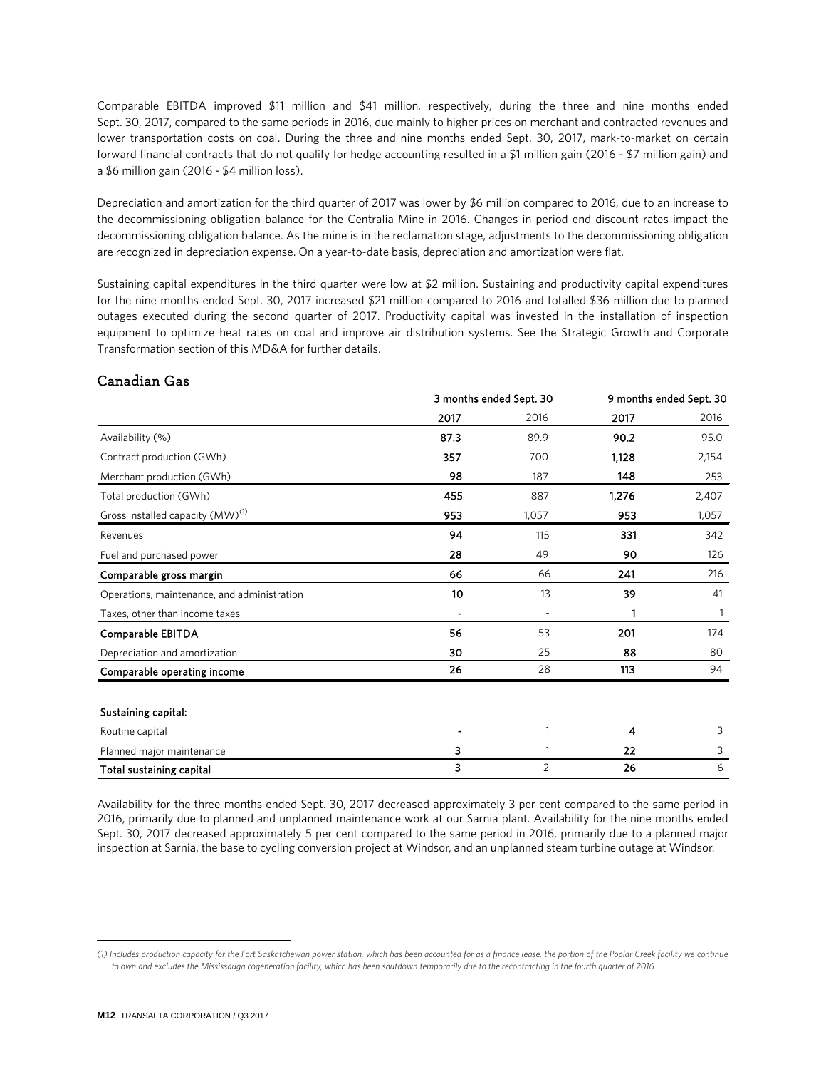Comparable EBITDA improved $11 million and $41 million, respectively, during the three and nine months ended Sept. 30, 2017, compared to the same periods in 2016, due mainly to higher prices on merchant and contracted revenues and lower transportation costs on coal. During the three and nine months ended Sept. 30, 2017, mark-to-market on certain forward financial contracts that do not qualify for hedge accounting resulted in a $1 million gain (2016 - $7 million gain) and a $6 million gain (2016 - $4 million loss).

Depreciation and amortization for the third quarter of 2017 was lower by $6 million compared to 2016, due to an increase to the decommissioning obligation balance for the Centralia Mine in 2016. Changes in period end discount rates impact the decommissioning obligation balance. As the mine is in the reclamation stage, adjustments to the decommissioning obligation are recognized in depreciation expense. On a year-to-date basis, depreciation and amortization were flat.

Sustaining capital expenditures in the third quarter were low at $2 million. Sustaining and productivity capital expenditures for the nine months ended Sept. 30, 2017 increased $21 million compared to 2016 and totalled $36 million due to planned outages executed during the second quarter of 2017. Productivity capital was invested in the installation of inspection equipment to optimize heat rates on coal and improve air distribution systems. See the Strategic Growth and Corporate Transformation section of this MD&A for further details.

## Canadian Gas

| | 3 months ended Sept. 30 | | 9 months ended Sept. 30 | |
|---|---|---|---|---|
| | **2017** | 2016 | **2017** | 2016 |
| Availability (%) | **87.3** | 89.9 | **90.2** | 95.0 |
| Contract production (GWh) | **357** | 700 | **1,128** | 2,154 |
| Merchant production (GWh) | **98** | 187 | **148** | 253 |
| Total production (GWh) | **455** | 887 | **1,276** | 2,407 |
| Gross installed capacity (MW)[1] | **953** | 1,057 | **953** | 1,057 |
| Revenues | **94** | 115 | **331** | 342 |
| Fuel and purchased power | **28** | 49 | **90** | 126 |
| **Comparable gross margin** | **66** | 66 | **241** | 216 |
| Operations, maintenance, and administration | **10** | 13 | **39** | 41 |
| Taxes, other than income taxes | **-** | - | **1** | 1 |
| **Comparable EBITDA** | **56** | 53 | **201** | 174 |
| Depreciation and amortization | **30** | 25 | **88** | 80 |
| **Comparable operating income** | **26** | 28 | **113** | 94 |
| | | | | |
| **Sustaining capital:** | | | | |
| Routine capital | **-** | 1 | **4** | 3 |
| Planned major maintenance | **3** | 1 | **22** | 3 |
| **Total sustaining capital** | **3** | 2 | **26** | 6 |

Availability for the three months ended Sept. 30, 2017 decreased approximately 3 per cent compared to the same period in 2016, primarily due to planned and unplanned maintenance work at our Sarnia plant. Availability for the nine months ended Sept. 30, 2017 decreased approximately 5 per cent compared to the same period in 2016, primarily due to a planned major inspection at Sarnia, the base to cycling conversion project at Windsor, and an unplanned steam turbine outage at Windsor.

*(1) Includes production capacity for the Fort Saskatchewan power station, which has been accounted for as a finance lease, the portion of the Poplar Creek facility we continue to own and excludes the Mississauga cogeneration facility, which has been shutdown temporarily due to the recontracting in the fourth quarter of 2016.*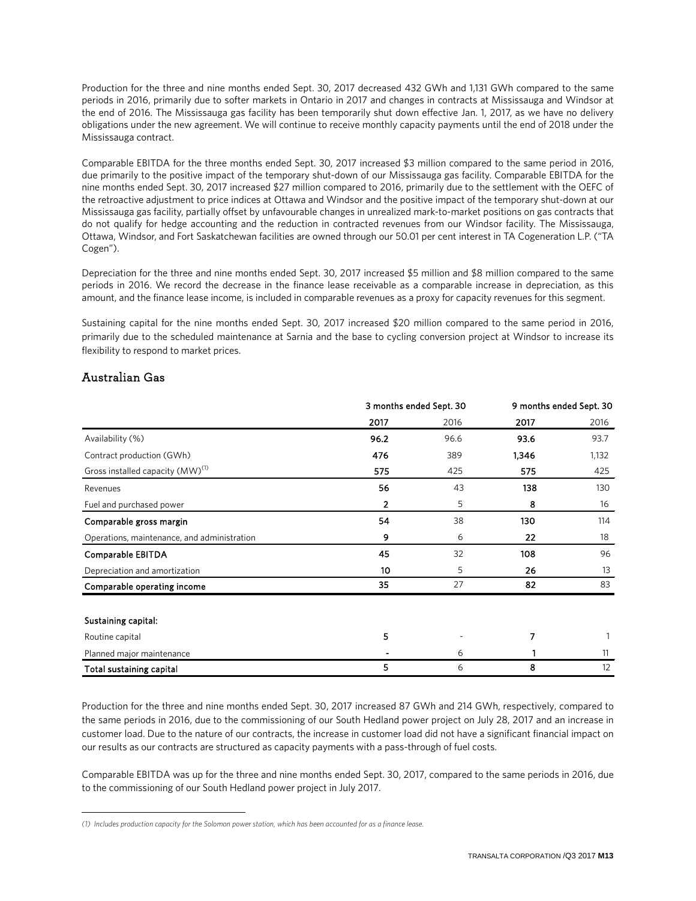Production for the three and nine months ended Sept. 30, 2017 decreased 432 GWh and 1,131 GWh compared to the same periods in 2016, primarily due to softer markets in Ontario in 2017 and changes in contracts at Mississauga and Windsor at the end of 2016. The Mississauga gas facility has been temporarily shut down effective Jan. 1, 2017, as we have no delivery obligations under the new agreement. We will continue to receive monthly capacity payments until the end of 2018 under the Mississauga contract.

Comparable EBITDA for the three months ended Sept. 30, 2017 increased $3 million compared to the same period in 2016, due primarily to the positive impact of the temporary shut-down of our Mississauga gas facility. Comparable EBITDA for the nine months ended Sept. 30, 2017 increased $27 million compared to 2016, primarily due to the settlement with the OEFC of the retroactive adjustment to price indices at Ottawa and Windsor and the positive impact of the temporary shut-down at our Mississauga gas facility, partially offset by unfavourable changes in unrealized mark-to-market positions on gas contracts that do not qualify for hedge accounting and the reduction in contracted revenues from our Windsor facility. The Mississauga, Ottawa, Windsor, and Fort Saskatchewan facilities are owned through our 50.01 per cent interest in TA Cogeneration L.P. ("TA Cogen").

Depreciation for the three and nine months ended Sept. 30, 2017 increased $5 million and $8 million compared to the same periods in 2016. We record the decrease in the finance lease receivable as a comparable increase in depreciation, as this amount, and the finance lease income, is included in comparable revenues as a proxy for capacity revenues for this segment.

Sustaining capital for the nine months ended Sept. 30, 2017 increased $20 million compared to the same period in 2016, primarily due to the scheduled maintenance at Sarnia and the base to cycling conversion project at Windsor to increase its flexibility to respond to market prices.

## Australian Gas

| | 3 months ended Sept. 30 | | 9 months ended Sept. 30 | |
|---|---|---|---|---|
| | **2017** | 2016 | **2017** | 2016 |
| Availability (%) | **96.2** | 96.6 | **93.6** | 93.7 |
| Contract production (GWh) | **476** | 389 | **1,346** | 1,132 |
| Gross installed capacity (MW)[1] | **575** | 425 | **575** | 425 |
| Revenues | **56** | 43 | **138** | 130 |
| Fuel and purchased power | **2** | 5 | **8** | 16 |
| **Comparable gross margin** | **54** | 38 | **130** | 114 |
| Operations, maintenance, and administration | **9** | 6 | **22** | 18 |
| **Comparable EBITDA** | **45** | 32 | **108** | 96 |
| Depreciation and amortization | **10** | 5 | **26** | 13 |
| **Comparable operating income** | **35** | 27 | **82** | 83 |
| | | | | |
| **Sustaining capital:** | | | | |
| Routine capital | **5** | - | **7** | 1 |
| Planned major maintenance | **-** | 6 | **1** | 11 |
| **Total sustaining capital** | **5** | 6 | **8** | 12 |

Production for the three and nine months ended Sept. 30, 2017 increased 87 GWh and 214 GWh, respectively, compared to the same periods in 2016, due to the commissioning of our South Hedland power project on July 28, 2017 and an increase in customer load. Due to the nature of our contracts, the increase in customer load did not have a significant financial impact on our results as our contracts are structured as capacity payments with a pass-through of fuel costs.

Comparable EBITDA was up for the three and nine months ended Sept. 30, 2017, compared to the same periods in 2016, due to the commissioning of our South Hedland power project in July 2017.

*(1) Includes production capacity for the Solomon power station, which has been accounted for as a finance lease.*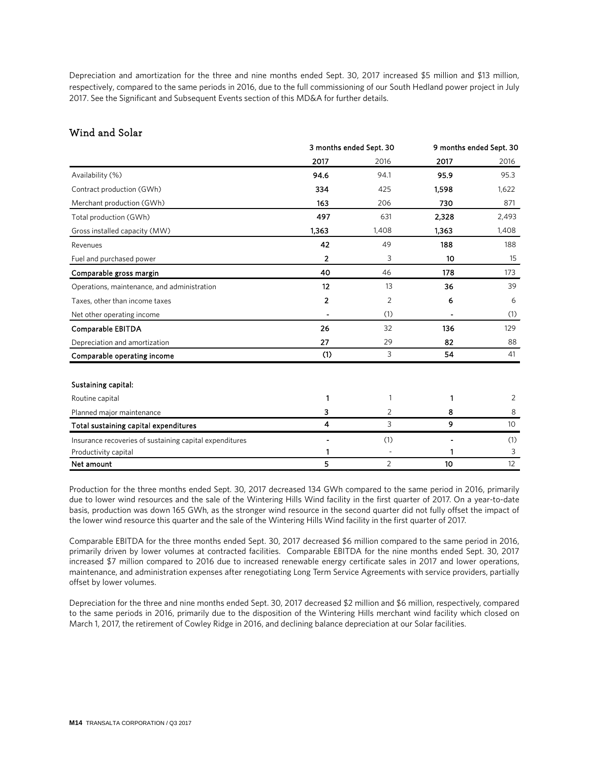Depreciation and amortization for the three and nine months ended Sept. 30, 2017 increased $5 million and $13 million, respectively, compared to the same periods in 2016, due to the full commissioning of our South Hedland power project in July 2017. See the Significant and Subsequent Events section of this MD&A for further details.

## Wind and Solar

| | 3 months ended Sept. 30 | | 9 months ended Sept. 30 | |
|---|---|---|---|---|
| | **2017** | 2016 | **2017** | 2016 |
| Availability (%) | **94.6** | 94.1 | **95.9** | 95.3 |
| Contract production (GWh) | **334** | 425 | **1,598** | 1,622 |
| Merchant production (GWh) | **163** | 206 | **730** | 871 |
| Total production (GWh) | **497** | 631 | **2,328** | 2,493 |
| Gross installed capacity (MW) | **1,363** | 1,408 | **1,363** | 1,408 |
| Revenues | **42** | 49 | **188** | 188 |
| Fuel and purchased power | **2** | 3 | **10** | 15 |
| **Comparable gross margin** | **40** | 46 | **178** | 173 |
| Operations, maintenance, and administration | **12** | 13 | **36** | 39 |
| Taxes, other than income taxes | **2** | 2 | **6** | 6 |
| Net other operating income | **-** | (1) | **-** | (1) |
| **Comparable EBITDA** | **26** | 32 | **136** | 129 |
| Depreciation and amortization | **27** | 29 | **82** | 88 |
| **Comparable operating income** | **(1)** | 3 | **54** | 41 |
| | | | | |
| **Sustaining capital:** | | | | |
| Routine capital | **1** | 1 | **1** | 2 |
| Planned major maintenance | **3** | 2 | **8** | 8 |
| **Total sustaining capital expenditures** | **4** | 3 | **9** | 10 |
| Insurance recoveries of sustaining capital expenditures | **-** | (1) | **-** | (1) |
| Productivity capital | **1** | - | **1** | 3 |
| **Net amount** | **5** | 2 | **10** | 12 |

Production for the three months ended Sept. 30, 2017 decreased 134 GWh compared to the same period in 2016, primarily due to lower wind resources and the sale of the Wintering Hills Wind facility in the first quarter of 2017. On a year-to-date basis, production was down 165 GWh, as the stronger wind resource in the second quarter did not fully offset the impact of the lower wind resource this quarter and the sale of the Wintering Hills Wind facility in the first quarter of 2017.

Comparable EBITDA for the three months ended Sept. 30, 2017 decreased $6 million compared to the same period in 2016, primarily driven by lower volumes at contracted facilities. Comparable EBITDA for the nine months ended Sept. 30, 2017 increased $7 million compared to 2016 due to increased renewable energy certificate sales in 2017 and lower operations, maintenance, and administration expenses after renegotiating Long Term Service Agreements with service providers, partially offset by lower volumes.

Depreciation for the three and nine months ended Sept. 30, 2017 decreased $2 million and $6 million, respectively, compared to the same periods in 2016, primarily due to the disposition of the Wintering Hills merchant wind facility which closed on March 1, 2017, the retirement of Cowley Ridge in 2016, and declining balance depreciation at our Solar facilities.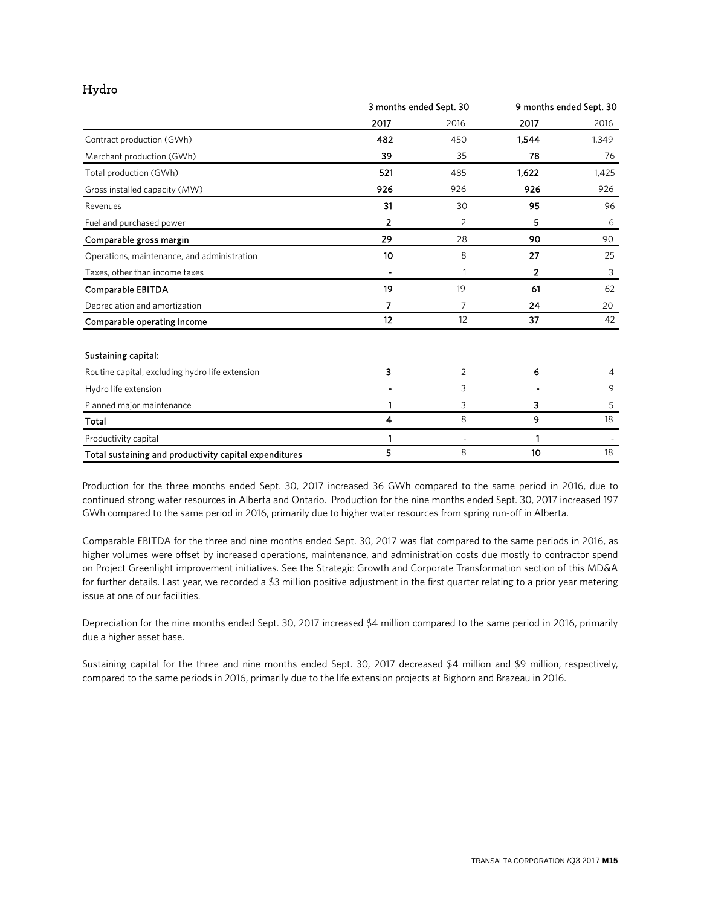## Hydro

| | 3 months ended Sept. 30 | | 9 months ended Sept. 30 | |
|---|---|---|---|---|
| | **2017** | 2016 | **2017** | 2016 |
| Contract production (GWh) | **482** | 450 | **1,544** | 1,349 |
| Merchant production (GWh) | **39** | 35 | **78** | 76 |
| Total production (GWh) | **521** | 485 | **1,622** | 1,425 |
| Gross installed capacity (MW) | **926** | 926 | **926** | 926 |
| Revenues | **31** | 30 | **95** | 96 |
| Fuel and purchased power | **2** | 2 | **5** | 6 |
| **Comparable gross margin** | **29** | 28 | **90** | 90 |
| Operations, maintenance, and administration | **10** | 8 | **27** | 25 |
| Taxes, other than income taxes | **-** | 1 | **2** | 3 |
| **Comparable EBITDA** | **19** | 19 | **61** | 62 |
| Depreciation and amortization | **7** | 7 | **24** | 20 |
| **Comparable operating income** | **12** | 12 | **37** | 42 |
| | | | | |
| **Sustaining capital:** | | | | |
| Routine capital, excluding hydro life extension | **3** | 2 | **6** | 4 |
| Hydro life extension | **-** | 3 | **-** | 9 |
| Planned major maintenance | **1** | 3 | **3** | 5 |
| **Total** | **4** | 8 | **9** | 18 |
| Productivity capital | **1** | - | **1** | - |
| **Total sustaining and productivity capital expenditures** | **5** | 8 | **10** | 18 |

Production for the three months ended Sept. 30, 2017 increased 36 GWh compared to the same period in 2016, due to continued strong water resources in Alberta and Ontario. Production for the nine months ended Sept. 30, 2017 increased 197 GWh compared to the same period in 2016, primarily due to higher water resources from spring run-off in Alberta.

Comparable EBITDA for the three and nine months ended Sept. 30, 2017 was flat compared to the same periods in 2016, as higher volumes were offset by increased operations, maintenance, and administration costs due mostly to contractor spend on Project Greenlight improvement initiatives. See the Strategic Growth and Corporate Transformation section of this MD&A for further details. Last year, we recorded a $3 million positive adjustment in the first quarter relating to a prior year metering issue at one of our facilities.

Depreciation for the nine months ended Sept. 30, 2017 increased $4 million compared to the same period in 2016, primarily due a higher asset base.

Sustaining capital for the three and nine months ended Sept. 30, 2017 decreased $4 million and $9 million, respectively, compared to the same periods in 2016, primarily due to the life extension projects at Bighorn and Brazeau in 2016.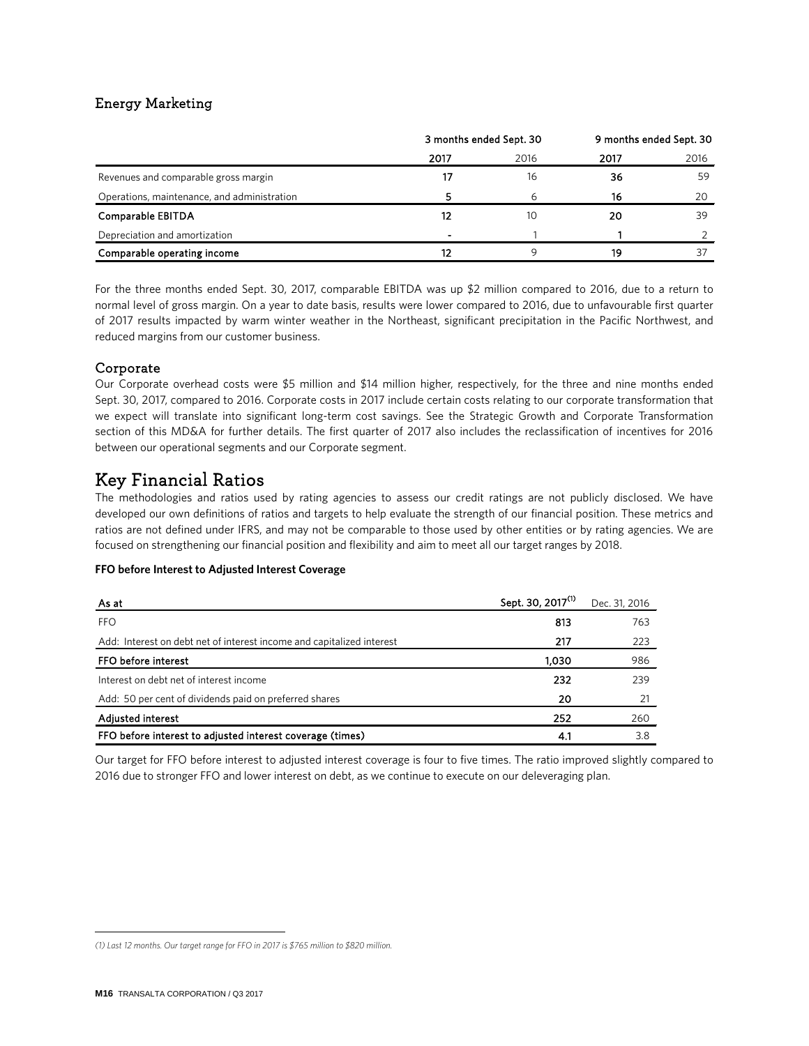## Energy Marketing

| | 3 months ended Sept. 30 | | 9 months ended Sept. 30 | |
|---|---|---|---|---|
| | **2017** | 2016 | **2017** | 2016 |
| Revenues and comparable gross margin | **17** | 16 | **36** | 59 |
| Operations, maintenance, and administration | **5** | 6 | **16** | 20 |
| **Comparable EBITDA** | **12** | 10 | **20** | 39 |
| Depreciation and amortization | **-** | 1 | **1** | 2 |
| **Comparable operating income** | **12** | 9 | **19** | 37 |

For the three months ended Sept. 30, 2017, comparable EBITDA was up $2 million compared to 2016, due to a return to normal level of gross margin. On a year to date basis, results were lower compared to 2016, due to unfavourable first quarter of 2017 results impacted by warm winter weather in the Northeast, significant precipitation in the Pacific Northwest, and reduced margins from our customer business.

### Corporate

Our Corporate overhead costs were $5 million and $14 million higher, respectively, for the three and nine months ended Sept. 30, 2017, compared to 2016. Corporate costs in 2017 include certain costs relating to our corporate transformation that we expect will translate into significant long-term cost savings. See the Strategic Growth and Corporate Transformation section of this MD&A for further details. The first quarter of 2017 also includes the reclassification of incentives for 2016 between our operational segments and our Corporate segment.

# Key Financial Ratios

The methodologies and ratios used by rating agencies to assess our credit ratings are not publicly disclosed. We have developed our own definitions of ratios and targets to help evaluate the strength of our financial position. These metrics and ratios are not defined under IFRS, and may not be comparable to those used by other entities or by rating agencies. We are focused on strengthening our financial position and flexibility and aim to meet all our target ranges by 2018.

**FFO before Interest to Adjusted Interest Coverage**

| As at | Sept. 30, 2017[1] | Dec. 31, 2016 |
|---|---|---|
| FFO | **813** | 763 |
| Add: Interest on debt net of interest income and capitalized interest | **217** | 223 |
| **FFO before interest** | **1,030** | 986 |
| Interest on debt net of interest income | **232** | 239 |
| Add: 50 per cent of dividends paid on preferred shares | **20** | 21 |
| **Adjusted interest** | **252** | 260 |
| **FFO before interest to adjusted interest coverage (times)** | **4.1** | 3.8 |

Our target for FFO before interest to adjusted interest coverage is four to five times. The ratio improved slightly compared to 2016 due to stronger FFO and lower interest on debt, as we continue to execute on our deleveraging plan.

*(1) Last 12 months. Our target range for FFO in 2017 is $765 million to $820 million.*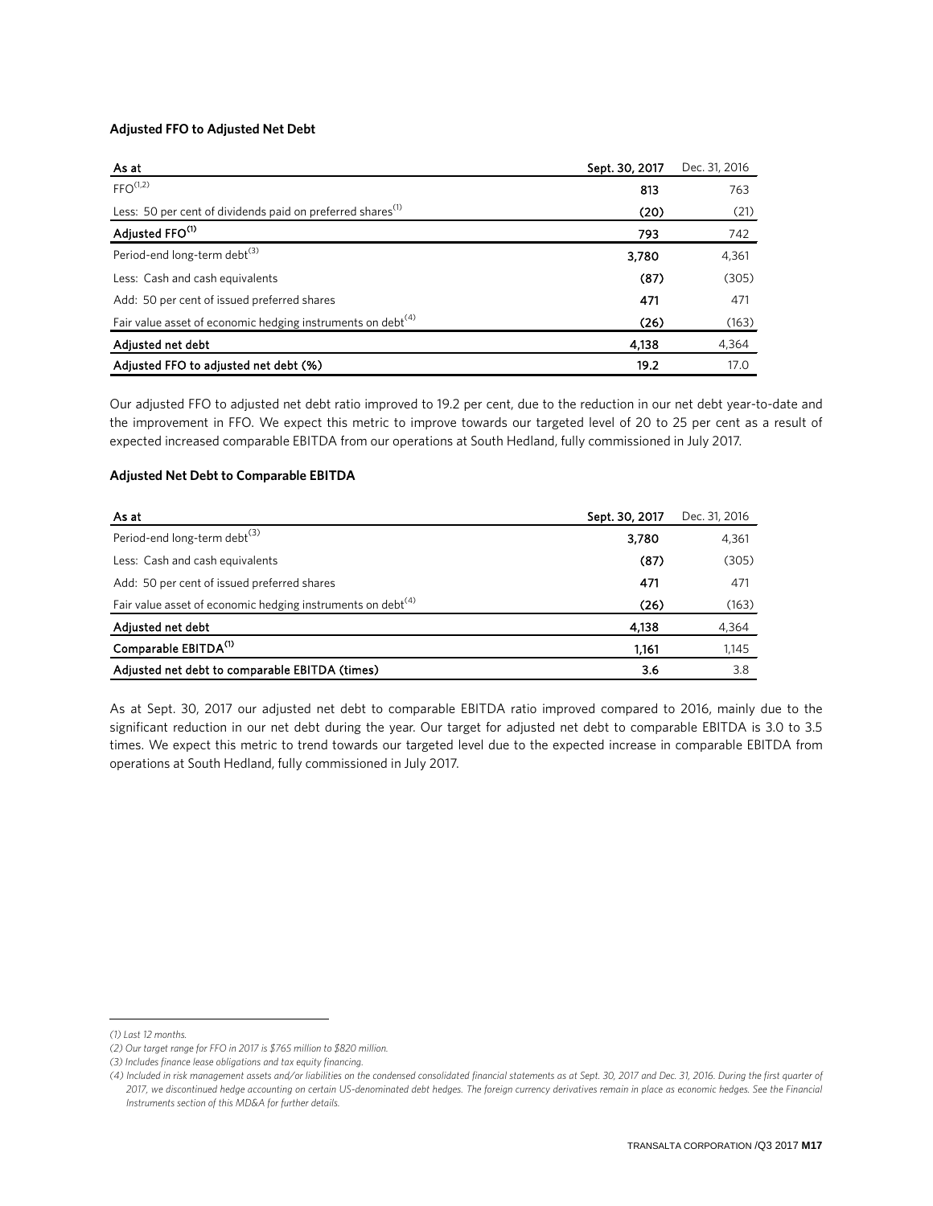**Adjusted FFO to Adjusted Net Debt**

| As at | Sept. 30, 2017 | Dec. 31, 2016 |
|---|---|---|
| FFO[1,2] | **813** | 763 |
| Less: 50 per cent of dividends paid on preferred shares[1] | **(20)** | (21) |
| **Adjusted FFO[1]** | **793** | 742 |
| Period-end long-term debt[3] | **3,780** | 4,361 |
| Less: Cash and cash equivalents | **(87)** | (305) |
| Add: 50 per cent of issued preferred shares | **471** | 471 |
| Fair value asset of economic hedging instruments on debt[4] | **(26)** | (163) |
| **Adjusted net debt** | **4,138** | 4,364 |
| **Adjusted FFO to adjusted net debt (%)** | **19.2** | 17.0 |

Our adjusted FFO to adjusted net debt ratio improved to 19.2 per cent, due to the reduction in our net debt year-to-date and the improvement in FFO. We expect this metric to improve towards our targeted level of 20 to 25 per cent as a result of expected increased comparable EBITDA from our operations at South Hedland, fully commissioned in July 2017.

**Adjusted Net Debt to Comparable EBITDA**

| As at | Sept. 30, 2017 | Dec. 31, 2016 |
|---|---|---|
| Period-end long-term debt[3] | **3,780** | 4,361 |
| Less: Cash and cash equivalents | **(87)** | (305) |
| Add: 50 per cent of issued preferred shares | **471** | 471 |
| Fair value asset of economic hedging instruments on debt[4] | **(26)** | (163) |
| **Adjusted net debt** | **4,138** | 4,364 |
| **Comparable EBITDA[1]** | **1,161** | 1,145 |
| **Adjusted net debt to comparable EBITDA (times)** | **3.6** | 3.8 |

As at Sept. 30, 2017 our adjusted net debt to comparable EBITDA ratio improved compared to 2016, mainly due to the significant reduction in our net debt during the year. Our target for adjusted net debt to comparable EBITDA is 3.0 to 3.5 times. We expect this metric to trend towards our targeted level due to the expected increase in comparable EBITDA from operations at South Hedland, fully commissioned in July 2017.

---

*(1) Last 12 months.*

*(2) Our target range for FFO in 2017 is $765 million to $820 million.*

*(3) Includes finance lease obligations and tax equity financing.*

*(4) Included in risk management assets and/or liabilities on the condensed consolidated financial statements as at Sept. 30, 2017 and Dec. 31, 2016. During the first quarter of 2017, we discontinued hedge accounting on certain US-denominated debt hedges. The foreign currency derivatives remain in place as economic hedges. See the Financial Instruments section of this MD&A for further details.*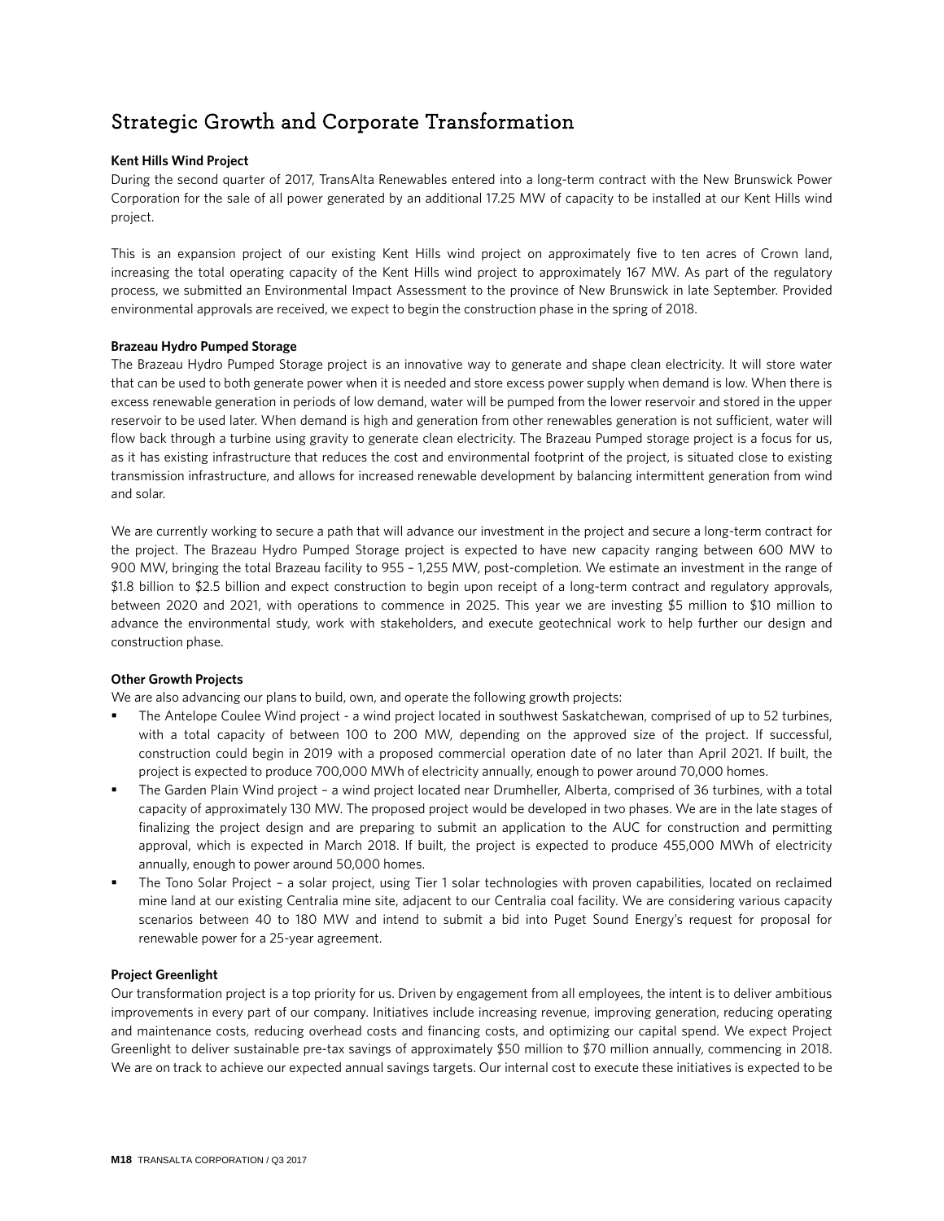# Strategic Growth and Corporate Transformation

**Kent Hills Wind Project**

During the second quarter of 2017, TransAlta Renewables entered into a long-term contract with the New Brunswick Power Corporation for the sale of all power generated by an additional 17.25 MW of capacity to be installed at our Kent Hills wind project.

This is an expansion project of our existing Kent Hills wind project on approximately five to ten acres of Crown land, increasing the total operating capacity of the Kent Hills wind project to approximately 167 MW. As part of the regulatory process, we submitted an Environmental Impact Assessment to the province of New Brunswick in late September. Provided environmental approvals are received, we expect to begin the construction phase in the spring of 2018.

**Brazeau Hydro Pumped Storage**

The Brazeau Hydro Pumped Storage project is an innovative way to generate and shape clean electricity. It will store water that can be used to both generate power when it is needed and store excess power supply when demand is low. When there is excess renewable generation in periods of low demand, water will be pumped from the lower reservoir and stored in the upper reservoir to be used later. When demand is high and generation from other renewables generation is not sufficient, water will flow back through a turbine using gravity to generate clean electricity. The Brazeau Pumped storage project is a focus for us, as it has existing infrastructure that reduces the cost and environmental footprint of the project, is situated close to existing transmission infrastructure, and allows for increased renewable development by balancing intermittent generation from wind and solar.

We are currently working to secure a path that will advance our investment in the project and secure a long-term contract for the project. The Brazeau Hydro Pumped Storage project is expected to have new capacity ranging between 600 MW to 900 MW, bringing the total Brazeau facility to 955 – 1,255 MW, post-completion. We estimate an investment in the range of $1.8 billion to $2.5 billion and expect construction to begin upon receipt of a long-term contract and regulatory approvals, between 2020 and 2021, with operations to commence in 2025. This year we are investing $5 million to $10 million to advance the environmental study, work with stakeholders, and execute geotechnical work to help further our design and construction phase.

**Other Growth Projects**

We are also advancing our plans to build, own, and operate the following growth projects:

- The Antelope Coulee Wind project - a wind project located in southwest Saskatchewan, comprised of up to 52 turbines, with a total capacity of between 100 to 200 MW, depending on the approved size of the project. If successful, construction could begin in 2019 with a proposed commercial operation date of no later than April 2021. If built, the project is expected to produce 700,000 MWh of electricity annually, enough to power around 70,000 homes.
- The Garden Plain Wind project – a wind project located near Drumheller, Alberta, comprised of 36 turbines, with a total capacity of approximately 130 MW. The proposed project would be developed in two phases. We are in the late stages of finalizing the project design and are preparing to submit an application to the AUC for construction and permitting approval, which is expected in March 2018. If built, the project is expected to produce 455,000 MWh of electricity annually, enough to power around 50,000 homes.
- The Tono Solar Project – a solar project, using Tier 1 solar technologies with proven capabilities, located on reclaimed mine land at our existing Centralia mine site, adjacent to our Centralia coal facility. We are considering various capacity scenarios between 40 to 180 MW and intend to submit a bid into Puget Sound Energy's request for proposal for renewable power for a 25-year agreement.

**Project Greenlight**

Our transformation project is a top priority for us. Driven by engagement from all employees, the intent is to deliver ambitious improvements in every part of our company. Initiatives include increasing revenue, improving generation, reducing operating and maintenance costs, reducing overhead costs and financing costs, and optimizing our capital spend. We expect Project Greenlight to deliver sustainable pre-tax savings of approximately $50 million to $70 million annually, commencing in 2018. We are on track to achieve our expected annual savings targets. Our internal cost to execute these initiatives is expected to be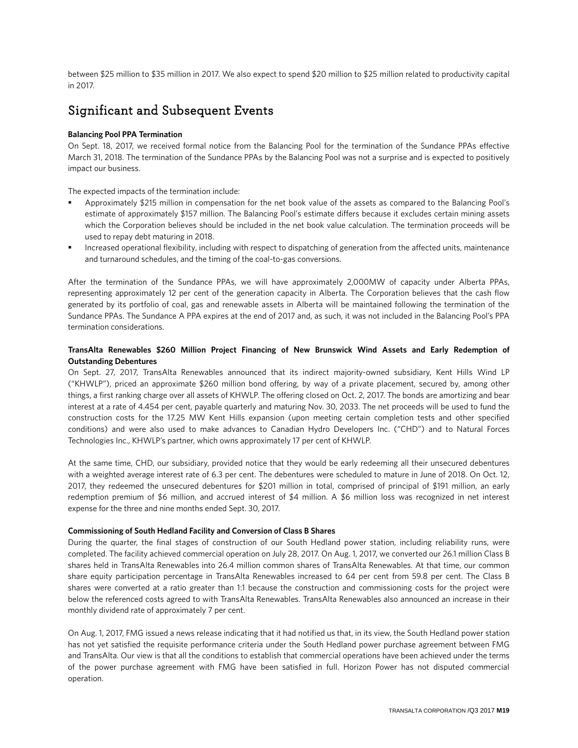between $25 million to $35 million in 2017. We also expect to spend $20 million to $25 million related to productivity capital in 2017.

## Significant and Subsequent Events

**Balancing Pool PPA Termination**

On Sept. 18, 2017, we received formal notice from the Balancing Pool for the termination of the Sundance PPAs effective March 31, 2018. The termination of the Sundance PPAs by the Balancing Pool was not a surprise and is expected to positively impact our business.

The expected impacts of the termination include:

- Approximately $215 million in compensation for the net book value of the assets as compared to the Balancing Pool's estimate of approximately $157 million. The Balancing Pool's estimate differs because it excludes certain mining assets which the Corporation believes should be included in the net book value calculation. The termination proceeds will be used to repay debt maturing in 2018.
- Increased operational flexibility, including with respect to dispatching of generation from the affected units, maintenance and turnaround schedules, and the timing of the coal-to-gas conversions.

After the termination of the Sundance PPAs, we will have approximately 2,000MW of capacity under Alberta PPAs, representing approximately 12 per cent of the generation capacity in Alberta. The Corporation believes that the cash flow generated by its portfolio of coal, gas and renewable assets in Alberta will be maintained following the termination of the Sundance PPAs. The Sundance A PPA expires at the end of 2017 and, as such, it was not included in the Balancing Pool's PPA termination considerations.

**TransAlta Renewables $260 Million Project Financing of New Brunswick Wind Assets and Early Redemption of Outstanding Debentures**

On Sept. 27, 2017, TransAlta Renewables announced that its indirect majority-owned subsidiary, Kent Hills Wind LP ("KHWLP"), priced an approximate $260 million bond offering, by way of a private placement, secured by, among other things, a first ranking charge over all assets of KHWLP. The offering closed on Oct. 2, 2017. The bonds are amortizing and bear interest at a rate of 4.454 per cent, payable quarterly and maturing Nov. 30, 2033. The net proceeds will be used to fund the construction costs for the 17.25 MW Kent Hills expansion (upon meeting certain completion tests and other specified conditions) and were also used to make advances to Canadian Hydro Developers Inc. ("CHD") and to Natural Forces Technologies Inc., KHWLP's partner, which owns approximately 17 per cent of KHWLP.

At the same time, CHD, our subsidiary, provided notice that they would be early redeeming all their unsecured debentures with a weighted average interest rate of 6.3 per cent. The debentures were scheduled to mature in June of 2018. On Oct. 12, 2017, they redeemed the unsecured debentures for $201 million in total, comprised of principal of $191 million, an early redemption premium of $6 million, and accrued interest of $4 million. A $6 million loss was recognized in net interest expense for the three and nine months ended Sept. 30, 2017.

**Commissioning of South Hedland Facility and Conversion of Class B Shares**

During the quarter, the final stages of construction of our South Hedland power station, including reliability runs, were completed. The facility achieved commercial operation on July 28, 2017. On Aug. 1, 2017, we converted our 26.1 million Class B shares held in TransAlta Renewables into 26.4 million common shares of TransAlta Renewables. At that time, our common share equity participation percentage in TransAlta Renewables increased to 64 per cent from 59.8 per cent. The Class B shares were converted at a ratio greater than 1:1 because the construction and commissioning costs for the project were below the referenced costs agreed to with TransAlta Renewables. TransAlta Renewables also announced an increase in their monthly dividend rate of approximately 7 per cent.

On Aug. 1, 2017, FMG issued a news release indicating that it had notified us that, in its view, the South Hedland power station has not yet satisfied the requisite performance criteria under the South Hedland power purchase agreement between FMG and TransAlta. Our view is that all the conditions to establish that commercial operations have been achieved under the terms of the power purchase agreement with FMG have been satisfied in full. Horizon Power has not disputed commercial operation.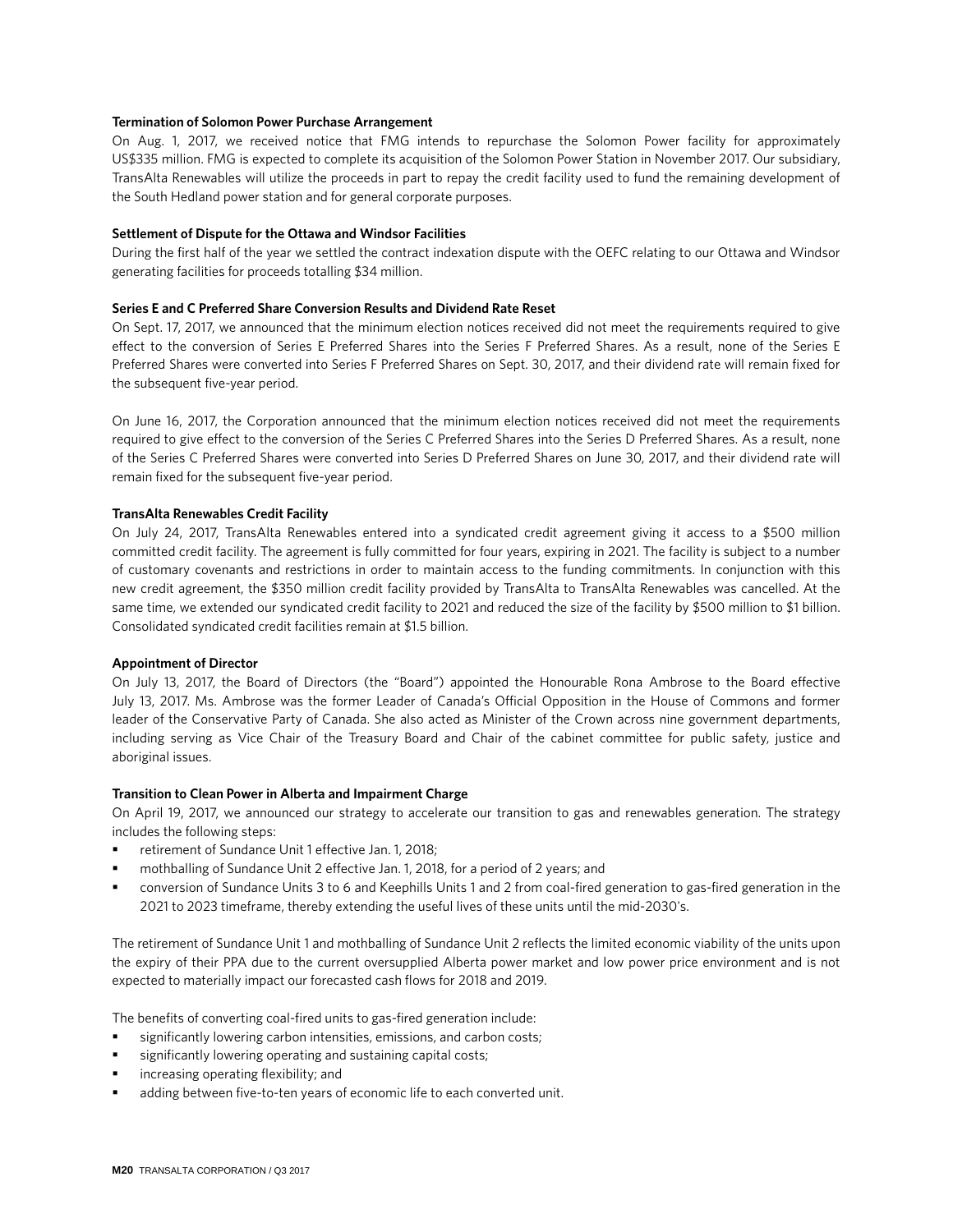**Termination of Solomon Power Purchase Arrangement**

On Aug. 1, 2017, we received notice that FMG intends to repurchase the Solomon Power facility for approximately US$335 million. FMG is expected to complete its acquisition of the Solomon Power Station in November 2017. Our subsidiary, TransAlta Renewables will utilize the proceeds in part to repay the credit facility used to fund the remaining development of the South Hedland power station and for general corporate purposes.

**Settlement of Dispute for the Ottawa and Windsor Facilities**

During the first half of the year we settled the contract indexation dispute with the OEFC relating to our Ottawa and Windsor generating facilities for proceeds totalling $34 million.

**Series E and C Preferred Share Conversion Results and Dividend Rate Reset**

On Sept. 17, 2017, we announced that the minimum election notices received did not meet the requirements required to give effect to the conversion of Series E Preferred Shares into the Series F Preferred Shares. As a result, none of the Series E Preferred Shares were converted into Series F Preferred Shares on Sept. 30, 2017, and their dividend rate will remain fixed for the subsequent five-year period.

On June 16, 2017, the Corporation announced that the minimum election notices received did not meet the requirements required to give effect to the conversion of the Series C Preferred Shares into the Series D Preferred Shares. As a result, none of the Series C Preferred Shares were converted into Series D Preferred Shares on June 30, 2017, and their dividend rate will remain fixed for the subsequent five-year period.

**TransAlta Renewables Credit Facility**

On July 24, 2017, TransAlta Renewables entered into a syndicated credit agreement giving it access to a $500 million committed credit facility. The agreement is fully committed for four years, expiring in 2021. The facility is subject to a number of customary covenants and restrictions in order to maintain access to the funding commitments. In conjunction with this new credit agreement, the $350 million credit facility provided by TransAlta to TransAlta Renewables was cancelled. At the same time, we extended our syndicated credit facility to 2021 and reduced the size of the facility by $500 million to $1 billion. Consolidated syndicated credit facilities remain at $1.5 billion.

**Appointment of Director**

On July 13, 2017, the Board of Directors (the "Board") appointed the Honourable Rona Ambrose to the Board effective July 13, 2017. Ms. Ambrose was the former Leader of Canada's Official Opposition in the House of Commons and former leader of the Conservative Party of Canada. She also acted as Minister of the Crown across nine government departments, including serving as Vice Chair of the Treasury Board and Chair of the cabinet committee for public safety, justice and aboriginal issues.

**Transition to Clean Power in Alberta and Impairment Charge**

On April 19, 2017, we announced our strategy to accelerate our transition to gas and renewables generation. The strategy includes the following steps:

- retirement of Sundance Unit 1 effective Jan. 1, 2018;
- mothballing of Sundance Unit 2 effective Jan. 1, 2018, for a period of 2 years; and
- conversion of Sundance Units 3 to 6 and Keephills Units 1 and 2 from coal-fired generation to gas-fired generation in the 2021 to 2023 timeframe, thereby extending the useful lives of these units until the mid-2030's.

The retirement of Sundance Unit 1 and mothballing of Sundance Unit 2 reflects the limited economic viability of the units upon the expiry of their PPA due to the current oversupplied Alberta power market and low power price environment and is not expected to materially impact our forecasted cash flows for 2018 and 2019.

The benefits of converting coal-fired units to gas-fired generation include:

- significantly lowering carbon intensities, emissions, and carbon costs;
- significantly lowering operating and sustaining capital costs;
- increasing operating flexibility; and
- adding between five-to-ten years of economic life to each converted unit.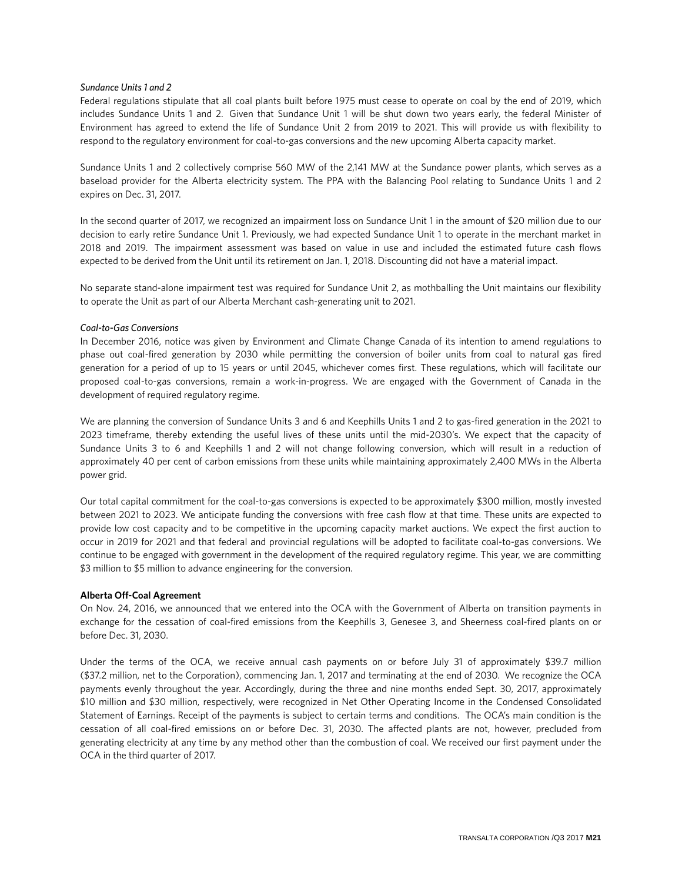*Sundance Units 1 and 2*

Federal regulations stipulate that all coal plants built before 1975 must cease to operate on coal by the end of 2019, which includes Sundance Units 1 and 2. Given that Sundance Unit 1 will be shut down two years early, the federal Minister of Environment has agreed to extend the life of Sundance Unit 2 from 2019 to 2021. This will provide us with flexibility to respond to the regulatory environment for coal-to-gas conversions and the new upcoming Alberta capacity market.

Sundance Units 1 and 2 collectively comprise 560 MW of the 2,141 MW at the Sundance power plants, which serves as a baseload provider for the Alberta electricity system. The PPA with the Balancing Pool relating to Sundance Units 1 and 2 expires on Dec. 31, 2017.

In the second quarter of 2017, we recognized an impairment loss on Sundance Unit 1 in the amount of $20 million due to our decision to early retire Sundance Unit 1. Previously, we had expected Sundance Unit 1 to operate in the merchant market in 2018 and 2019. The impairment assessment was based on value in use and included the estimated future cash flows expected to be derived from the Unit until its retirement on Jan. 1, 2018. Discounting did not have a material impact.

No separate stand-alone impairment test was required for Sundance Unit 2, as mothballing the Unit maintains our flexibility to operate the Unit as part of our Alberta Merchant cash-generating unit to 2021.

*Coal-to-Gas Conversions*

In December 2016, notice was given by Environment and Climate Change Canada of its intention to amend regulations to phase out coal-fired generation by 2030 while permitting the conversion of boiler units from coal to natural gas fired generation for a period of up to 15 years or until 2045, whichever comes first. These regulations, which will facilitate our proposed coal-to-gas conversions, remain a work-in-progress. We are engaged with the Government of Canada in the development of required regulatory regime.

We are planning the conversion of Sundance Units 3 and 6 and Keephills Units 1 and 2 to gas-fired generation in the 2021 to 2023 timeframe, thereby extending the useful lives of these units until the mid-2030's. We expect that the capacity of Sundance Units 3 to 6 and Keephills 1 and 2 will not change following conversion, which will result in a reduction of approximately 40 per cent of carbon emissions from these units while maintaining approximately 2,400 MWs in the Alberta power grid.

Our total capital commitment for the coal-to-gas conversions is expected to be approximately $300 million, mostly invested between 2021 to 2023. We anticipate funding the conversions with free cash flow at that time. These units are expected to provide low cost capacity and to be competitive in the upcoming capacity market auctions. We expect the first auction to occur in 2019 for 2021 and that federal and provincial regulations will be adopted to facilitate coal-to-gas conversions. We continue to be engaged with government in the development of the required regulatory regime. This year, we are committing $3 million to $5 million to advance engineering for the conversion.

**Alberta Off-Coal Agreement**

On Nov. 24, 2016, we announced that we entered into the OCA with the Government of Alberta on transition payments in exchange for the cessation of coal-fired emissions from the Keephills 3, Genesee 3, and Sheerness coal-fired plants on or before Dec. 31, 2030.

Under the terms of the OCA, we receive annual cash payments on or before July 31 of approximately $39.7 million ($37.2 million, net to the Corporation), commencing Jan. 1, 2017 and terminating at the end of 2030. We recognize the OCA payments evenly throughout the year. Accordingly, during the three and nine months ended Sept. 30, 2017, approximately $10 million and $30 million, respectively, were recognized in Net Other Operating Income in the Condensed Consolidated Statement of Earnings. Receipt of the payments is subject to certain terms and conditions. The OCA's main condition is the cessation of all coal-fired emissions on or before Dec. 31, 2030. The affected plants are not, however, precluded from generating electricity at any time by any method other than the combustion of coal. We received our first payment under the OCA in the third quarter of 2017.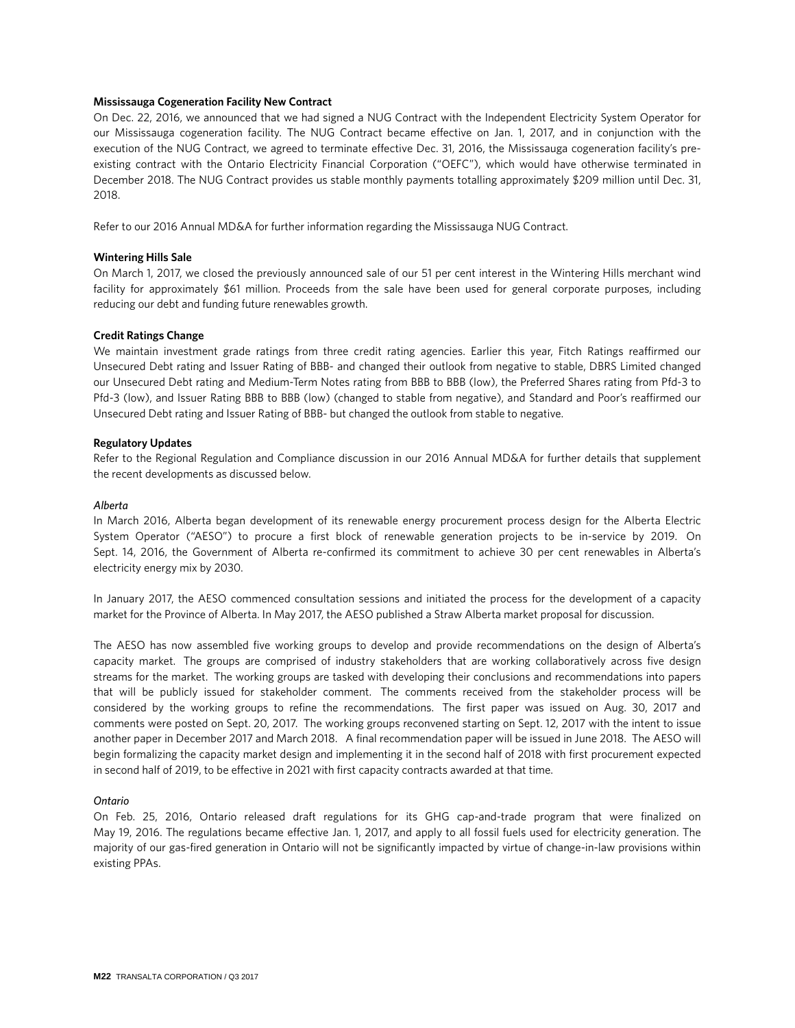**Mississauga Cogeneration Facility New Contract**

On Dec. 22, 2016, we announced that we had signed a NUG Contract with the Independent Electricity System Operator for our Mississauga cogeneration facility. The NUG Contract became effective on Jan. 1, 2017, and in conjunction with the execution of the NUG Contract, we agreed to terminate effective Dec. 31, 2016, the Mississauga cogeneration facility's pre-existing contract with the Ontario Electricity Financial Corporation ("OEFC"), which would have otherwise terminated in December 2018. The NUG Contract provides us stable monthly payments totalling approximately $209 million until Dec. 31, 2018.

Refer to our 2016 Annual MD&A for further information regarding the Mississauga NUG Contract.

**Wintering Hills Sale**

On March 1, 2017, we closed the previously announced sale of our 51 per cent interest in the Wintering Hills merchant wind facility for approximately $61 million. Proceeds from the sale have been used for general corporate purposes, including reducing our debt and funding future renewables growth.

**Credit Ratings Change**

We maintain investment grade ratings from three credit rating agencies. Earlier this year, Fitch Ratings reaffirmed our Unsecured Debt rating and Issuer Rating of BBB- and changed their outlook from negative to stable, DBRS Limited changed our Unsecured Debt rating and Medium-Term Notes rating from BBB to BBB (low), the Preferred Shares rating from Pfd-3 to Pfd-3 (low), and Issuer Rating BBB to BBB (low) (changed to stable from negative), and Standard and Poor's reaffirmed our Unsecured Debt rating and Issuer Rating of BBB- but changed the outlook from stable to negative.

**Regulatory Updates**

Refer to the Regional Regulation and Compliance discussion in our 2016 Annual MD&A for further details that supplement the recent developments as discussed below.

*Alberta*

In March 2016, Alberta began development of its renewable energy procurement process design for the Alberta Electric System Operator ("AESO") to procure a first block of renewable generation projects to be in-service by 2019. On Sept. 14, 2016, the Government of Alberta re-confirmed its commitment to achieve 30 per cent renewables in Alberta's electricity energy mix by 2030.

In January 2017, the AESO commenced consultation sessions and initiated the process for the development of a capacity market for the Province of Alberta. In May 2017, the AESO published a Straw Alberta market proposal for discussion.

The AESO has now assembled five working groups to develop and provide recommendations on the design of Alberta's capacity market. The groups are comprised of industry stakeholders that are working collaboratively across five design streams for the market. The working groups are tasked with developing their conclusions and recommendations into papers that will be publicly issued for stakeholder comment. The comments received from the stakeholder process will be considered by the working groups to refine the recommendations. The first paper was issued on Aug. 30, 2017 and comments were posted on Sept. 20, 2017. The working groups reconvened starting on Sept. 12, 2017 with the intent to issue another paper in December 2017 and March 2018. A final recommendation paper will be issued in June 2018. The AESO will begin formalizing the capacity market design and implementing it in the second half of 2018 with first procurement expected in second half of 2019, to be effective in 2021 with first capacity contracts awarded at that time.

*Ontario*

On Feb. 25, 2016, Ontario released draft regulations for its GHG cap-and-trade program that were finalized on May 19, 2016. The regulations became effective Jan. 1, 2017, and apply to all fossil fuels used for electricity generation. The majority of our gas-fired generation in Ontario will not be significantly impacted by virtue of change-in-law provisions within existing PPAs.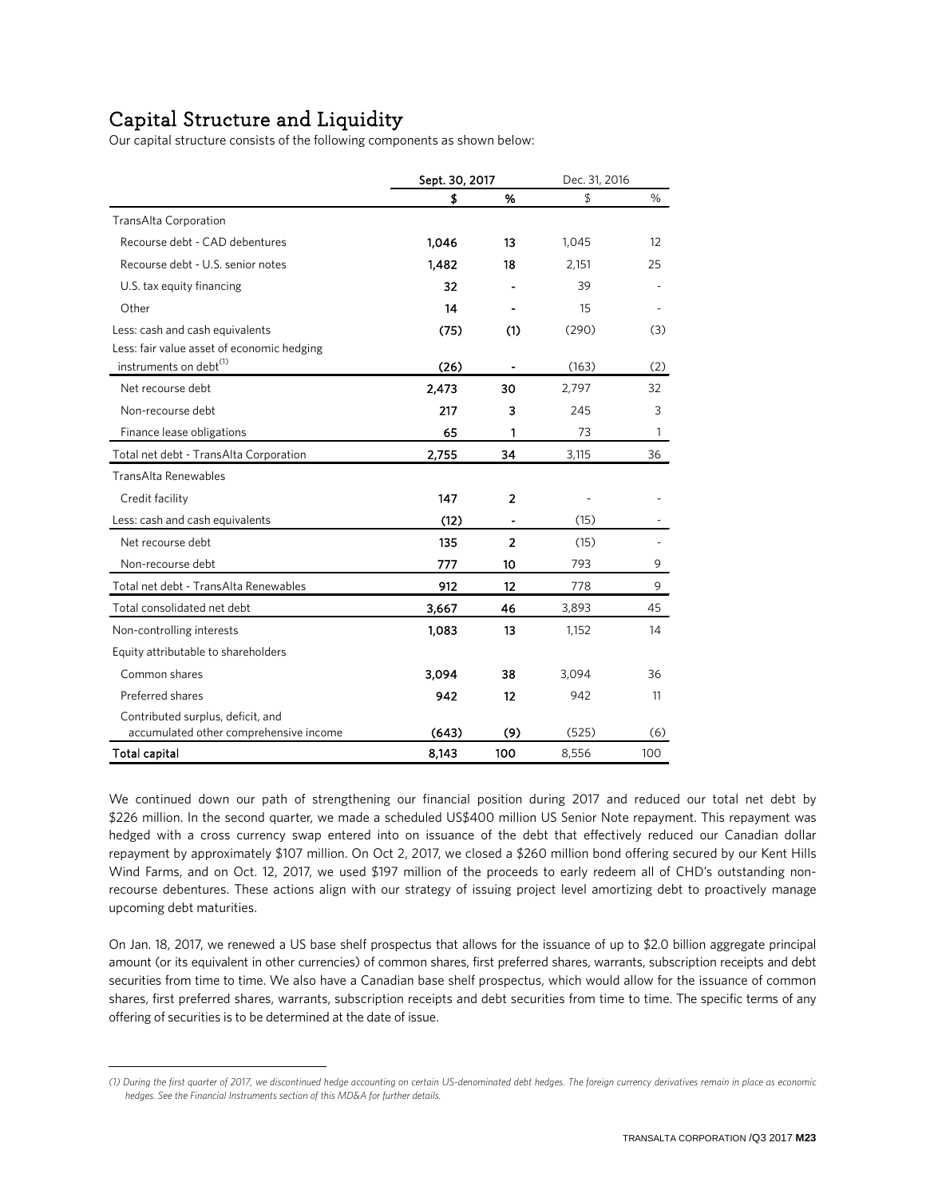# Capital Structure and Liquidity

Our capital structure consists of the following components as shown below:

| | Sept. 30, 2017 | | Dec. 31, 2016 | |
|---|---|---|---|---|
| | **$** | **%** | $ | % |
| TransAlta Corporation | | | | |
| Recourse debt - CAD debentures | **1,046** | **13** | 1,045 | 12 |
| Recourse debt - U.S. senior notes | **1,482** | **18** | 2,151 | 25 |
| U.S. tax equity financing | **32** | **-** | 39 | - |
| Other | **14** | **-** | 15 | - |
| Less: cash and cash equivalents | **(75)** | **(1)** | (290) | (3) |
| Less: fair value asset of economic hedging instruments on debt[1] | **(26)** | **-** | (163) | (2) |
| Net recourse debt | **2,473** | **30** | 2,797 | 32 |
| Non-recourse debt | **217** | **3** | 245 | 3 |
| Finance lease obligations | **65** | **1** | 73 | 1 |
| Total net debt - TransAlta Corporation | **2,755** | **34** | 3,115 | 36 |
| TransAlta Renewables | | | | |
| Credit facility | **147** | **2** | - | - |
| Less: cash and cash equivalents | **(12)** | **-** | (15) | - |
| Net recourse debt | **135** | **2** | (15) | - |
| Non-recourse debt | **777** | **10** | 793 | 9 |
| Total net debt - TransAlta Renewables | **912** | **12** | 778 | 9 |
| Total consolidated net debt | **3,667** | **46** | 3,893 | 45 |
| Non-controlling interests | **1,083** | **13** | 1,152 | 14 |
| Equity attributable to shareholders | | | | |
| Common shares | **3,094** | **38** | 3,094 | 36 |
| Preferred shares | **942** | **12** | 942 | 11 |
| Contributed surplus, deficit, and accumulated other comprehensive income | **(643)** | **(9)** | (525) | (6) |
| **Total capital** | **8,143** | **100** | 8,556 | 100 |

We continued down our path of strengthening our financial position during 2017 and reduced our total net debt by $226 million. In the second quarter, we made a scheduled US$400 million US Senior Note repayment. This repayment was hedged with a cross currency swap entered into on issuance of the debt that effectively reduced our Canadian dollar repayment by approximately $107 million. On Oct 2, 2017, we closed a $260 million bond offering secured by our Kent Hills Wind Farms, and on Oct. 12, 2017, we used $197 million of the proceeds to early redeem all of CHD's outstanding non-recourse debentures. These actions align with our strategy of issuing project level amortizing debt to proactively manage upcoming debt maturities.

On Jan. 18, 2017, we renewed a US base shelf prospectus that allows for the issuance of up to $2.0 billion aggregate principal amount (or its equivalent in other currencies) of common shares, first preferred shares, warrants, subscription receipts and debt securities from time to time. We also have a Canadian base shelf prospectus, which would allow for the issuance of common shares, first preferred shares, warrants, subscription receipts and debt securities from time to time. The specific terms of any offering of securities is to be determined at the date of issue.

*(1) During the first quarter of 2017, we discontinued hedge accounting on certain US-denominated debt hedges. The foreign currency derivatives remain in place as economic hedges. See the Financial Instruments section of this MD&A for further details.*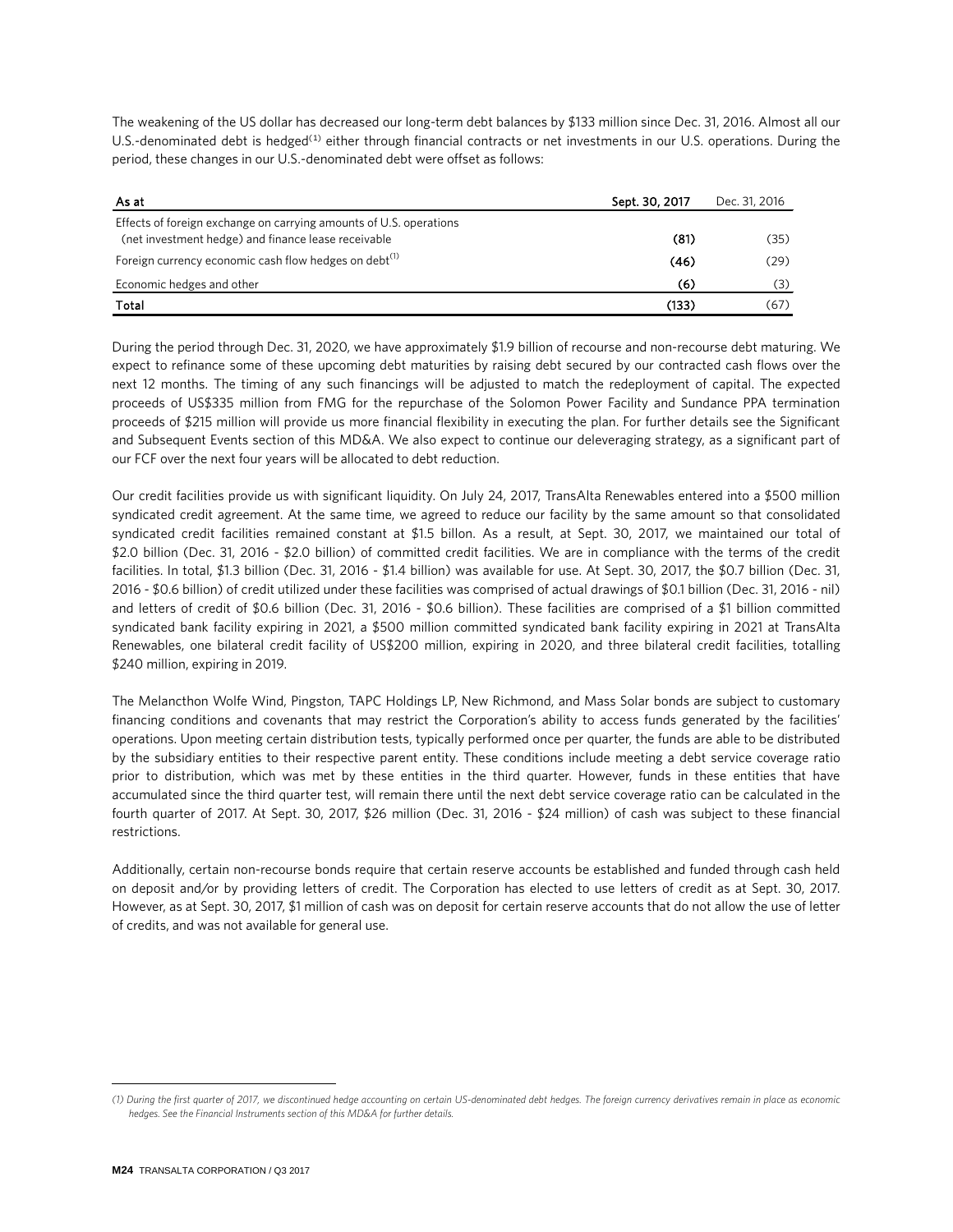The weakening of the US dollar has decreased our long-term debt balances by $133 million since Dec. 31, 2016. Almost all our U.S.-denominated debt is hedged[1] either through financial contracts or net investments in our U.S. operations. During the period, these changes in our U.S.-denominated debt were offset as follows:

| As at | Sept. 30, 2017 | Dec. 31, 2016 |
|---|---|---|
| Effects of foreign exchange on carrying amounts of U.S. operations (net investment hedge) and finance lease receivable | **(81)** | (35) |
| Foreign currency economic cash flow hedges on debt[1] | **(46)** | (29) |
| Economic hedges and other | **(6)** | (3) |
| **Total** | **(133)** | (67) |

During the period through Dec. 31, 2020, we have approximately $1.9 billion of recourse and non-recourse debt maturing. We expect to refinance some of these upcoming debt maturities by raising debt secured by our contracted cash flows over the next 12 months. The timing of any such financings will be adjusted to match the redeployment of capital. The expected proceeds of US$335 million from FMG for the repurchase of the Solomon Power Facility and Sundance PPA termination proceeds of $215 million will provide us more financial flexibility in executing the plan. For further details see the Significant and Subsequent Events section of this MD&A. We also expect to continue our deleveraging strategy, as a significant part of our FCF over the next four years will be allocated to debt reduction.

Our credit facilities provide us with significant liquidity. On July 24, 2017, TransAlta Renewables entered into a $500 million syndicated credit agreement. At the same time, we agreed to reduce our facility by the same amount so that consolidated syndicated credit facilities remained constant at $1.5 billon. As a result, at Sept. 30, 2017, we maintained our total of $2.0 billion (Dec. 31, 2016 - $2.0 billion) of committed credit facilities. We are in compliance with the terms of the credit facilities. In total, $1.3 billion (Dec. 31, 2016 - $1.4 billion) was available for use. At Sept. 30, 2017, the $0.7 billion (Dec. 31, 2016 - $0.6 billion) of credit utilized under these facilities was comprised of actual drawings of $0.1 billion (Dec. 31, 2016 - nil) and letters of credit of $0.6 billion (Dec. 31, 2016 - $0.6 billion). These facilities are comprised of a $1 billion committed syndicated bank facility expiring in 2021, a $500 million committed syndicated bank facility expiring in 2021 at TransAlta Renewables, one bilateral credit facility of US$200 million, expiring in 2020, and three bilateral credit facilities, totalling $240 million, expiring in 2019.

The Melancthon Wolfe Wind, Pingston, TAPC Holdings LP, New Richmond, and Mass Solar bonds are subject to customary financing conditions and covenants that may restrict the Corporation's ability to access funds generated by the facilities' operations. Upon meeting certain distribution tests, typically performed once per quarter, the funds are able to be distributed by the subsidiary entities to their respective parent entity. These conditions include meeting a debt service coverage ratio prior to distribution, which was met by these entities in the third quarter. However, funds in these entities that have accumulated since the third quarter test, will remain there until the next debt service coverage ratio can be calculated in the fourth quarter of 2017. At Sept. 30, 2017, $26 million (Dec. 31, 2016 - $24 million) of cash was subject to these financial restrictions.

Additionally, certain non-recourse bonds require that certain reserve accounts be established and funded through cash held on deposit and/or by providing letters of credit. The Corporation has elected to use letters of credit as at Sept. 30, 2017. However, as at Sept. 30, 2017, $1 million of cash was on deposit for certain reserve accounts that do not allow the use of letter of credits, and was not available for general use.

*(1) During the first quarter of 2017, we discontinued hedge accounting on certain US-denominated debt hedges. The foreign currency derivatives remain in place as economic hedges. See the Financial Instruments section of this MD&A for further details.*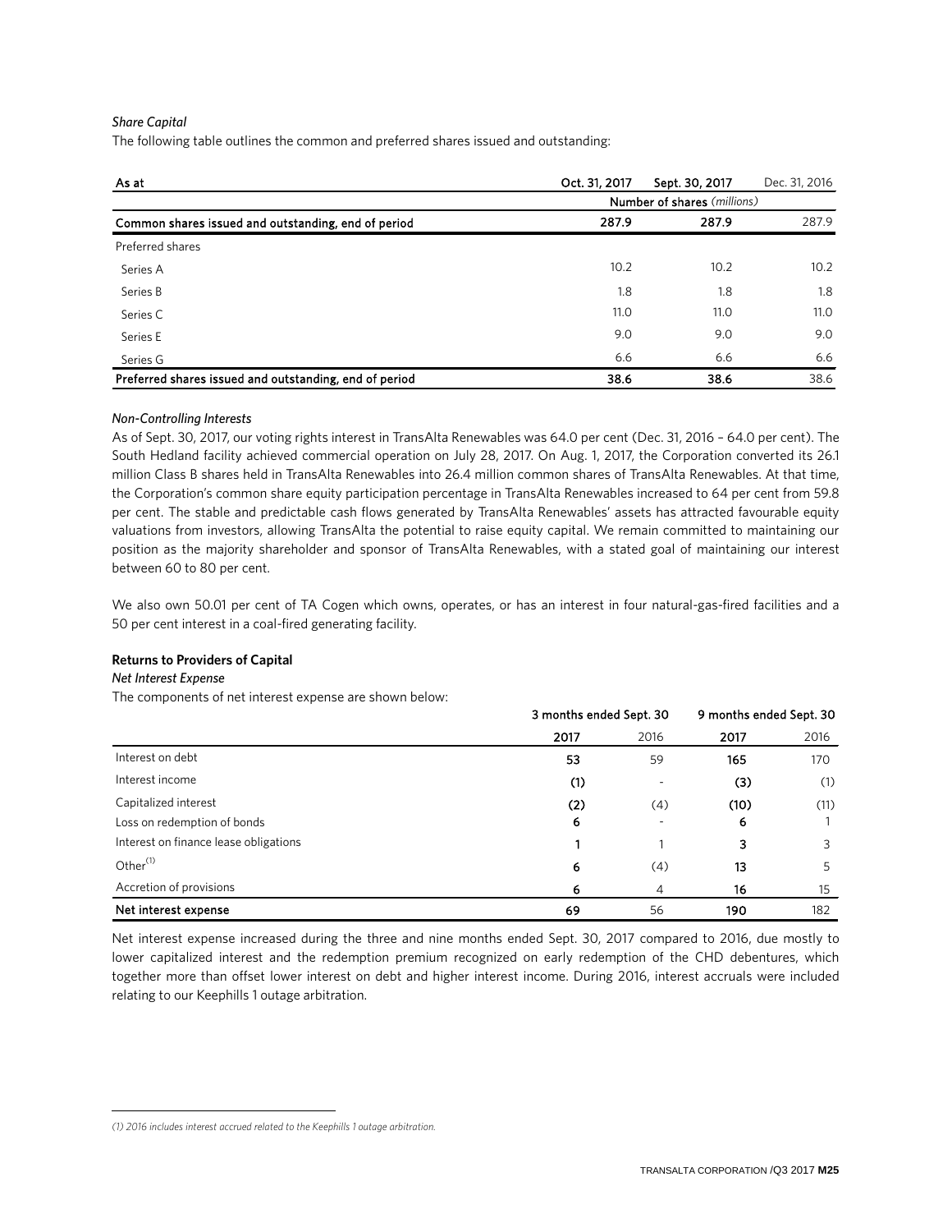*Share Capital*

The following table outlines the common and preferred shares issued and outstanding:

| As at | Oct. 31, 2017 | Sept. 30, 2017 | Dec. 31, 2016 |
|---|---|---|---|
| | Number of shares *(millions)* | | |
| **Common shares issued and outstanding, end of period** | **287.9** | **287.9** | 287.9 |
| Preferred shares | | | |
| Series A | 10.2 | 10.2 | 10.2 |
| Series B | 1.8 | 1.8 | 1.8 |
| Series C | 11.0 | 11.0 | 11.0 |
| Series E | 9.0 | 9.0 | 9.0 |
| Series G | 6.6 | 6.6 | 6.6 |
| **Preferred shares issued and outstanding, end of period** | **38.6** | **38.6** | 38.6 |

*Non-Controlling Interests*

As of Sept. 30, 2017, our voting rights interest in TransAlta Renewables was 64.0 per cent (Dec. 31, 2016 – 64.0 per cent). The South Hedland facility achieved commercial operation on July 28, 2017. On Aug. 1, 2017, the Corporation converted its 26.1 million Class B shares held in TransAlta Renewables into 26.4 million common shares of TransAlta Renewables. At that time, the Corporation's common share equity participation percentage in TransAlta Renewables increased to 64 per cent from 59.8 per cent. The stable and predictable cash flows generated by TransAlta Renewables' assets has attracted favourable equity valuations from investors, allowing TransAlta the potential to raise equity capital. We remain committed to maintaining our position as the majority shareholder and sponsor of TransAlta Renewables, with a stated goal of maintaining our interest between 60 to 80 per cent.

We also own 50.01 per cent of TA Cogen which owns, operates, or has an interest in four natural-gas-fired facilities and a 50 per cent interest in a coal-fired generating facility.

**Returns to Providers of Capital**

*Net Interest Expense*

The components of net interest expense are shown below:

| | 3 months ended Sept. 30 | | 9 months ended Sept. 30 | |
|---|---|---|---|---|
| | **2017** | 2016 | **2017** | 2016 |
| Interest on debt | **53** | 59 | **165** | 170 |
| Interest income | **(1)** | - | **(3)** | (1) |
| Capitalized interest | **(2)** | (4) | **(10)** | (11) |
| Loss on redemption of bonds | **6** | - | **6** | 1 |
| Interest on finance lease obligations | **1** | 1 | **3** | 3 |
| Other[1] | **6** | (4) | **13** | 5 |
| Accretion of provisions | **6** | 4 | **16** | 15 |
| **Net interest expense** | **69** | 56 | **190** | 182 |

Net interest expense increased during the three and nine months ended Sept. 30, 2017 compared to 2016, due mostly to lower capitalized interest and the redemption premium recognized on early redemption of the CHD debentures, which together more than offset lower interest on debt and higher interest income. During 2016, interest accruals were included relating to our Keephills 1 outage arbitration.

*(1) 2016 includes interest accrued related to the Keephills 1 outage arbitration.*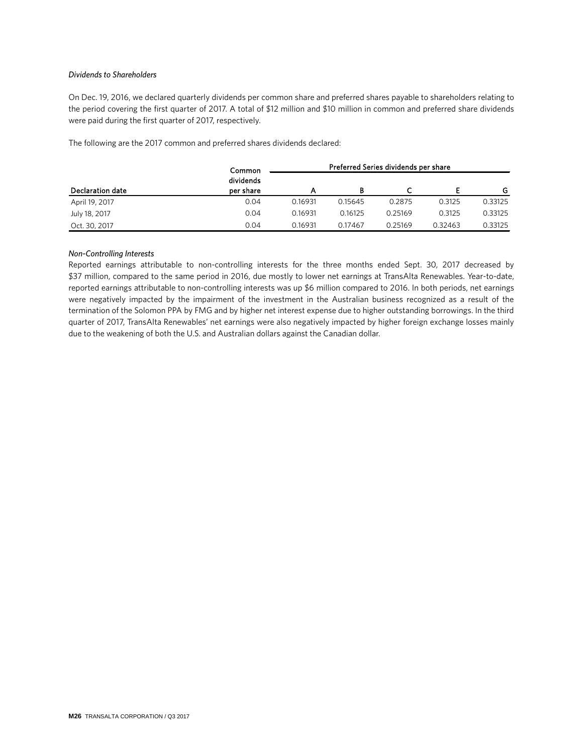*Dividends to Shareholders*

On Dec. 19, 2016, we declared quarterly dividends per common share and preferred shares payable to shareholders relating to the period covering the first quarter of 2017. A total of $12 million and $10 million in common and preferred share dividends were paid during the first quarter of 2017, respectively.

The following are the 2017 common and preferred shares dividends declared:

| | Common | Preferred Series dividends per share | | | | |
|---|---|---|---|---|---|---|
| Declaration date | dividends per share | A | B | C | E | G |
| April 19, 2017 | 0.04 | 0.16931 | 0.15645 | 0.2875 | 0.3125 | 0.33125 |
| July 18, 2017 | 0.04 | 0.16931 | 0.16125 | 0.25169 | 0.3125 | 0.33125 |
| Oct. 30, 2017 | 0.04 | 0.16931 | 0.17467 | 0.25169 | 0.32463 | 0.33125 |

*Non-Controlling Interests*

Reported earnings attributable to non-controlling interests for the three months ended Sept. 30, 2017 decreased by $37 million, compared to the same period in 2016, due mostly to lower net earnings at TransAlta Renewables. Year-to-date, reported earnings attributable to non-controlling interests was up $6 million compared to 2016. In both periods, net earnings were negatively impacted by the impairment of the investment in the Australian business recognized as a result of the termination of the Solomon PPA by FMG and by higher net interest expense due to higher outstanding borrowings. In the third quarter of 2017, TransAlta Renewables' net earnings were also negatively impacted by higher foreign exchange losses mainly due to the weakening of both the U.S. and Australian dollars against the Canadian dollar.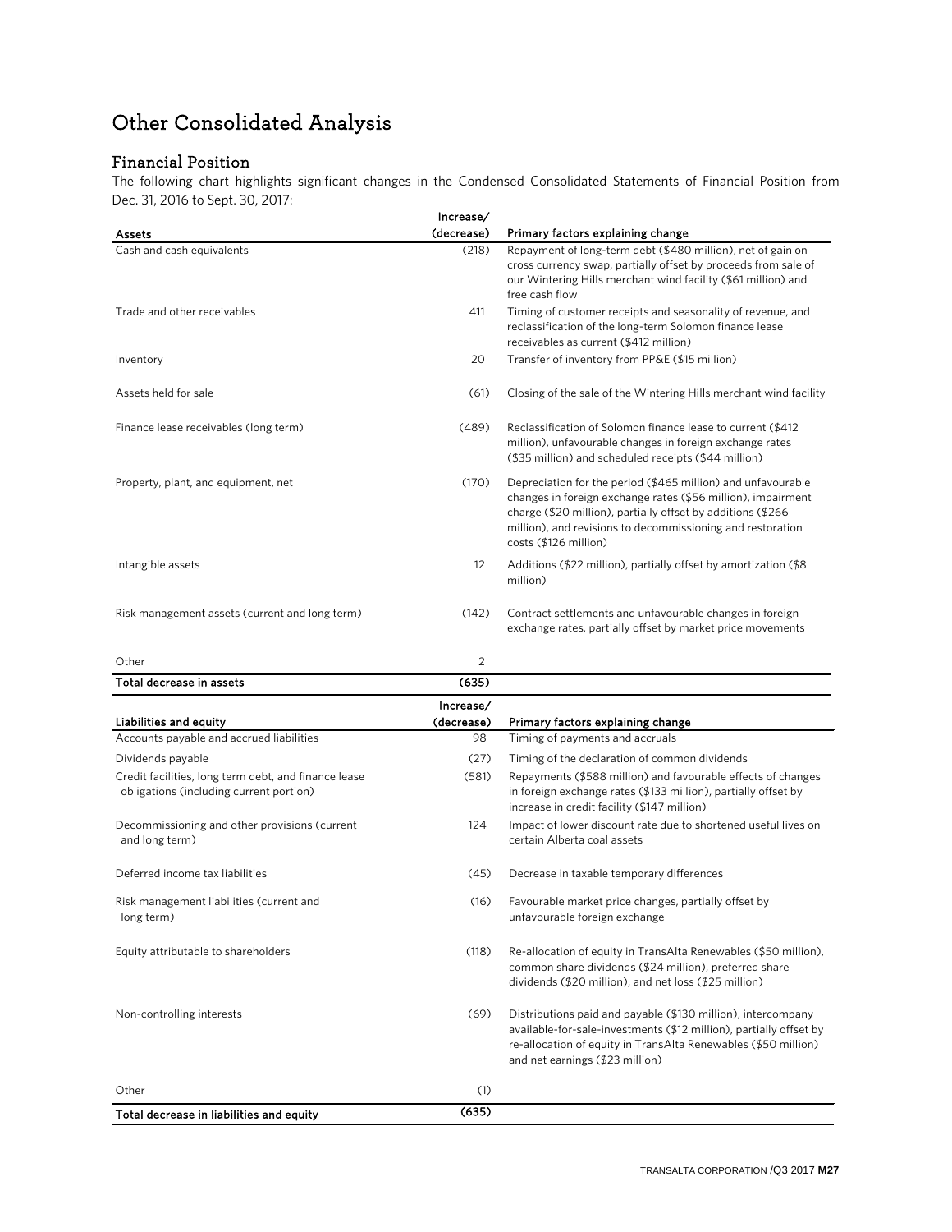# Other Consolidated Analysis

## Financial Position

The following chart highlights significant changes in the Condensed Consolidated Statements of Financial Position from Dec. 31, 2016 to Sept. 30, 2017:

| Assets | Increase/ (decrease) | Primary factors explaining change |
|---|---|---|
| Cash and cash equivalents | (218) | Repayment of long-term debt ($480 million), net of gain on cross currency swap, partially offset by proceeds from sale of our Wintering Hills merchant wind facility ($61 million) and free cash flow |
| Trade and other receivables | 411 | Timing of customer receipts and seasonality of revenue, and reclassification of the long-term Solomon finance lease receivables as current ($412 million) |
| Inventory | 20 | Transfer of inventory from PP&E ($15 million) |
| Assets held for sale | (61) | Closing of the sale of the Wintering Hills merchant wind facility |
| Finance lease receivables (long term) | (489) | Reclassification of Solomon finance lease to current ($412 million), unfavourable changes in foreign exchange rates ($35 million) and scheduled receipts ($44 million) |
| Property, plant, and equipment, net | (170) | Depreciation for the period ($465 million) and unfavourable changes in foreign exchange rates ($56 million), impairment charge ($20 million), partially offset by additions ($266 million), and revisions to decommissioning and restoration costs ($126 million) |
| Intangible assets | 12 | Additions ($22 million), partially offset by amortization ($8 million) |
| Risk management assets (current and long term) | (142) | Contract settlements and unfavourable changes in foreign exchange rates, partially offset by market price movements |
| Other | 2 | |
| **Total decrease in assets** | **(635)** | |

| Liabilities and equity | Increase/ (decrease) | Primary factors explaining change |
|---|---|---|
| Accounts payable and accrued liabilities | 98 | Timing of payments and accruals |
| Dividends payable | (27) | Timing of the declaration of common dividends |
| Credit facilities, long term debt, and finance lease obligations (including current portion) | (581) | Repayments ($588 million) and favourable effects of changes in foreign exchange rates ($133 million), partially offset by increase in credit facility ($147 million) |
| Decommissioning and other provisions (current and long term) | 124 | Impact of lower discount rate due to shortened useful lives on certain Alberta coal assets |
| Deferred income tax liabilities | (45) | Decrease in taxable temporary differences |
| Risk management liabilities (current and long term) | (16) | Favourable market price changes, partially offset by unfavourable foreign exchange |
| Equity attributable to shareholders | (118) | Re-allocation of equity in TransAlta Renewables ($50 million), common share dividends ($24 million), preferred share dividends ($20 million), and net loss ($25 million) |
| Non-controlling interests | (69) | Distributions paid and payable ($130 million), intercompany available-for-sale-investments ($12 million), partially offset by re-allocation of equity in TransAlta Renewables ($50 million) and net earnings ($23 million) |
| Other | (1) | |
| **Total decrease in liabilities and equity** | **(635)** | |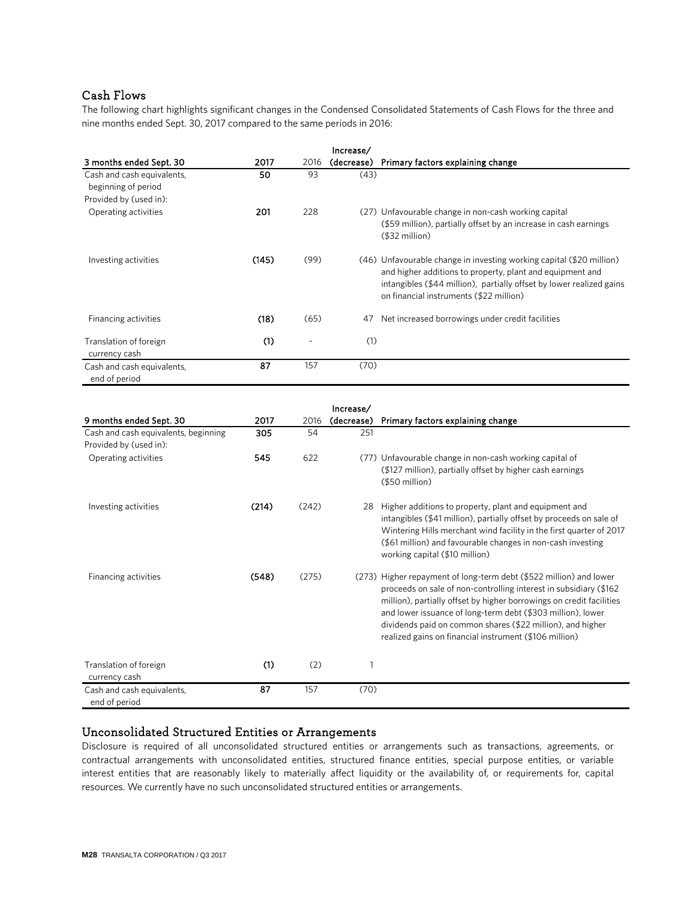## Cash Flows

The following chart highlights significant changes in the Condensed Consolidated Statements of Cash Flows for the three and nine months ended Sept. 30, 2017 compared to the same periods in 2016:

| 3 months ended Sept. 30 | 2017 | 2016 | Increase/ (decrease) | Primary factors explaining change |
|---|---|---|---|---|
| Cash and cash equivalents, beginning of period | **50** | 93 | (43) | |
| Provided by (used in): | | | | |
| Operating activities | **201** | 228 | (27) | Unfavourable change in non-cash working capital ($59 million), partially offset by an increase in cash earnings ($32 million) |
| Investing activities | **(145)** | (99) | (46) | Unfavourable change in investing working capital ($20 million) and higher additions to property, plant and equipment and intangibles ($44 million), partially offset by lower realized gains on financial instruments ($22 million) |
| Financing activities | **(18)** | (65) | 47 | Net increased borrowings under credit facilities |
| Translation of foreign currency cash | **(1)** | - | (1) | |
| Cash and cash equivalents, end of period | **87** | 157 | (70) | |

| 9 months ended Sept. 30 | 2017 | 2016 | Increase/ (decrease) | Primary factors explaining change |
|---|---|---|---|---|
| Cash and cash equivalents, beginning | **305** | 54 | 251 | |
| Provided by (used in): | | | | |
| Operating activities | **545** | 622 | (77) | Unfavourable change in non-cash working capital of ($127 million), partially offset by higher cash earnings ($50 million) |
| Investing activities | **(214)** | (242) | 28 | Higher additions to property, plant and equipment and intangibles ($41 million), partially offset by proceeds on sale of Wintering Hills merchant wind facility in the first quarter of 2017 ($61 million) and favourable changes in non-cash investing working capital ($10 million) |
| Financing activities | **(548)** | (275) | (273) | Higher repayment of long-term debt ($522 million) and lower proceeds on sale of non-controlling interest in subsidiary ($162 million), partially offset by higher borrowings on credit facilities and lower issuance of long-term debt ($303 million), lower dividends paid on common shares ($22 million), and higher realized gains on financial instrument ($106 million) |
| Translation of foreign currency cash | **(1)** | (2) | 1 | |
| Cash and cash equivalents, end of period | **87** | 157 | (70) | |

## Unconsolidated Structured Entities or Arrangements

Disclosure is required of all unconsolidated structured entities or arrangements such as transactions, agreements, or contractual arrangements with unconsolidated entities, structured finance entities, special purpose entities, or variable interest entities that are reasonably likely to materially affect liquidity or the availability of, or requirements for, capital resources. We currently have no such unconsolidated structured entities or arrangements.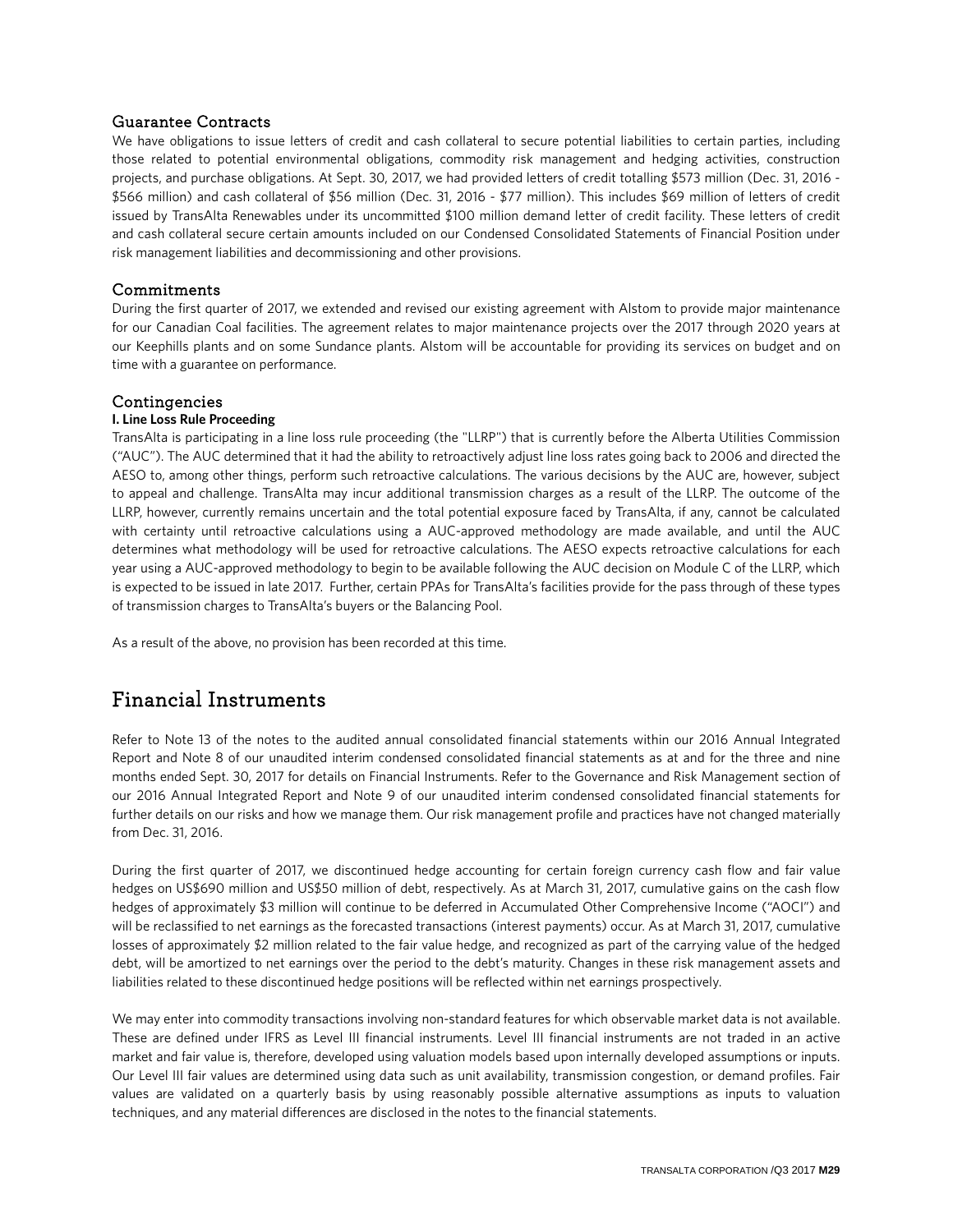## Guarantee Contracts

We have obligations to issue letters of credit and cash collateral to secure potential liabilities to certain parties, including those related to potential environmental obligations, commodity risk management and hedging activities, construction projects, and purchase obligations. At Sept. 30, 2017, we had provided letters of credit totalling $573 million (Dec. 31, 2016 - $566 million) and cash collateral of $56 million (Dec. 31, 2016 - $77 million). This includes $69 million of letters of credit issued by TransAlta Renewables under its uncommitted $100 million demand letter of credit facility. These letters of credit and cash collateral secure certain amounts included on our Condensed Consolidated Statements of Financial Position under risk management liabilities and decommissioning and other provisions.

## Commitments

During the first quarter of 2017, we extended and revised our existing agreement with Alstom to provide major maintenance for our Canadian Coal facilities. The agreement relates to major maintenance projects over the 2017 through 2020 years at our Keephills plants and on some Sundance plants. Alstom will be accountable for providing its services on budget and on time with a guarantee on performance.

## Contingencies

**I. Line Loss Rule Proceeding**

TransAlta is participating in a line loss rule proceeding (the "LLRP") that is currently before the Alberta Utilities Commission ("AUC"). The AUC determined that it had the ability to retroactively adjust line loss rates going back to 2006 and directed the AESO to, among other things, perform such retroactive calculations. The various decisions by the AUC are, however, subject to appeal and challenge. TransAlta may incur additional transmission charges as a result of the LLRP. The outcome of the LLRP, however, currently remains uncertain and the total potential exposure faced by TransAlta, if any, cannot be calculated with certainty until retroactive calculations using a AUC-approved methodology are made available, and until the AUC determines what methodology will be used for retroactive calculations. The AESO expects retroactive calculations for each year using a AUC-approved methodology to begin to be available following the AUC decision on Module C of the LLRP, which is expected to be issued in late 2017. Further, certain PPAs for TransAlta's facilities provide for the pass through of these types of transmission charges to TransAlta's buyers or the Balancing Pool.

As a result of the above, no provision has been recorded at this time.

# Financial Instruments

Refer to Note 13 of the notes to the audited annual consolidated financial statements within our 2016 Annual Integrated Report and Note 8 of our unaudited interim condensed consolidated financial statements as at and for the three and nine months ended Sept. 30, 2017 for details on Financial Instruments. Refer to the Governance and Risk Management section of our 2016 Annual Integrated Report and Note 9 of our unaudited interim condensed consolidated financial statements for further details on our risks and how we manage them. Our risk management profile and practices have not changed materially from Dec. 31, 2016.

During the first quarter of 2017, we discontinued hedge accounting for certain foreign currency cash flow and fair value hedges on US$690 million and US$50 million of debt, respectively. As at March 31, 2017, cumulative gains on the cash flow hedges of approximately $3 million will continue to be deferred in Accumulated Other Comprehensive Income ("AOCI") and will be reclassified to net earnings as the forecasted transactions (interest payments) occur. As at March 31, 2017, cumulative losses of approximately $2 million related to the fair value hedge, and recognized as part of the carrying value of the hedged debt, will be amortized to net earnings over the period to the debt's maturity. Changes in these risk management assets and liabilities related to these discontinued hedge positions will be reflected within net earnings prospectively.

We may enter into commodity transactions involving non-standard features for which observable market data is not available. These are defined under IFRS as Level III financial instruments. Level III financial instruments are not traded in an active market and fair value is, therefore, developed using valuation models based upon internally developed assumptions or inputs. Our Level III fair values are determined using data such as unit availability, transmission congestion, or demand profiles. Fair values are validated on a quarterly basis by using reasonably possible alternative assumptions as inputs to valuation techniques, and any material differences are disclosed in the notes to the financial statements.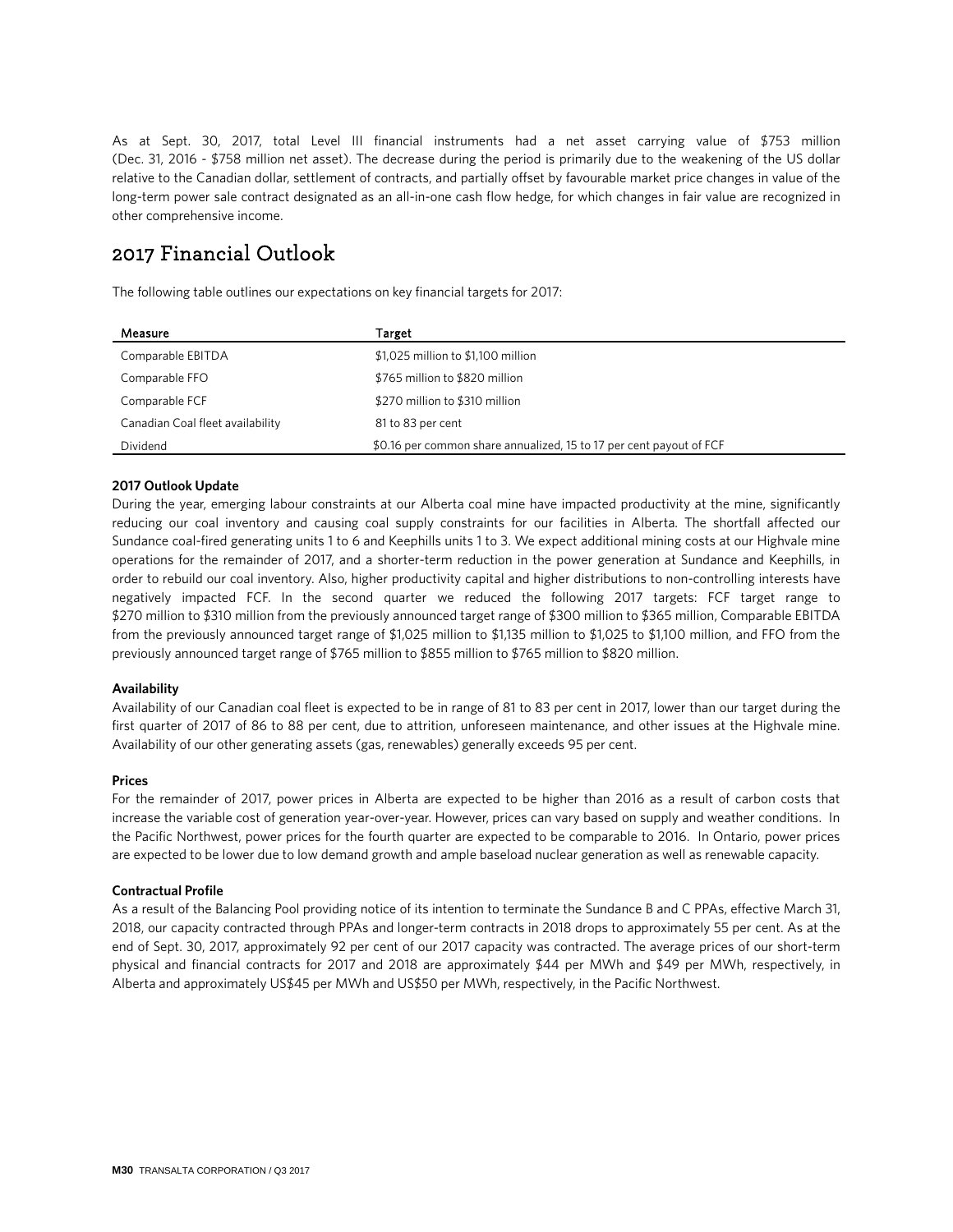As at Sept. 30, 2017, total Level III financial instruments had a net asset carrying value of $753 million (Dec. 31, 2016 - $758 million net asset). The decrease during the period is primarily due to the weakening of the US dollar relative to the Canadian dollar, settlement of contracts, and partially offset by favourable market price changes in value of the long-term power sale contract designated as an all-in-one cash flow hedge, for which changes in fair value are recognized in other comprehensive income.

## 2017 Financial Outlook

The following table outlines our expectations on key financial targets for 2017:

| Measure | Target |
| --- | --- |
| Comparable EBITDA | $1,025 million to $1,100 million |
| Comparable FFO | $765 million to $820 million |
| Comparable FCF | $270 million to $310 million |
| Canadian Coal fleet availability | 81 to 83 per cent |
| Dividend | $0.16 per common share annualized, 15 to 17 per cent payout of FCF |

**2017 Outlook Update**

During the year, emerging labour constraints at our Alberta coal mine have impacted productivity at the mine, significantly reducing our coal inventory and causing coal supply constraints for our facilities in Alberta. The shortfall affected our Sundance coal-fired generating units 1 to 6 and Keephills units 1 to 3. We expect additional mining costs at our Highvale mine operations for the remainder of 2017, and a shorter-term reduction in the power generation at Sundance and Keephills, in order to rebuild our coal inventory. Also, higher productivity capital and higher distributions to non-controlling interests have negatively impacted FCF. In the second quarter we reduced the following 2017 targets: FCF target range to $270 million to $310 million from the previously announced target range of $300 million to $365 million, Comparable EBITDA from the previously announced target range of $1,025 million to $1,135 million to $1,025 to $1,100 million, and FFO from the previously announced target range of $765 million to $855 million to $765 million to $820 million.

**Availability**

Availability of our Canadian coal fleet is expected to be in range of 81 to 83 per cent in 2017, lower than our target during the first quarter of 2017 of 86 to 88 per cent, due to attrition, unforeseen maintenance, and other issues at the Highvale mine. Availability of our other generating assets (gas, renewables) generally exceeds 95 per cent.

**Prices**

For the remainder of 2017, power prices in Alberta are expected to be higher than 2016 as a result of carbon costs that increase the variable cost of generation year-over-year. However, prices can vary based on supply and weather conditions. In the Pacific Northwest, power prices for the fourth quarter are expected to be comparable to 2016. In Ontario, power prices are expected to be lower due to low demand growth and ample baseload nuclear generation as well as renewable capacity.

**Contractual Profile**

As a result of the Balancing Pool providing notice of its intention to terminate the Sundance B and C PPAs, effective March 31, 2018, our capacity contracted through PPAs and longer-term contracts in 2018 drops to approximately 55 per cent. As at the end of Sept. 30, 2017, approximately 92 per cent of our 2017 capacity was contracted. The average prices of our short-term physical and financial contracts for 2017 and 2018 are approximately $44 per MWh and $49 per MWh, respectively, in Alberta and approximately US$45 per MWh and US$50 per MWh, respectively, in the Pacific Northwest.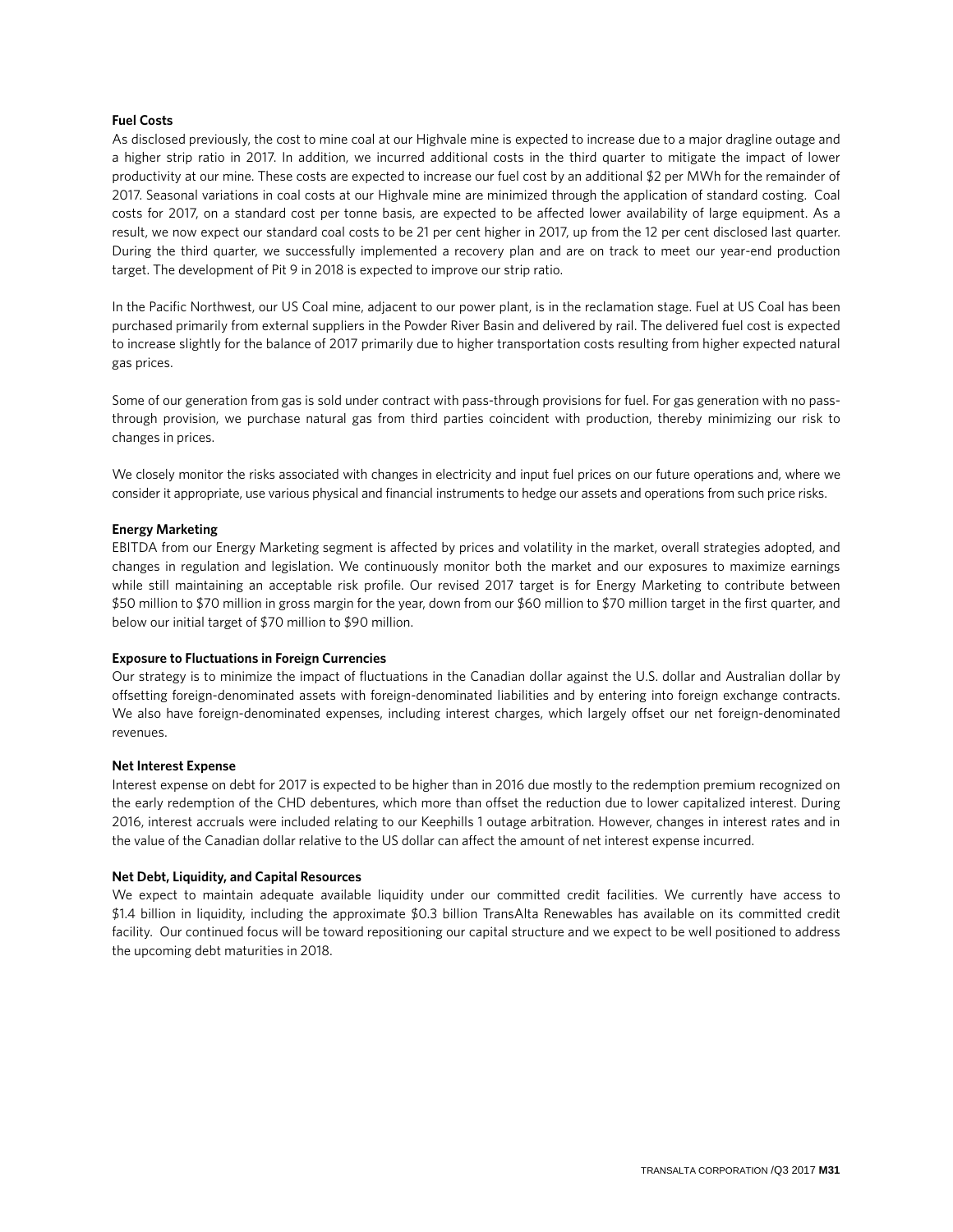**Fuel Costs**

As disclosed previously, the cost to mine coal at our Highvale mine is expected to increase due to a major dragline outage and a higher strip ratio in 2017. In addition, we incurred additional costs in the third quarter to mitigate the impact of lower productivity at our mine. These costs are expected to increase our fuel cost by an additional $2 per MWh for the remainder of 2017. Seasonal variations in coal costs at our Highvale mine are minimized through the application of standard costing. Coal costs for 2017, on a standard cost per tonne basis, are expected to be affected lower availability of large equipment. As a result, we now expect our standard coal costs to be 21 per cent higher in 2017, up from the 12 per cent disclosed last quarter. During the third quarter, we successfully implemented a recovery plan and are on track to meet our year-end production target. The development of Pit 9 in 2018 is expected to improve our strip ratio.

In the Pacific Northwest, our US Coal mine, adjacent to our power plant, is in the reclamation stage. Fuel at US Coal has been purchased primarily from external suppliers in the Powder River Basin and delivered by rail. The delivered fuel cost is expected to increase slightly for the balance of 2017 primarily due to higher transportation costs resulting from higher expected natural gas prices.

Some of our generation from gas is sold under contract with pass-through provisions for fuel. For gas generation with no pass-through provision, we purchase natural gas from third parties coincident with production, thereby minimizing our risk to changes in prices.

We closely monitor the risks associated with changes in electricity and input fuel prices on our future operations and, where we consider it appropriate, use various physical and financial instruments to hedge our assets and operations from such price risks.

**Energy Marketing**

EBITDA from our Energy Marketing segment is affected by prices and volatility in the market, overall strategies adopted, and changes in regulation and legislation. We continuously monitor both the market and our exposures to maximize earnings while still maintaining an acceptable risk profile. Our revised 2017 target is for Energy Marketing to contribute between $50 million to $70 million in gross margin for the year, down from our $60 million to $70 million target in the first quarter, and below our initial target of $70 million to $90 million.

**Exposure to Fluctuations in Foreign Currencies**

Our strategy is to minimize the impact of fluctuations in the Canadian dollar against the U.S. dollar and Australian dollar by offsetting foreign-denominated assets with foreign-denominated liabilities and by entering into foreign exchange contracts. We also have foreign-denominated expenses, including interest charges, which largely offset our net foreign-denominated revenues.

**Net Interest Expense**

Interest expense on debt for 2017 is expected to be higher than in 2016 due mostly to the redemption premium recognized on the early redemption of the CHD debentures, which more than offset the reduction due to lower capitalized interest. During 2016, interest accruals were included relating to our Keephills 1 outage arbitration. However, changes in interest rates and in the value of the Canadian dollar relative to the US dollar can affect the amount of net interest expense incurred.

**Net Debt, Liquidity, and Capital Resources**

We expect to maintain adequate available liquidity under our committed credit facilities. We currently have access to $1.4 billion in liquidity, including the approximate $0.3 billion TransAlta Renewables has available on its committed credit facility. Our continued focus will be toward repositioning our capital structure and we expect to be well positioned to address the upcoming debt maturities in 2018.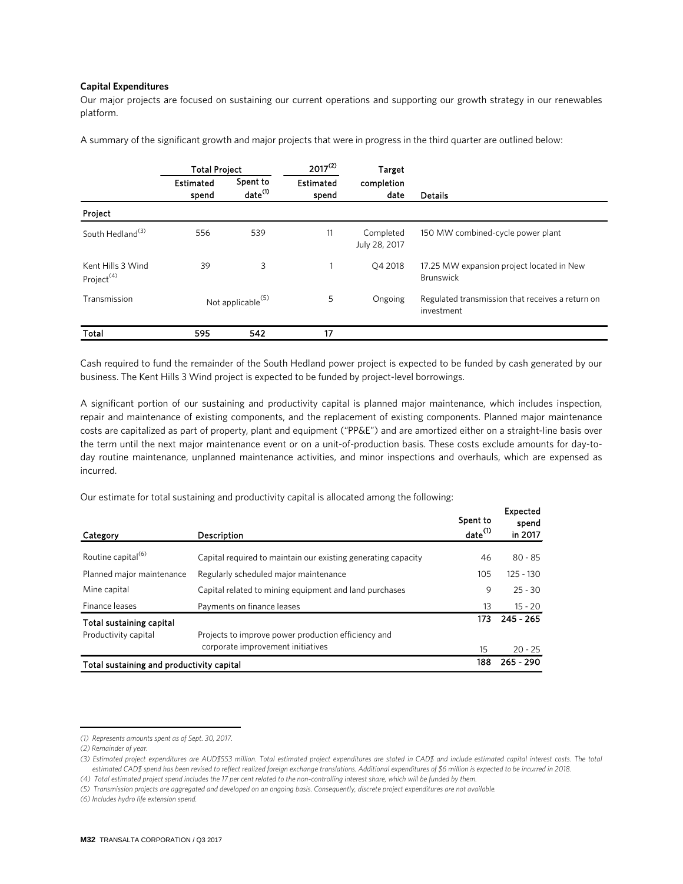### Capital Expenditures

Our major projects are focused on sustaining our current operations and supporting our growth strategy in our renewables platform.

A summary of the significant growth and major projects that were in progress in the third quarter are outlined below:

| | Total Project | | 2017[2] | Target | |
|---|---|---|---|---|---|
| | Estimated spend | Spent to date[1] | Estimated spend | completion date | Details |
| **Project** | | | | | |
| South Hedland[3] | 556 | 539 | 11 | Completed July 28, 2017 | 150 MW combined-cycle power plant |
| Kent Hills 3 Wind Project[4] | 39 | 3 | 1 | Q4 2018 | 17.25 MW expansion project located in New Brunswick |
| Transmission | Not applicable[5] | | 5 | Ongoing | Regulated transmission that receives a return on investment |
| **Total** | **595** | **542** | **17** | | |

Cash required to fund the remainder of the South Hedland power project is expected to be funded by cash generated by our business. The Kent Hills 3 Wind project is expected to be funded by project-level borrowings.

A significant portion of our sustaining and productivity capital is planned major maintenance, which includes inspection, repair and maintenance of existing components, and the replacement of existing components. Planned major maintenance costs are capitalized as part of property, plant and equipment ("PP&E") and are amortized either on a straight-line basis over the term until the next major maintenance event or on a unit-of-production basis. These costs exclude amounts for day-to-day routine maintenance, unplanned maintenance activities, and minor inspections and overhauls, which are expensed as incurred.

Our estimate for total sustaining and productivity capital is allocated among the following:

| Category | Description | Spent to date[1] | Expected spend in 2017 |
|---|---|---|---|
| Routine capital[6] | Capital required to maintain our existing generating capacity | 46 | 80 - 85 |
| Planned major maintenance | Regularly scheduled major maintenance | 105 | 125 - 130 |
| Mine capital | Capital related to mining equipment and land purchases | 9 | 25 - 30 |
| Finance leases | Payments on finance leases | 13 | 15 - 20 |
| **Total sustaining capital** | | **173** | **245 - 265** |
| Productivity capital | Projects to improve power production efficiency and corporate improvement initiatives | 15 | 20 - 25 |
| **Total sustaining and productivity capital** | | **188** | **265 - 290** |

*(1) Represents amounts spent as of Sept. 30, 2017.*

*(2) Remainder of year.*

*(3) Estimated project expenditures are AUD$553 million. Total estimated project expenditures are stated in CAD$ and include estimated capital interest costs. The total estimated CAD$ spend has been revised to reflect realized foreign exchange translations. Additional expenditures of $6 million is expected to be incurred in 2018.*

*(4) Total estimated project spend includes the 17 per cent related to the non-controlling interest share, which will be funded by them.*

*(5) Transmission projects are aggregated and developed on an ongoing basis. Consequently, discrete project expenditures are not available.*

*(6) Includes hydro life extension spend.*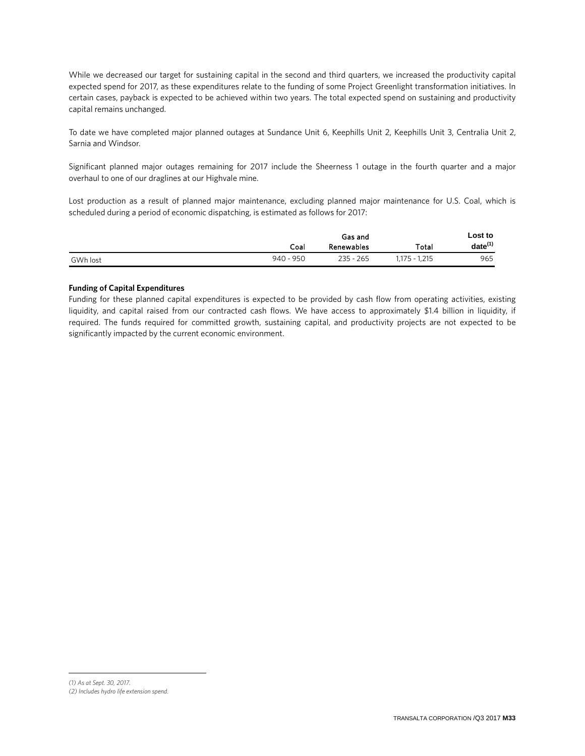While we decreased our target for sustaining capital in the second and third quarters, we increased the productivity capital expected spend for 2017, as these expenditures relate to the funding of some Project Greenlight transformation initiatives. In certain cases, payback is expected to be achieved within two years. The total expected spend on sustaining and productivity capital remains unchanged.

To date we have completed major planned outages at Sundance Unit 6, Keephills Unit 2, Keephills Unit 3, Centralia Unit 2, Sarnia and Windsor.

Significant planned major outages remaining for 2017 include the Sheerness 1 outage in the fourth quarter and a major overhaul to one of our draglines at our Highvale mine.

Lost production as a result of planned major maintenance, excluding planned major maintenance for U.S. Coal, which is scheduled during a period of economic dispatching, is estimated as follows for 2017:

| | Coal | Gas and Renewables | Total | Lost to date[1] |
|---|---|---|---|---|
| GWh lost | 940 - 950 | 235 - 265 | 1,175 - 1,215 | 965 |

**Funding of Capital Expenditures**

Funding for these planned capital expenditures is expected to be provided by cash flow from operating activities, existing liquidity, and capital raised from our contracted cash flows. We have access to approximately $1.4 billion in liquidity, if required. The funds required for committed growth, sustaining capital, and productivity projects are not expected to be significantly impacted by the current economic environment.

*(1) As at Sept. 30, 2017.*

*(2) Includes hydro life extension spend.*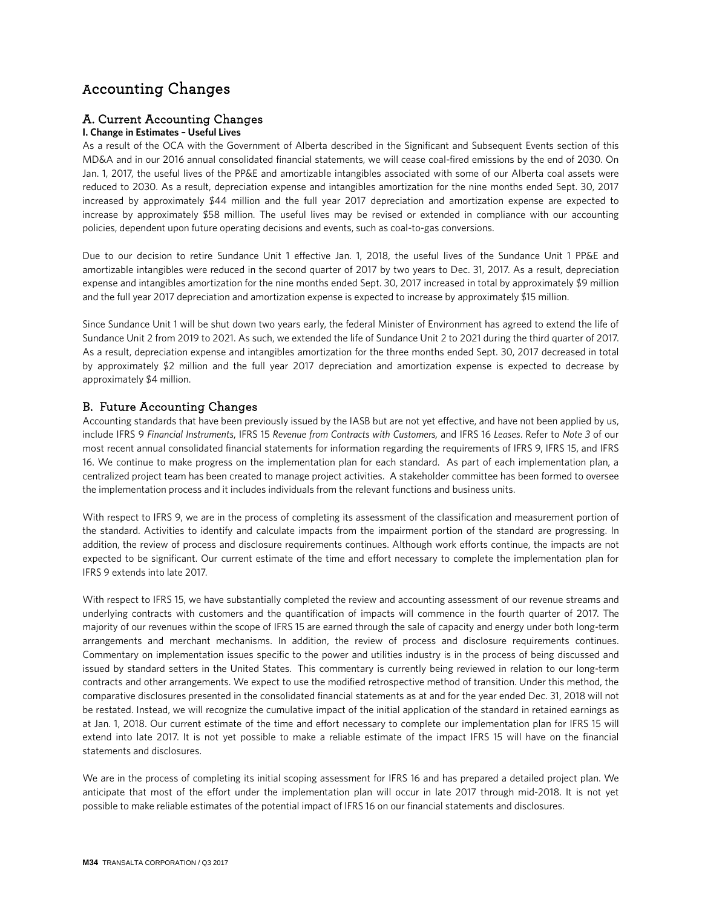# Accounting Changes

## A. Current Accounting Changes

**I. Change in Estimates – Useful Lives**

As a result of the OCA with the Government of Alberta described in the Significant and Subsequent Events section of this MD&A and in our 2016 annual consolidated financial statements, we will cease coal-fired emissions by the end of 2030. On Jan. 1, 2017, the useful lives of the PP&E and amortizable intangibles associated with some of our Alberta coal assets were reduced to 2030. As a result, depreciation expense and intangibles amortization for the nine months ended Sept. 30, 2017 increased by approximately $44 million and the full year 2017 depreciation and amortization expense are expected to increase by approximately $58 million. The useful lives may be revised or extended in compliance with our accounting policies, dependent upon future operating decisions and events, such as coal-to-gas conversions.

Due to our decision to retire Sundance Unit 1 effective Jan. 1, 2018, the useful lives of the Sundance Unit 1 PP&E and amortizable intangibles were reduced in the second quarter of 2017 by two years to Dec. 31, 2017. As a result, depreciation expense and intangibles amortization for the nine months ended Sept. 30, 2017 increased in total by approximately $9 million and the full year 2017 depreciation and amortization expense is expected to increase by approximately $15 million.

Since Sundance Unit 1 will be shut down two years early, the federal Minister of Environment has agreed to extend the life of Sundance Unit 2 from 2019 to 2021. As such, we extended the life of Sundance Unit 2 to 2021 during the third quarter of 2017. As a result, depreciation expense and intangibles amortization for the three months ended Sept. 30, 2017 decreased in total by approximately $2 million and the full year 2017 depreciation and amortization expense is expected to decrease by approximately $4 million.

## B. Future Accounting Changes

Accounting standards that have been previously issued by the IASB but are not yet effective, and have not been applied by us, include IFRS 9 *Financial Instruments*, IFRS 15 *Revenue from Contracts with Customers,* and IFRS 16 *Leases*. Refer to *Note 3* of our most recent annual consolidated financial statements for information regarding the requirements of IFRS 9, IFRS 15, and IFRS 16. We continue to make progress on the implementation plan for each standard. As part of each implementation plan, a centralized project team has been created to manage project activities. A stakeholder committee has been formed to oversee the implementation process and it includes individuals from the relevant functions and business units.

With respect to IFRS 9, we are in the process of completing its assessment of the classification and measurement portion of the standard. Activities to identify and calculate impacts from the impairment portion of the standard are progressing. In addition, the review of process and disclosure requirements continues. Although work efforts continue, the impacts are not expected to be significant. Our current estimate of the time and effort necessary to complete the implementation plan for IFRS 9 extends into late 2017.

With respect to IFRS 15, we have substantially completed the review and accounting assessment of our revenue streams and underlying contracts with customers and the quantification of impacts will commence in the fourth quarter of 2017. The majority of our revenues within the scope of IFRS 15 are earned through the sale of capacity and energy under both long-term arrangements and merchant mechanisms. In addition, the review of process and disclosure requirements continues. Commentary on implementation issues specific to the power and utilities industry is in the process of being discussed and issued by standard setters in the United States. This commentary is currently being reviewed in relation to our long-term contracts and other arrangements. We expect to use the modified retrospective method of transition. Under this method, the comparative disclosures presented in the consolidated financial statements as at and for the year ended Dec. 31, 2018 will not be restated. Instead, we will recognize the cumulative impact of the initial application of the standard in retained earnings as at Jan. 1, 2018. Our current estimate of the time and effort necessary to complete our implementation plan for IFRS 15 will extend into late 2017. It is not yet possible to make a reliable estimate of the impact IFRS 15 will have on the financial statements and disclosures.

We are in the process of completing its initial scoping assessment for IFRS 16 and has prepared a detailed project plan. We anticipate that most of the effort under the implementation plan will occur in late 2017 through mid-2018. It is not yet possible to make reliable estimates of the potential impact of IFRS 16 on our financial statements and disclosures.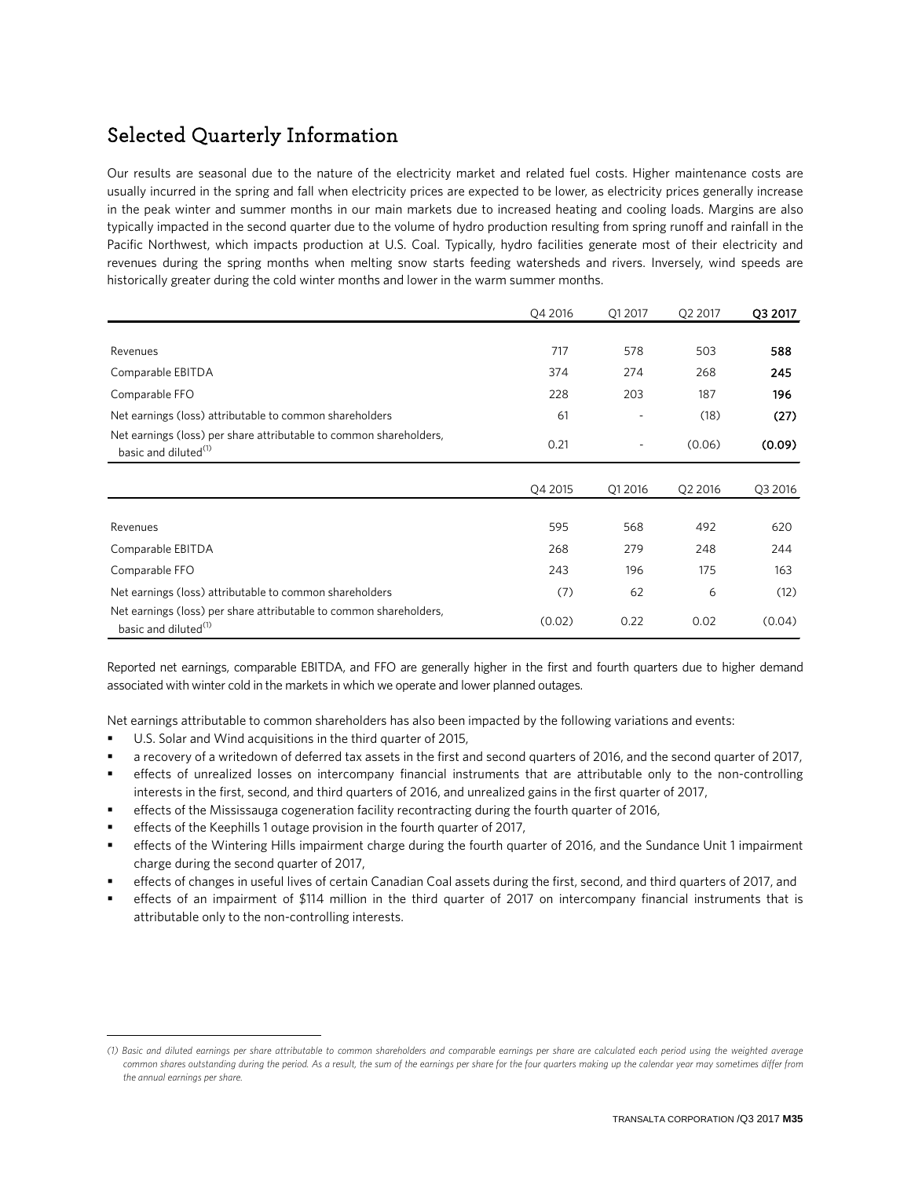# Selected Quarterly Information

Our results are seasonal due to the nature of the electricity market and related fuel costs. Higher maintenance costs are usually incurred in the spring and fall when electricity prices are expected to be lower, as electricity prices generally increase in the peak winter and summer months in our main markets due to increased heating and cooling loads. Margins are also typically impacted in the second quarter due to the volume of hydro production resulting from spring runoff and rainfall in the Pacific Northwest, which impacts production at U.S. Coal. Typically, hydro facilities generate most of their electricity and revenues during the spring months when melting snow starts feeding watersheds and rivers. Inversely, wind speeds are historically greater during the cold winter months and lower in the warm summer months.

| | Q4 2016 | Q1 2017 | Q2 2017 | **Q3 2017** |
|---|---|---|---|---|
| Revenues | 717 | 578 | 503 | **588** |
| Comparable EBITDA | 374 | 274 | 268 | **245** |
| Comparable FFO | 228 | 203 | 187 | **196** |
| Net earnings (loss) attributable to common shareholders | 61 | - | (18) | **(27)** |
| Net earnings (loss) per share attributable to common shareholders, basic and diluted[1] | 0.21 | - | (0.06) | **(0.09)** |

| | Q4 2015 | Q1 2016 | Q2 2016 | Q3 2016 |
|---|---|---|---|---|
| Revenues | 595 | 568 | 492 | 620 |
| Comparable EBITDA | 268 | 279 | 248 | 244 |
| Comparable FFO | 243 | 196 | 175 | 163 |
| Net earnings (loss) attributable to common shareholders | (7) | 62 | 6 | (12) |
| Net earnings (loss) per share attributable to common shareholders, basic and diluted[1] | (0.02) | 0.22 | 0.02 | (0.04) |

Reported net earnings, comparable EBITDA, and FFO are generally higher in the first and fourth quarters due to higher demand associated with winter cold in the markets in which we operate and lower planned outages.

Net earnings attributable to common shareholders has also been impacted by the following variations and events:

- U.S. Solar and Wind acquisitions in the third quarter of 2015,
- a recovery of a writedown of deferred tax assets in the first and second quarters of 2016, and the second quarter of 2017,
- effects of unrealized losses on intercompany financial instruments that are attributable only to the non-controlling interests in the first, second, and third quarters of 2016, and unrealized gains in the first quarter of 2017,
- effects of the Mississauga cogeneration facility recontracting during the fourth quarter of 2016,
- effects of the Keephills 1 outage provision in the fourth quarter of 2017,
- effects of the Wintering Hills impairment charge during the fourth quarter of 2016, and the Sundance Unit 1 impairment charge during the second quarter of 2017,
- effects of changes in useful lives of certain Canadian Coal assets during the first, second, and third quarters of 2017, and
- effects of an impairment of $114 million in the third quarter of 2017 on intercompany financial instruments that is attributable only to the non-controlling interests.

*(1) Basic and diluted earnings per share attributable to common shareholders and comparable earnings per share are calculated each period using the weighted average common shares outstanding during the period. As a result, the sum of the earnings per share for the four quarters making up the calendar year may sometimes differ from the annual earnings per share.*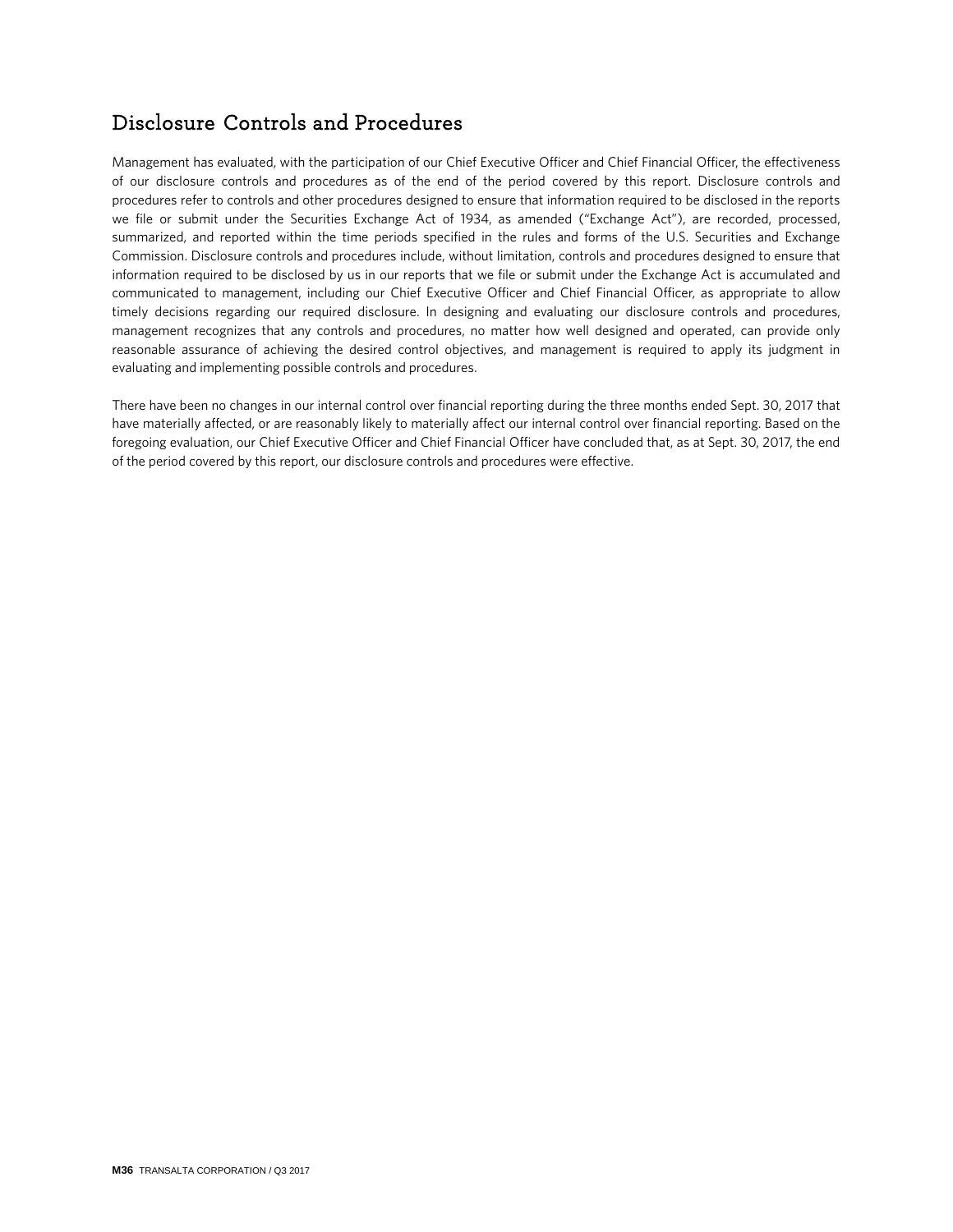## Disclosure Controls and Procedures

Management has evaluated, with the participation of our Chief Executive Officer and Chief Financial Officer, the effectiveness of our disclosure controls and procedures as of the end of the period covered by this report. Disclosure controls and procedures refer to controls and other procedures designed to ensure that information required to be disclosed in the reports we file or submit under the Securities Exchange Act of 1934, as amended ("Exchange Act"), are recorded, processed, summarized, and reported within the time periods specified in the rules and forms of the U.S. Securities and Exchange Commission. Disclosure controls and procedures include, without limitation, controls and procedures designed to ensure that information required to be disclosed by us in our reports that we file or submit under the Exchange Act is accumulated and communicated to management, including our Chief Executive Officer and Chief Financial Officer, as appropriate to allow timely decisions regarding our required disclosure. In designing and evaluating our disclosure controls and procedures, management recognizes that any controls and procedures, no matter how well designed and operated, can provide only reasonable assurance of achieving the desired control objectives, and management is required to apply its judgment in evaluating and implementing possible controls and procedures.

There have been no changes in our internal control over financial reporting during the three months ended Sept. 30, 2017 that have materially affected, or are reasonably likely to materially affect our internal control over financial reporting. Based on the foregoing evaluation, our Chief Executive Officer and Chief Financial Officer have concluded that, as at Sept. 30, 2017, the end of the period covered by this report, our disclosure controls and procedures were effective.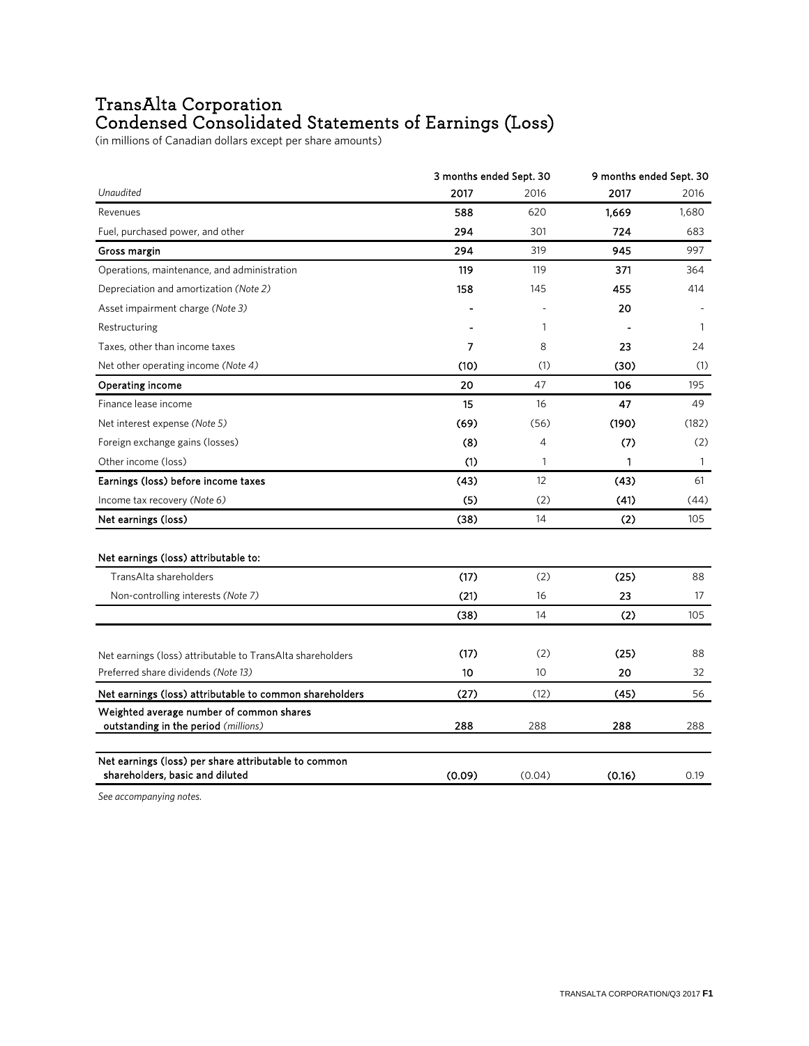# TransAlta Corporation
# Condensed Consolidated Statements of Earnings (Loss)

(in millions of Canadian dollars except per share amounts)

| | 3 months ended Sept. 30 | | 9 months ended Sept. 30 | |
|---|---|---|---|---|
| *Unaudited* | **2017** | 2016 | **2017** | 2016 |
| Revenues | **588** | 620 | **1,669** | 1,680 |
| Fuel, purchased power, and other | **294** | 301 | **724** | 683 |
| **Gross margin** | **294** | 319 | **945** | 997 |
| Operations, maintenance, and administration | **119** | 119 | **371** | 364 |
| Depreciation and amortization *(Note 2)* | **158** | 145 | **455** | 414 |
| Asset impairment charge *(Note 3)* | **-** | - | **20** | - |
| Restructuring | **-** | 1 | **-** | 1 |
| Taxes, other than income taxes | **7** | 8 | **23** | 24 |
| Net other operating income *(Note 4)* | **(10)** | (1) | **(30)** | (1) |
| **Operating income** | **20** | 47 | **106** | 195 |
| Finance lease income | **15** | 16 | **47** | 49 |
| Net interest expense *(Note 5)* | **(69)** | (56) | **(190)** | (182) |
| Foreign exchange gains (losses) | **(8)** | 4 | **(7)** | (2) |
| Other income (loss) | **(1)** | 1 | **1** | 1 |
| **Earnings (loss) before income taxes** | **(43)** | 12 | **(43)** | 61 |
| Income tax recovery *(Note 6)* | **(5)** | (2) | **(41)** | (44) |
| **Net earnings (loss)** | **(38)** | 14 | **(2)** | 105 |
| | | | | |
| **Net earnings (loss) attributable to:** | | | | |
| TransAlta shareholders | **(17)** | (2) | **(25)** | 88 |
| Non-controlling interests *(Note 7)* | **(21)** | 16 | **23** | 17 |
| | **(38)** | 14 | **(2)** | 105 |
| | | | | |
| Net earnings (loss) attributable to TransAlta shareholders | **(17)** | (2) | **(25)** | 88 |
| Preferred share dividends *(Note 13)* | **10** | 10 | **20** | 32 |
| **Net earnings (loss) attributable to common shareholders** | **(27)** | (12) | **(45)** | 56 |
| **Weighted average number of common shares outstanding in the period** *(millions)* | **288** | 288 | **288** | 288 |
| | | | | |
| **Net earnings (loss) per share attributable to common shareholders, basic and diluted** | **(0.09)** | (0.04) | **(0.16)** | 0.19 |

*See accompanying notes.*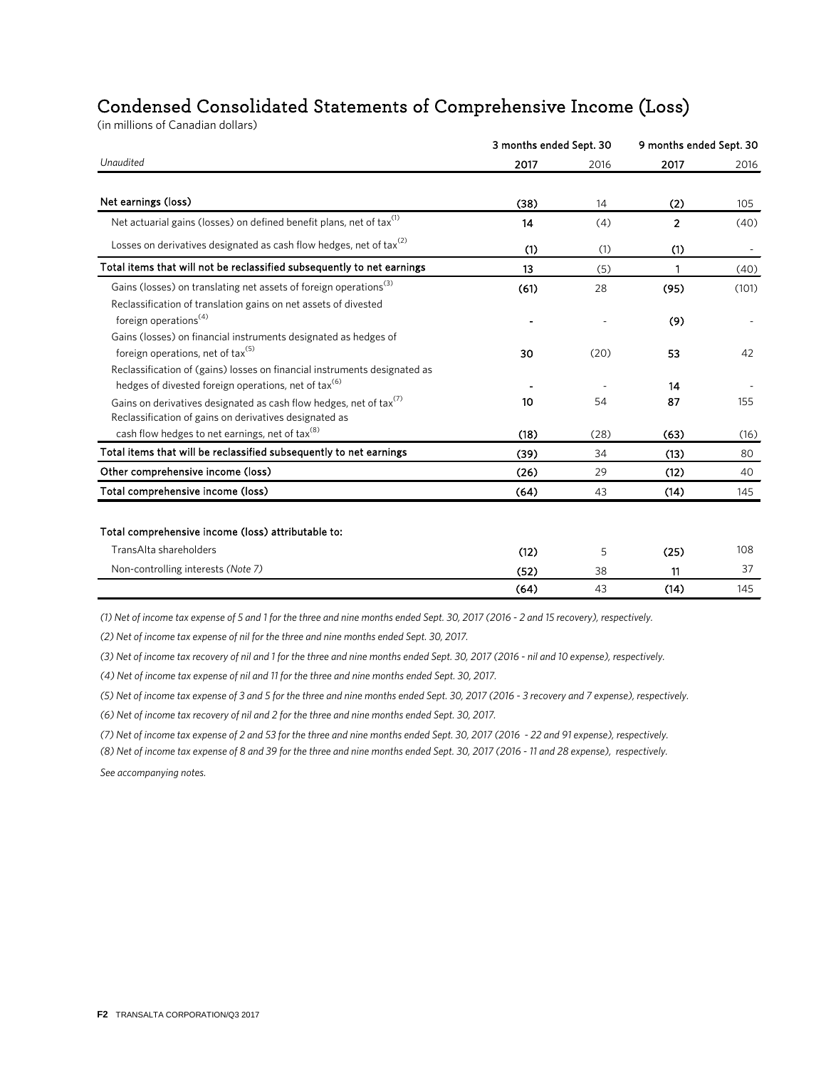# Condensed Consolidated Statements of Comprehensive Income (Loss)

(in millions of Canadian dollars)

| *Unaudited* | 3 months ended Sept. 30 | | 9 months ended Sept. 30 | |
|---|---|---|---|---|
| | **2017** | 2016 | **2017** | 2016 |
| **Net earnings (loss)** | **(38)** | 14 | **(2)** | 105 |
| Net actuarial gains (losses) on defined benefit plans, net of tax[(1)] | **14** | (4) | **2** | (40) |
| Losses on derivatives designated as cash flow hedges, net of tax[(2)] | **(1)** | (1) | **(1)** | - |
| **Total items that will not be reclassified subsequently to net earnings** | **13** | (5) | **1** | (40) |
| Gains (losses) on translating net assets of foreign operations[(3)] | **(61)** | 28 | **(95)** | (101) |
| Reclassification of translation gains on net assets of divested foreign operations[(4)] | **-** | - | **(9)** | - |
| Gains (losses) on financial instruments designated as hedges of foreign operations, net of tax[(5)] | **30** | (20) | **53** | 42 |
| Reclassification of (gains) losses on financial instruments designated as hedges of divested foreign operations, net of tax[(6)] | **-** | - | **14** | - |
| Gains on derivatives designated as cash flow hedges, net of tax[(7)] | **10** | 54 | **87** | 155 |
| Reclassification of gains on derivatives designated as cash flow hedges to net earnings, net of tax[(8)] | **(18)** | (28) | **(63)** | (16) |
| **Total items that will be reclassified subsequently to net earnings** | **(39)** | 34 | **(13)** | 80 |
| **Other comprehensive income (loss)** | **(26)** | 29 | **(12)** | 40 |
| **Total comprehensive income (loss)** | **(64)** | 43 | **(14)** | 145 |
| | | | | |
| **Total comprehensive income (loss) attributable to:** | | | | |
| TransAlta shareholders | **(12)** | 5 | **(25)** | 108 |
| Non-controlling interests *(Note 7)* | **(52)** | 38 | **11** | 37 |
| | **(64)** | 43 | **(14)** | 145 |

*(1) Net of income tax expense of 5 and 1 for the three and nine months ended Sept. 30, 2017 (2016 - 2 and 15 recovery), respectively.*

*(2) Net of income tax expense of nil for the three and nine months ended Sept. 30, 2017.*

*(3) Net of income tax recovery of nil and 1 for the three and nine months ended Sept. 30, 2017 (2016 - nil and 10 expense), respectively.*

*(4) Net of income tax expense of nil and 11 for the three and nine months ended Sept. 30, 2017.*

*(5) Net of income tax expense of 3 and 5 for the three and nine months ended Sept. 30, 2017 (2016 - 3 recovery and 7 expense), respectively.*

*(6) Net of income tax recovery of nil and 2 for the three and nine months ended Sept. 30, 2017.*

*(7) Net of income tax expense of 2 and 53 for the three and nine months ended Sept. 30, 2017 (2016 - 22 and 91 expense), respectively.*

*(8) Net of income tax expense of 8 and 39 for the three and nine months ended Sept. 30, 2017 (2016 - 11 and 28 expense), respectively.*

*See accompanying notes.*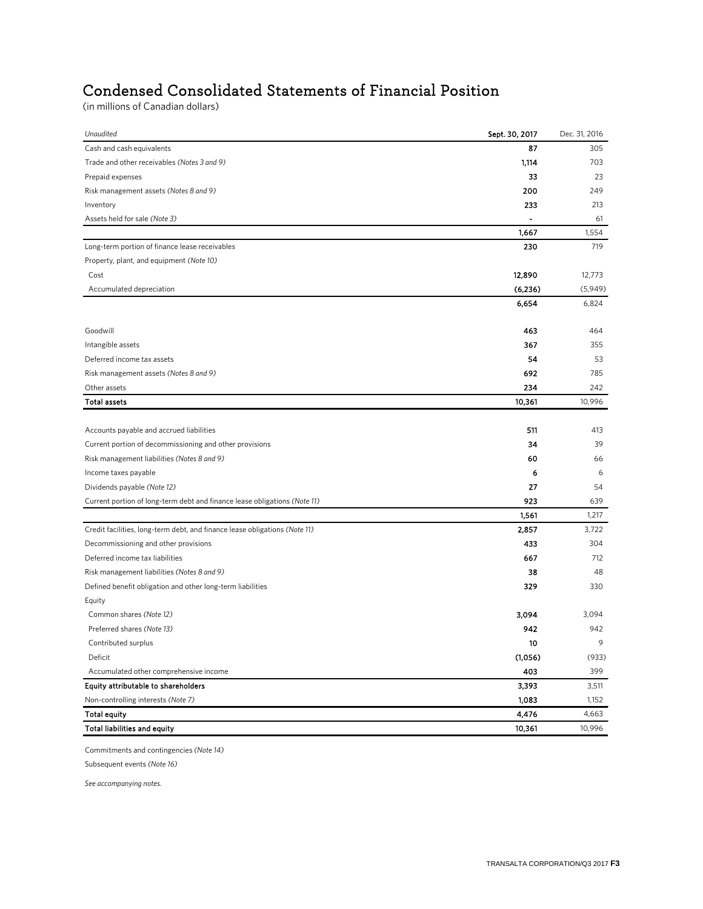# Condensed Consolidated Statements of Financial Position

(in millions of Canadian dollars)

| *Unaudited* | **Sept. 30, 2017** | Dec. 31, 2016 |
|---|---|---|
| Cash and cash equivalents | **87** | 305 |
| Trade and other receivables *(Notes 3 and 9)* | **1,114** | 703 |
| Prepaid expenses | **33** | 23 |
| Risk management assets *(Notes 8 and 9)* | **200** | 249 |
| Inventory | **233** | 213 |
| Assets held for sale *(Note 3)* | **-** | 61 |
| | **1,667** | 1,554 |
| Long-term portion of finance lease receivables | **230** | 719 |
| Property, plant, and equipment *(Note 10)* | | |
| Cost | **12,890** | 12,773 |
| Accumulated depreciation | **(6,236)** | (5,949) |
| | **6,654** | 6,824 |
| Goodwill | **463** | 464 |
| Intangible assets | **367** | 355 |
| Deferred income tax assets | **54** | 53 |
| Risk management assets *(Notes 8 and 9)* | **692** | 785 |
| Other assets | **234** | 242 |
| **Total assets** | **10,361** | 10,996 |
| Accounts payable and accrued liabilities | **511** | 413 |
| Current portion of decommissioning and other provisions | **34** | 39 |
| Risk management liabilities *(Notes 8 and 9)* | **60** | 66 |
| Income taxes payable | **6** | 6 |
| Dividends payable *(Note 12)* | **27** | 54 |
| Current portion of long-term debt and finance lease obligations *(Note 11)* | **923** | 639 |
| | **1,561** | 1,217 |
| Credit facilities, long-term debt, and finance lease obligations *(Note 11)* | **2,857** | 3,722 |
| Decommissioning and other provisions | **433** | 304 |
| Deferred income tax liabilities | **667** | 712 |
| Risk management liabilities *(Notes 8 and 9)* | **38** | 48 |
| Defined benefit obligation and other long-term liabilities | **329** | 330 |
| Equity | | |
| Common shares *(Note 12)* | **3,094** | 3,094 |
| Preferred shares *(Note 13)* | **942** | 942 |
| Contributed surplus | **10** | 9 |
| Deficit | **(1,056)** | (933) |
| Accumulated other comprehensive income | **403** | 399 |
| **Equity attributable to shareholders** | **3,393** | 3,511 |
| Non-controlling interests *(Note 7)* | **1,083** | 1,152 |
| **Total equity** | **4,476** | 4,663 |
| **Total liabilities and equity** | **10,361** | 10,996 |

Commitments and contingencies *(Note 14)*

Subsequent events *(Note 16)*

*See accompanying notes.*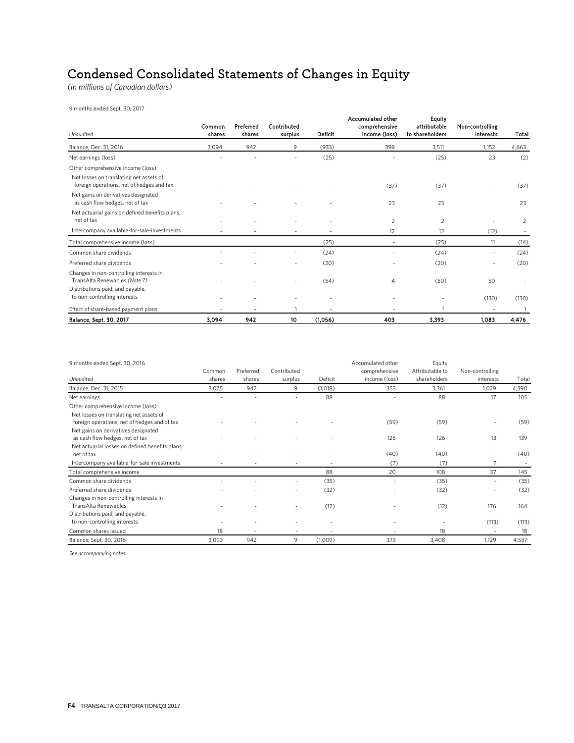# Condensed Consolidated Statements of Changes in Equity

*(in millions of Canadian dollars)*

9 months ended Sept. 30, 2017

| *Unaudited* | Common shares | Preferred shares | Contributed surplus | Deficit | Accumulated other comprehensive income (loss) | Equity attributable to shareholders | Non-controlling interests | Total |
|---|---|---|---|---|---|---|---|---|
| Balance, Dec. 31, 2016 | 3,094 | 942 | 9 | (933) | 399 | 3,511 | 1,152 | 4,663 |
| Net earnings (loss) | - | - | - | (25) | - | (25) | 23 | (2) |
| Other comprehensive income (loss): | | | | | | | | |
| Net losses on translating net assets of foreign operations, net of hedges and tax | - | - | - | - | (37) | (37) | - | (37) |
| Net gains on derivatives designated as cash flow hedges, net of tax | - | - | - | - | 23 | 23 | | 23 |
| Net actuarial gains on defined benefits plans, net of tax | - | - | - | - | 2 | 2 | - | 2 |
| Intercompany available-for-sale-investments | - | - | - | - | 12 | 12 | (12) | - |
| Total comprehensive income (loss) | | | | (25) | - | (25) | 11 | (14) |
| Common share dividends | - | - | - | (24) | - | (24) | - | (24) |
| Preferred share dividends | - | - | - | (20) | - | (20) | - | (20) |
| Changes in non-controlling interests in TransAlta Renewables *(Note 7)* | - | - | - | (54) | 4 | (50) | 50 | - |
| Distributions paid, and payable, to non-controlling interests | - | - | - | - | - | - | (130) | (130) |
| Effect of share-based payment plans | - | - | 1 | - | - | 1 | - | 1 |
| **Balance, Sept. 30, 2017** | **3,094** | **942** | **10** | **(1,056)** | **403** | **3,393** | **1,083** | **4,476** |

9 months ended Sept. 30, 2016

| *Unaudited* | Common shares | Preferred shares | Contributed surplus | Deficit | Accumulated other comprehensive income (loss) | Equity Attributable to shareholders | Non-controlling interests | Total |
|---|---|---|---|---|---|---|---|---|
| Balance, Dec. 31, 2015 | 3,075 | 942 | 9 | (1,018) | 353 | 3,361 | 1,029 | 4,390 |
| Net earnings | - | - | - | 88 | - | 88 | 17 | 105 |
| Other comprehensive income (loss): | | | | | | | | |
| Net losses on translating net assets of foreign operations, net of hedges and of tax | - | - | - | - | (59) | (59) | - | (59) |
| Net gains on derivatives designated as cash flow hedges, net of tax | - | - | - | - | 126 | 126 | 13 | 139 |
| Net actuarial losses on defined benefits plans, net of tax | - | - | - | - | (40) | (40) | - | (40) |
| Intercompany available-for-sale investments | - | - | - | - | (7) | (7) | 7 | - |
| Total comprehensive income | | | | 88 | 20 | 108 | 37 | 145 |
| Common share dividends | - | - | - | (35) | - | (35) | - | (35) |
| Preferred share dividends | - | - | - | (32) | - | (32) | - | (32) |
| Changes in non-controlling interests in TransAlta Renewables | - | - | - | (12) | - | (12) | 176 | 164 |
| Distributions paid, and payable, to non-controlling interests | - | - | - | - | - | - | (113) | (113) |
| Common shares issued | 18 | - | - | - | - | 18 | - | 18 |
| Balance, Sept. 30, 2016 | 3,093 | 942 | 9 | (1,009) | 373 | 3,408 | 1,129 | 4,537 |

*See accompanying notes.*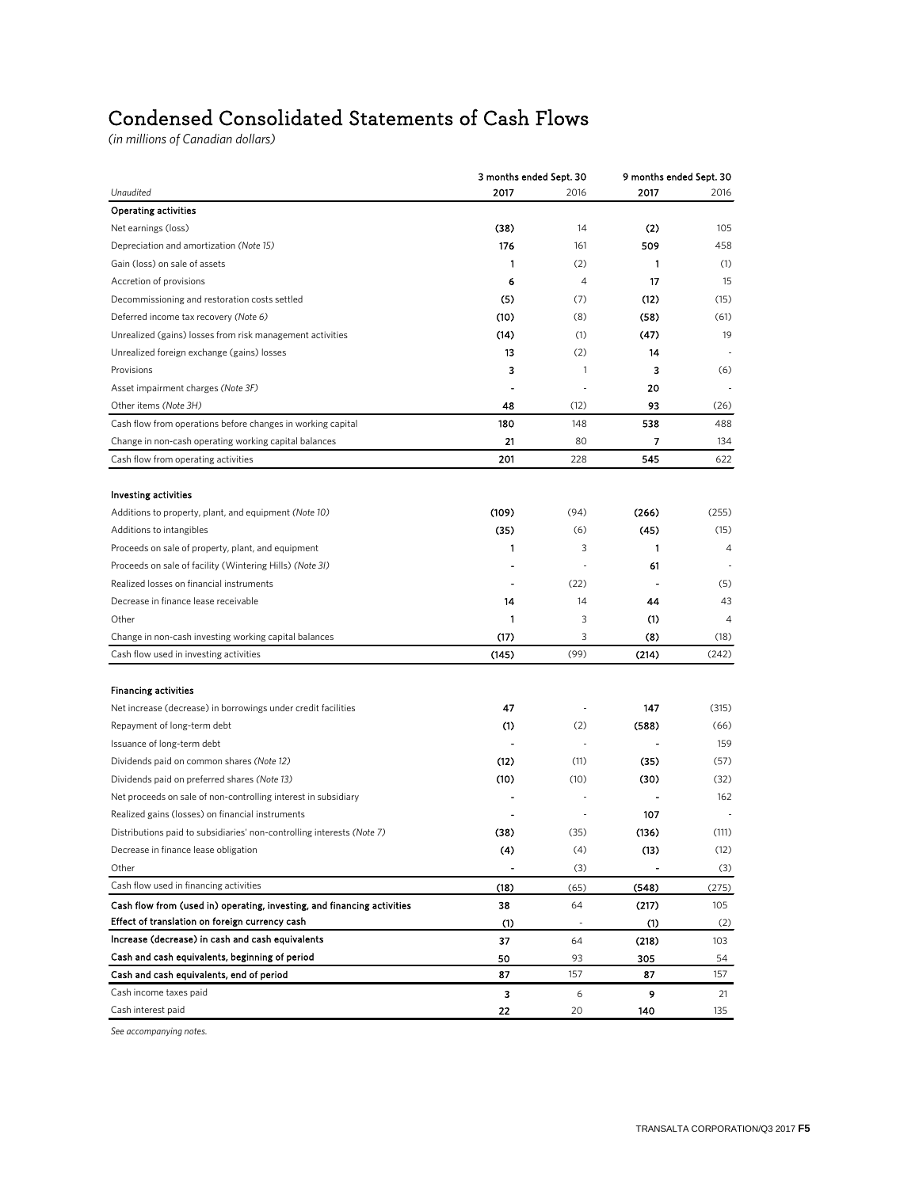# Condensed Consolidated Statements of Cash Flows

*(in millions of Canadian dollars)*

| | 3 months ended Sept. 30 | | 9 months ended Sept. 30 | |
|---|---|---|---|---|
| *Unaudited* | **2017** | 2016 | **2017** | 2016 |
| **Operating activities** | | | | |
| Net earnings (loss) | **(38)** | 14 | **(2)** | 105 |
| Depreciation and amortization *(Note 15)* | **176** | 161 | **509** | 458 |
| Gain (loss) on sale of assets | **1** | (2) | **1** | (1) |
| Accretion of provisions | **6** | 4 | **17** | 15 |
| Decommissioning and restoration costs settled | **(5)** | (7) | **(12)** | (15) |
| Deferred income tax recovery *(Note 6)* | **(10)** | (8) | **(58)** | (61) |
| Unrealized (gains) losses from risk management activities | **(14)** | (1) | **(47)** | 19 |
| Unrealized foreign exchange (gains) losses | **13** | (2) | **14** | - |
| Provisions | **3** | 1 | **3** | (6) |
| Asset impairment charges *(Note 3F)* | **-** | - | **20** | - |
| Other items *(Note 3H)* | **48** | (12) | **93** | (26) |
| Cash flow from operations before changes in working capital | **180** | 148 | **538** | 488 |
| Change in non-cash operating working capital balances | **21** | 80 | **7** | 134 |
| Cash flow from operating activities | **201** | 228 | **545** | 622 |
| **Investing activities** | | | | |
| Additions to property, plant, and equipment *(Note 10)* | **(109)** | (94) | **(266)** | (255) |
| Additions to intangibles | **(35)** | (6) | **(45)** | (15) |
| Proceeds on sale of property, plant, and equipment | **1** | 3 | **1** | 4 |
| Proceeds on sale of facility (Wintering Hills) *(Note 3I)* | **-** | - | **61** | - |
| Realized losses on financial instruments | **-** | (22) | **-** | (5) |
| Decrease in finance lease receivable | **14** | 14 | **44** | 43 |
| Other | **1** | 3 | **(1)** | 4 |
| Change in non-cash investing working capital balances | **(17)** | 3 | **(8)** | (18) |
| Cash flow used in investing activities | **(145)** | (99) | **(214)** | (242) |
| **Financing activities** | | | | |
| Net increase (decrease) in borrowings under credit facilities | **47** | - | **147** | (315) |
| Repayment of long-term debt | **(1)** | (2) | **(588)** | (66) |
| Issuance of long-term debt | **-** | - | **-** | 159 |
| Dividends paid on common shares *(Note 12)* | **(12)** | (11) | **(35)** | (57) |
| Dividends paid on preferred shares *(Note 13)* | **(10)** | (10) | **(30)** | (32) |
| Net proceeds on sale of non-controlling interest in subsidiary | **-** | - | **-** | 162 |
| Realized gains (losses) on financial instruments | **-** | - | **107** | - |
| Distributions paid to subsidiaries' non-controlling interests *(Note 7)* | **(38)** | (35) | **(136)** | (111) |
| Decrease in finance lease obligation | **(4)** | (4) | **(13)** | (12) |
| Other | **-** | (3) | **-** | (3) |
| Cash flow used in financing activities | **(18)** | (65) | **(548)** | (275) |
| **Cash flow from (used in) operating, investing, and financing activities** | **38** | 64 | **(217)** | 105 |
| **Effect of translation on foreign currency cash** | **(1)** | - | **(1)** | (2) |
| **Increase (decrease) in cash and cash equivalents** | **37** | 64 | **(218)** | 103 |
| **Cash and cash equivalents, beginning of period** | **50** | 93 | **305** | 54 |
| **Cash and cash equivalents, end of period** | **87** | 157 | **87** | 157 |
| Cash income taxes paid | **3** | 6 | **9** | 21 |
| Cash interest paid | **22** | 20 | **140** | 135 |

*See accompanying notes.*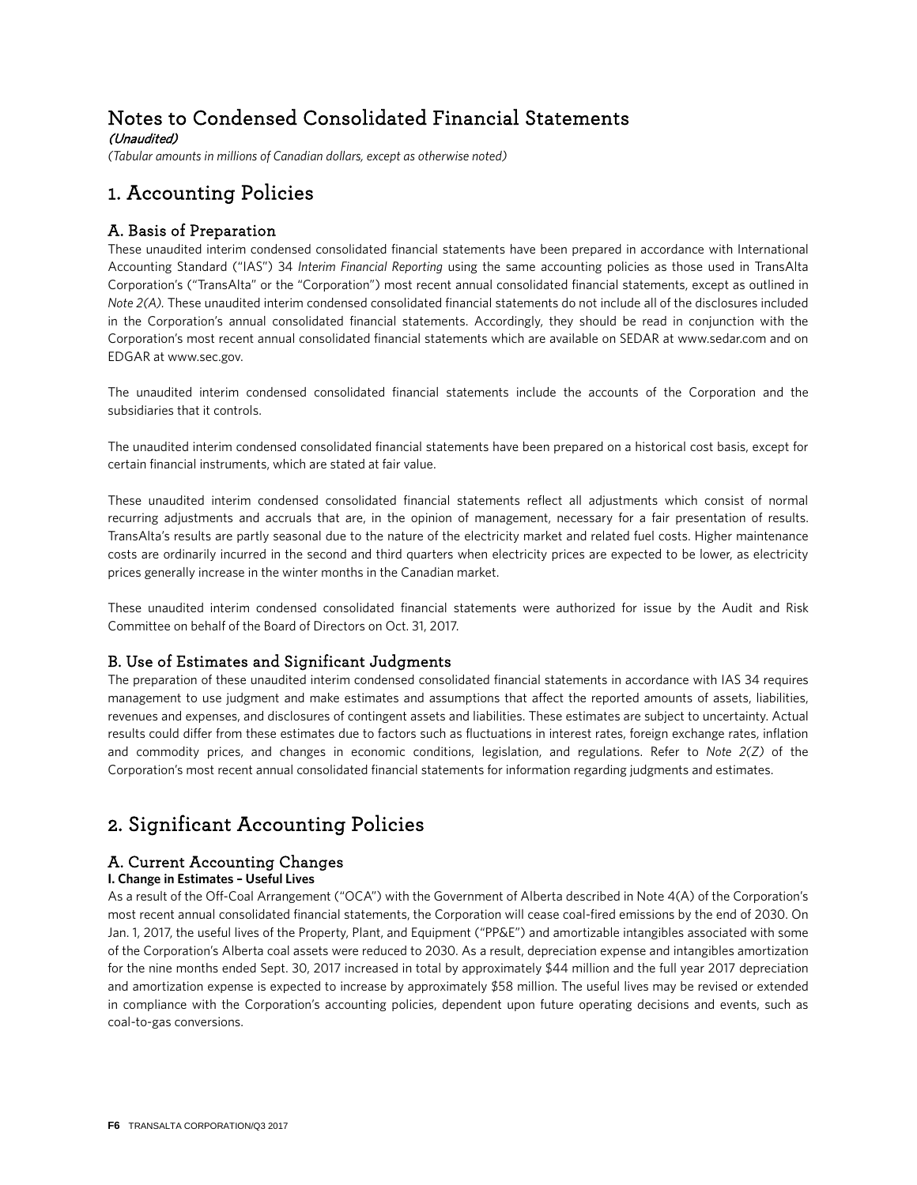# Notes to Condensed Consolidated Financial Statements

***(Unaudited)***

*(Tabular amounts in millions of Canadian dollars, except as otherwise noted)*

# 1. Accounting Policies

## A. Basis of Preparation

These unaudited interim condensed consolidated financial statements have been prepared in accordance with International Accounting Standard ("IAS") 34 *Interim Financial Reporting* using the same accounting policies as those used in TransAlta Corporation's ("TransAlta" or the "Corporation") most recent annual consolidated financial statements, except as outlined in *Note 2(A)*. These unaudited interim condensed consolidated financial statements do not include all of the disclosures included in the Corporation's annual consolidated financial statements. Accordingly, they should be read in conjunction with the Corporation's most recent annual consolidated financial statements which are available on SEDAR at www.sedar.com and on EDGAR at www.sec.gov.

The unaudited interim condensed consolidated financial statements include the accounts of the Corporation and the subsidiaries that it controls.

The unaudited interim condensed consolidated financial statements have been prepared on a historical cost basis, except for certain financial instruments, which are stated at fair value.

These unaudited interim condensed consolidated financial statements reflect all adjustments which consist of normal recurring adjustments and accruals that are, in the opinion of management, necessary for a fair presentation of results. TransAlta's results are partly seasonal due to the nature of the electricity market and related fuel costs. Higher maintenance costs are ordinarily incurred in the second and third quarters when electricity prices are expected to be lower, as electricity prices generally increase in the winter months in the Canadian market.

These unaudited interim condensed consolidated financial statements were authorized for issue by the Audit and Risk Committee on behalf of the Board of Directors on Oct. 31, 2017.

## B. Use of Estimates and Significant Judgments

The preparation of these unaudited interim condensed consolidated financial statements in accordance with IAS 34 requires management to use judgment and make estimates and assumptions that affect the reported amounts of assets, liabilities, revenues and expenses, and disclosures of contingent assets and liabilities. These estimates are subject to uncertainty. Actual results could differ from these estimates due to factors such as fluctuations in interest rates, foreign exchange rates, inflation and commodity prices, and changes in economic conditions, legislation, and regulations. Refer to *Note 2(Z)* of the Corporation's most recent annual consolidated financial statements for information regarding judgments and estimates.

# 2. Significant Accounting Policies

## A. Current Accounting Changes

**I. Change in Estimates – Useful Lives**

As a result of the Off-Coal Arrangement ("OCA") with the Government of Alberta described in Note 4(A) of the Corporation's most recent annual consolidated financial statements, the Corporation will cease coal-fired emissions by the end of 2030. On Jan. 1, 2017, the useful lives of the Property, Plant, and Equipment ("PP&E") and amortizable intangibles associated with some of the Corporation's Alberta coal assets were reduced to 2030. As a result, depreciation expense and intangibles amortization for the nine months ended Sept. 30, 2017 increased in total by approximately $44 million and the full year 2017 depreciation and amortization expense is expected to increase by approximately $58 million. The useful lives may be revised or extended in compliance with the Corporation's accounting policies, dependent upon future operating decisions and events, such as coal-to-gas conversions.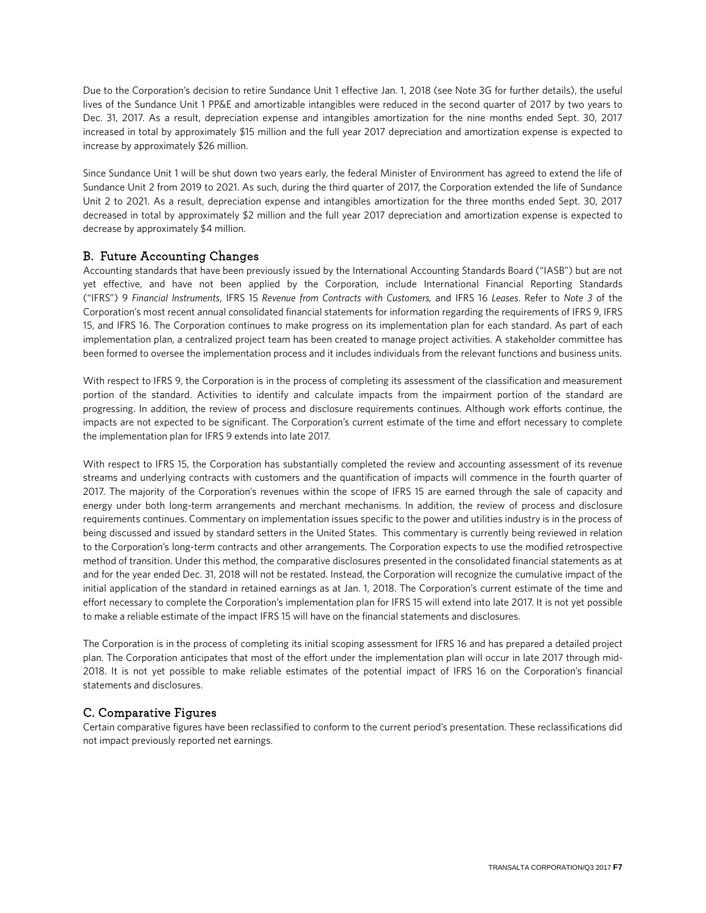Due to the Corporation's decision to retire Sundance Unit 1 effective Jan. 1, 2018 (see Note 3G for further details), the useful lives of the Sundance Unit 1 PP&E and amortizable intangibles were reduced in the second quarter of 2017 by two years to Dec. 31, 2017. As a result, depreciation expense and intangibles amortization for the nine months ended Sept. 30, 2017 increased in total by approximately $15 million and the full year 2017 depreciation and amortization expense is expected to increase by approximately $26 million.

Since Sundance Unit 1 will be shut down two years early, the federal Minister of Environment has agreed to extend the life of Sundance Unit 2 from 2019 to 2021. As such, during the third quarter of 2017, the Corporation extended the life of Sundance Unit 2 to 2021. As a result, depreciation expense and intangibles amortization for the three months ended Sept. 30, 2017 decreased in total by approximately $2 million and the full year 2017 depreciation and amortization expense is expected to decrease by approximately $4 million.

## B. Future Accounting Changes

Accounting standards that have been previously issued by the International Accounting Standards Board ("IASB") but are not yet effective, and have not been applied by the Corporation, include International Financial Reporting Standards ("IFRS") 9 *Financial Instruments*, IFRS 15 *Revenue from Contracts with Customers,* and IFRS 16 *Leases*. Refer to *Note 3* of the Corporation's most recent annual consolidated financial statements for information regarding the requirements of IFRS 9, IFRS 15, and IFRS 16. The Corporation continues to make progress on its implementation plan for each standard. As part of each implementation plan, a centralized project team has been created to manage project activities. A stakeholder committee has been formed to oversee the implementation process and it includes individuals from the relevant functions and business units.

With respect to IFRS 9, the Corporation is in the process of completing its assessment of the classification and measurement portion of the standard. Activities to identify and calculate impacts from the impairment portion of the standard are progressing. In addition, the review of process and disclosure requirements continues. Although work efforts continue, the impacts are not expected to be significant. The Corporation's current estimate of the time and effort necessary to complete the implementation plan for IFRS 9 extends into late 2017.

With respect to IFRS 15, the Corporation has substantially completed the review and accounting assessment of its revenue streams and underlying contracts with customers and the quantification of impacts will commence in the fourth quarter of 2017. The majority of the Corporation's revenues within the scope of IFRS 15 are earned through the sale of capacity and energy under both long-term arrangements and merchant mechanisms. In addition, the review of process and disclosure requirements continues. Commentary on implementation issues specific to the power and utilities industry is in the process of being discussed and issued by standard setters in the United States. This commentary is currently being reviewed in relation to the Corporation's long-term contracts and other arrangements. The Corporation expects to use the modified retrospective method of transition. Under this method, the comparative disclosures presented in the consolidated financial statements as at and for the year ended Dec. 31, 2018 will not be restated. Instead, the Corporation will recognize the cumulative impact of the initial application of the standard in retained earnings as at Jan. 1, 2018. The Corporation's current estimate of the time and effort necessary to complete the Corporation's implementation plan for IFRS 15 will extend into late 2017. It is not yet possible to make a reliable estimate of the impact IFRS 15 will have on the financial statements and disclosures.

The Corporation is in the process of completing its initial scoping assessment for IFRS 16 and has prepared a detailed project plan. The Corporation anticipates that most of the effort under the implementation plan will occur in late 2017 through mid-2018. It is not yet possible to make reliable estimates of the potential impact of IFRS 16 on the Corporation's financial statements and disclosures.

## C. Comparative Figures

Certain comparative figures have been reclassified to conform to the current period's presentation. These reclassifications did not impact previously reported net earnings.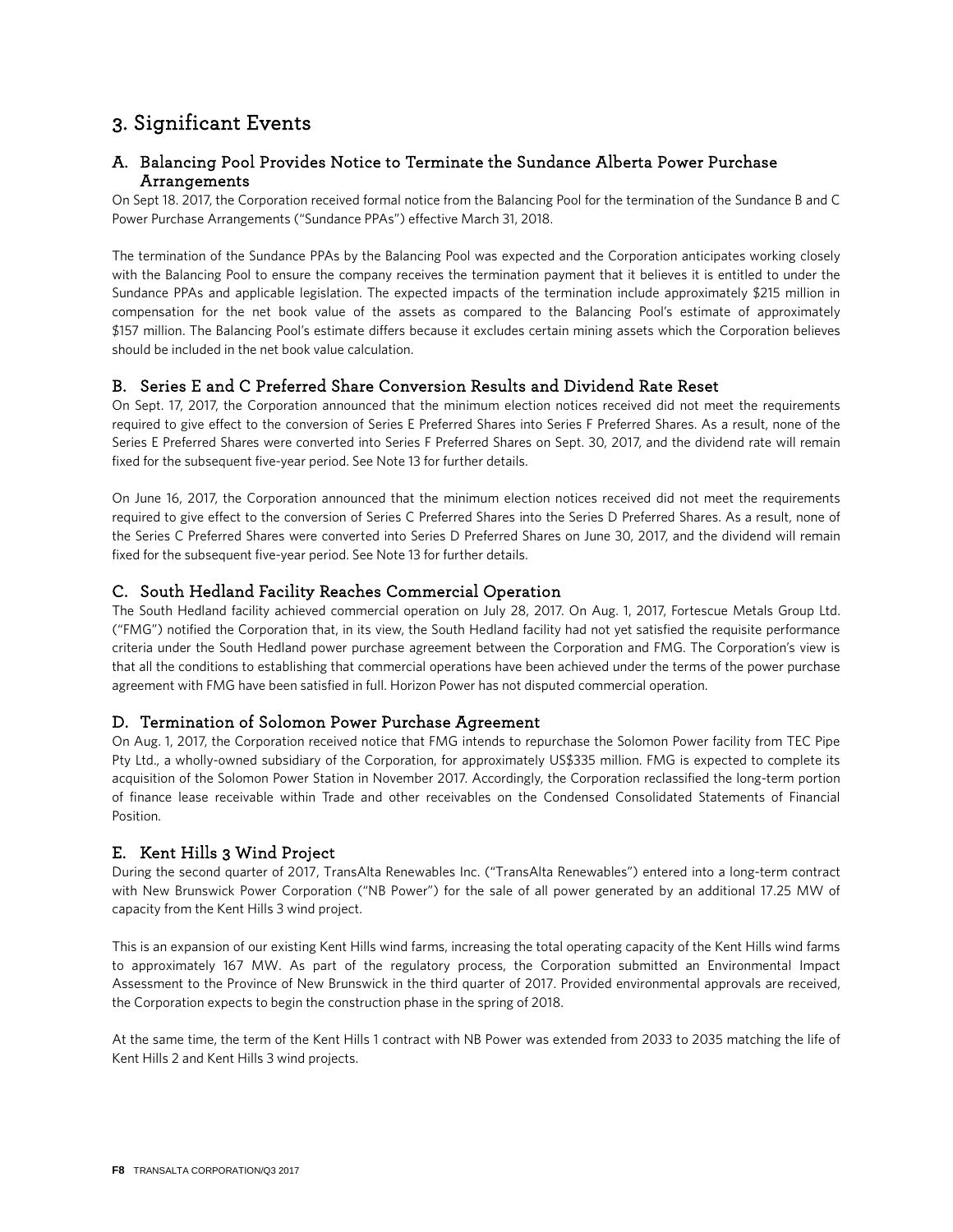# 3. Significant Events

## A. Balancing Pool Provides Notice to Terminate the Sundance Alberta Power Purchase Arrangements

On Sept 18. 2017, the Corporation received formal notice from the Balancing Pool for the termination of the Sundance B and C Power Purchase Arrangements ("Sundance PPAs") effective March 31, 2018.

The termination of the Sundance PPAs by the Balancing Pool was expected and the Corporation anticipates working closely with the Balancing Pool to ensure the company receives the termination payment that it believes it is entitled to under the Sundance PPAs and applicable legislation. The expected impacts of the termination include approximately $215 million in compensation for the net book value of the assets as compared to the Balancing Pool's estimate of approximately $157 million. The Balancing Pool's estimate differs because it excludes certain mining assets which the Corporation believes should be included in the net book value calculation.

## B. Series E and C Preferred Share Conversion Results and Dividend Rate Reset

On Sept. 17, 2017, the Corporation announced that the minimum election notices received did not meet the requirements required to give effect to the conversion of Series E Preferred Shares into Series F Preferred Shares. As a result, none of the Series E Preferred Shares were converted into Series F Preferred Shares on Sept. 30, 2017, and the dividend rate will remain fixed for the subsequent five-year period. See Note 13 for further details.

On June 16, 2017, the Corporation announced that the minimum election notices received did not meet the requirements required to give effect to the conversion of Series C Preferred Shares into the Series D Preferred Shares. As a result, none of the Series C Preferred Shares were converted into Series D Preferred Shares on June 30, 2017, and the dividend will remain fixed for the subsequent five-year period. See Note 13 for further details.

## C. South Hedland Facility Reaches Commercial Operation

The South Hedland facility achieved commercial operation on July 28, 2017. On Aug. 1, 2017, Fortescue Metals Group Ltd. ("FMG") notified the Corporation that, in its view, the South Hedland facility had not yet satisfied the requisite performance criteria under the South Hedland power purchase agreement between the Corporation and FMG. The Corporation's view is that all the conditions to establishing that commercial operations have been achieved under the terms of the power purchase agreement with FMG have been satisfied in full. Horizon Power has not disputed commercial operation.

## D. Termination of Solomon Power Purchase Agreement

On Aug. 1, 2017, the Corporation received notice that FMG intends to repurchase the Solomon Power facility from TEC Pipe Pty Ltd., a wholly-owned subsidiary of the Corporation, for approximately US$335 million. FMG is expected to complete its acquisition of the Solomon Power Station in November 2017. Accordingly, the Corporation reclassified the long-term portion of finance lease receivable within Trade and other receivables on the Condensed Consolidated Statements of Financial Position.

## E. Kent Hills 3 Wind Project

During the second quarter of 2017, TransAlta Renewables Inc. ("TransAlta Renewables") entered into a long-term contract with New Brunswick Power Corporation ("NB Power") for the sale of all power generated by an additional 17.25 MW of capacity from the Kent Hills 3 wind project.

This is an expansion of our existing Kent Hills wind farms, increasing the total operating capacity of the Kent Hills wind farms to approximately 167 MW. As part of the regulatory process, the Corporation submitted an Environmental Impact Assessment to the Province of New Brunswick in the third quarter of 2017. Provided environmental approvals are received, the Corporation expects to begin the construction phase in the spring of 2018.

At the same time, the term of the Kent Hills 1 contract with NB Power was extended from 2033 to 2035 matching the life of Kent Hills 2 and Kent Hills 3 wind projects.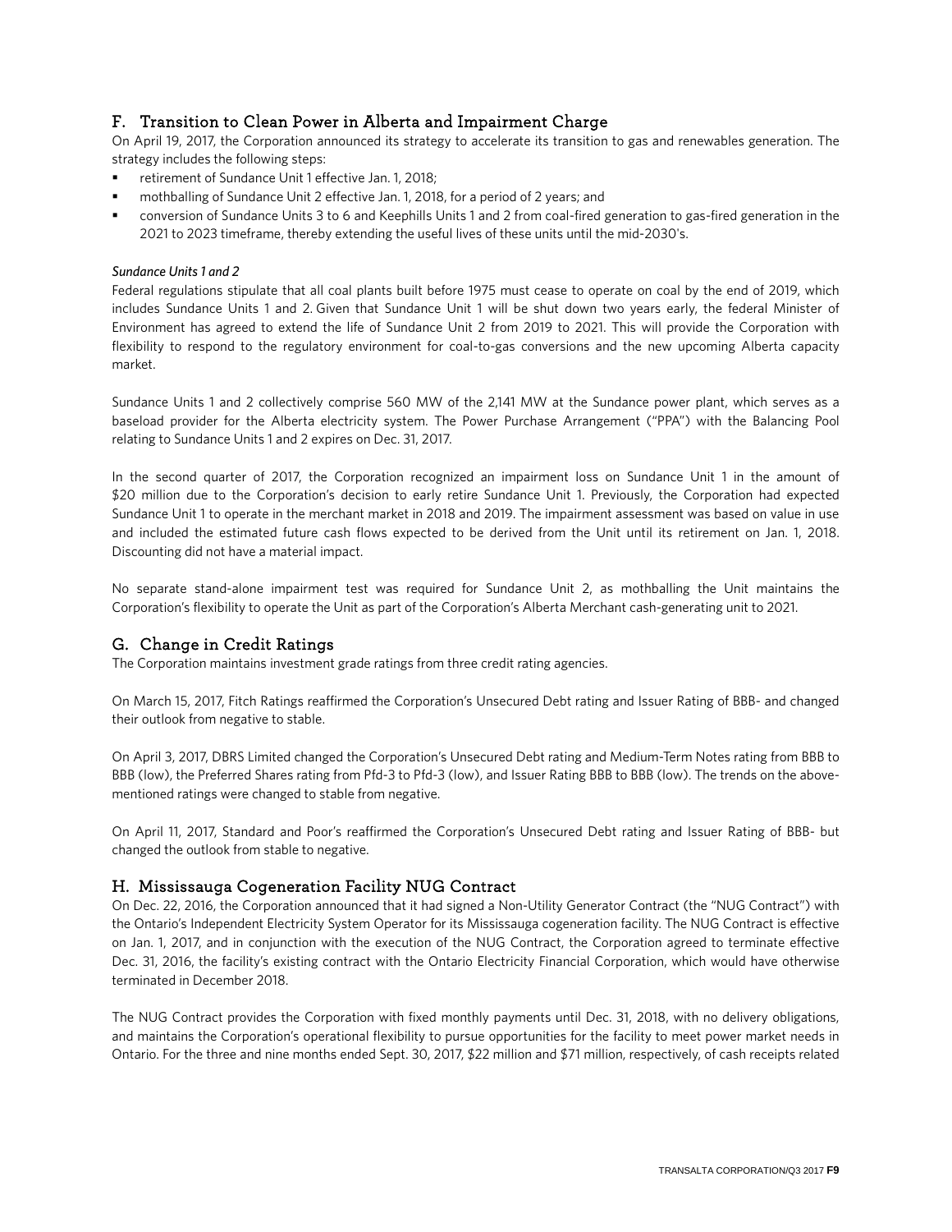## F. Transition to Clean Power in Alberta and Impairment Charge

On April 19, 2017, the Corporation announced its strategy to accelerate its transition to gas and renewables generation. The strategy includes the following steps:

- retirement of Sundance Unit 1 effective Jan. 1, 2018;
- mothballing of Sundance Unit 2 effective Jan. 1, 2018, for a period of 2 years; and
- conversion of Sundance Units 3 to 6 and Keephills Units 1 and 2 from coal-fired generation to gas-fired generation in the 2021 to 2023 timeframe, thereby extending the useful lives of these units until the mid-2030's.

*Sundance Units 1 and 2*

Federal regulations stipulate that all coal plants built before 1975 must cease to operate on coal by the end of 2019, which includes Sundance Units 1 and 2. Given that Sundance Unit 1 will be shut down two years early, the federal Minister of Environment has agreed to extend the life of Sundance Unit 2 from 2019 to 2021. This will provide the Corporation with flexibility to respond to the regulatory environment for coal-to-gas conversions and the new upcoming Alberta capacity market.

Sundance Units 1 and 2 collectively comprise 560 MW of the 2,141 MW at the Sundance power plant, which serves as a baseload provider for the Alberta electricity system. The Power Purchase Arrangement ("PPA") with the Balancing Pool relating to Sundance Units 1 and 2 expires on Dec. 31, 2017.

In the second quarter of 2017, the Corporation recognized an impairment loss on Sundance Unit 1 in the amount of $20 million due to the Corporation's decision to early retire Sundance Unit 1. Previously, the Corporation had expected Sundance Unit 1 to operate in the merchant market in 2018 and 2019. The impairment assessment was based on value in use and included the estimated future cash flows expected to be derived from the Unit until its retirement on Jan. 1, 2018. Discounting did not have a material impact.

No separate stand-alone impairment test was required for Sundance Unit 2, as mothballing the Unit maintains the Corporation's flexibility to operate the Unit as part of the Corporation's Alberta Merchant cash-generating unit to 2021.

## G. Change in Credit Ratings

The Corporation maintains investment grade ratings from three credit rating agencies.

On March 15, 2017, Fitch Ratings reaffirmed the Corporation's Unsecured Debt rating and Issuer Rating of BBB- and changed their outlook from negative to stable.

On April 3, 2017, DBRS Limited changed the Corporation's Unsecured Debt rating and Medium-Term Notes rating from BBB to BBB (low), the Preferred Shares rating from Pfd-3 to Pfd-3 (low), and Issuer Rating BBB to BBB (low). The trends on the above-mentioned ratings were changed to stable from negative.

On April 11, 2017, Standard and Poor's reaffirmed the Corporation's Unsecured Debt rating and Issuer Rating of BBB- but changed the outlook from stable to negative.

## H. Mississauga Cogeneration Facility NUG Contract

On Dec. 22, 2016, the Corporation announced that it had signed a Non-Utility Generator Contract (the "NUG Contract") with the Ontario's Independent Electricity System Operator for its Mississauga cogeneration facility. The NUG Contract is effective on Jan. 1, 2017, and in conjunction with the execution of the NUG Contract, the Corporation agreed to terminate effective Dec. 31, 2016, the facility's existing contract with the Ontario Electricity Financial Corporation, which would have otherwise terminated in December 2018.

The NUG Contract provides the Corporation with fixed monthly payments until Dec. 31, 2018, with no delivery obligations, and maintains the Corporation's operational flexibility to pursue opportunities for the facility to meet power market needs in Ontario. For the three and nine months ended Sept. 30, 2017, $22 million and $71 million, respectively, of cash receipts related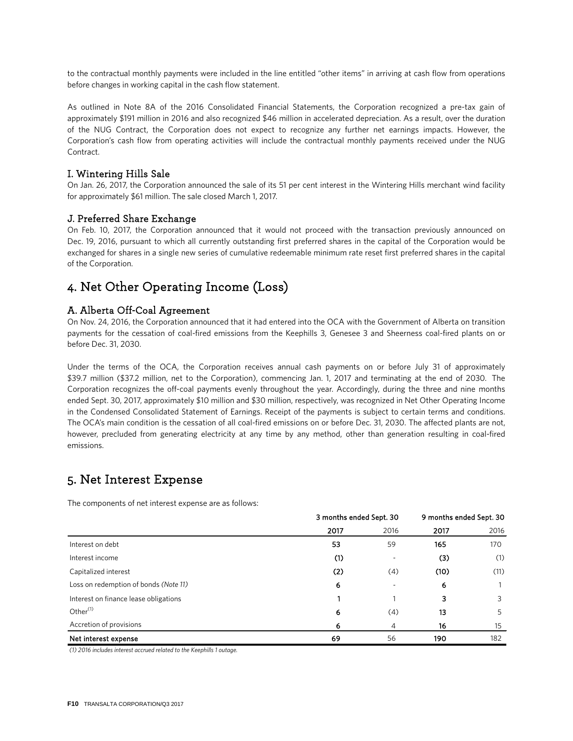to the contractual monthly payments were included in the line entitled "other items" in arriving at cash flow from operations before changes in working capital in the cash flow statement.

As outlined in Note 8A of the 2016 Consolidated Financial Statements, the Corporation recognized a pre-tax gain of approximately \$191 million in 2016 and also recognized \$46 million in accelerated depreciation. As a result, over the duration of the NUG Contract, the Corporation does not expect to recognize any further net earnings impacts. However, the Corporation's cash flow from operating activities will include the contractual monthly payments received under the NUG Contract.

### I. Wintering Hills Sale

On Jan. 26, 2017, the Corporation announced the sale of its 51 per cent interest in the Wintering Hills merchant wind facility for approximately \$61 million. The sale closed March 1, 2017.

### J. Preferred Share Exchange

On Feb. 10, 2017, the Corporation announced that it would not proceed with the transaction previously announced on Dec. 19, 2016, pursuant to which all currently outstanding first preferred shares in the capital of the Corporation would be exchanged for shares in a single new series of cumulative redeemable minimum rate reset first preferred shares in the capital of the Corporation.

## 4. Net Other Operating Income (Loss)

### A. Alberta Off-Coal Agreement

On Nov. 24, 2016, the Corporation announced that it had entered into the OCA with the Government of Alberta on transition payments for the cessation of coal-fired emissions from the Keephills 3, Genesee 3 and Sheerness coal-fired plants on or before Dec. 31, 2030.

Under the terms of the OCA, the Corporation receives annual cash payments on or before July 31 of approximately \$39.7 million (\$37.2 million, net to the Corporation), commencing Jan. 1, 2017 and terminating at the end of 2030. The Corporation recognizes the off-coal payments evenly throughout the year. Accordingly, during the three and nine months ended Sept. 30, 2017, approximately \$10 million and \$30 million, respectively, was recognized in Net Other Operating Income in the Condensed Consolidated Statement of Earnings. Receipt of the payments is subject to certain terms and conditions. The OCA's main condition is the cessation of all coal-fired emissions on or before Dec. 31, 2030. The affected plants are not, however, precluded from generating electricity at any time by any method, other than generation resulting in coal-fired emissions.

## 5. Net Interest Expense

The components of net interest expense are as follows:

| | 3 months ended Sept. 30 | | 9 months ended Sept. 30 | |
|---|---|---|---|---|
| | **2017** | 2016 | **2017** | 2016 |
| Interest on debt | **53** | 59 | **165** | 170 |
| Interest income | **(1)** | - | **(3)** | (1) |
| Capitalized interest | **(2)** | (4) | **(10)** | (11) |
| Loss on redemption of bonds *(Note 11)* | **6** | - | **6** | 1 |
| Interest on finance lease obligations | **1** | 1 | **3** | 3 |
| Other[1] | **6** | (4) | **13** | 5 |
| Accretion of provisions | **6** | 4 | **16** | 15 |
| **Net interest expense** | **69** | 56 | **190** | 182 |

*(1) 2016 includes interest accrued related to the Keephills 1 outage.*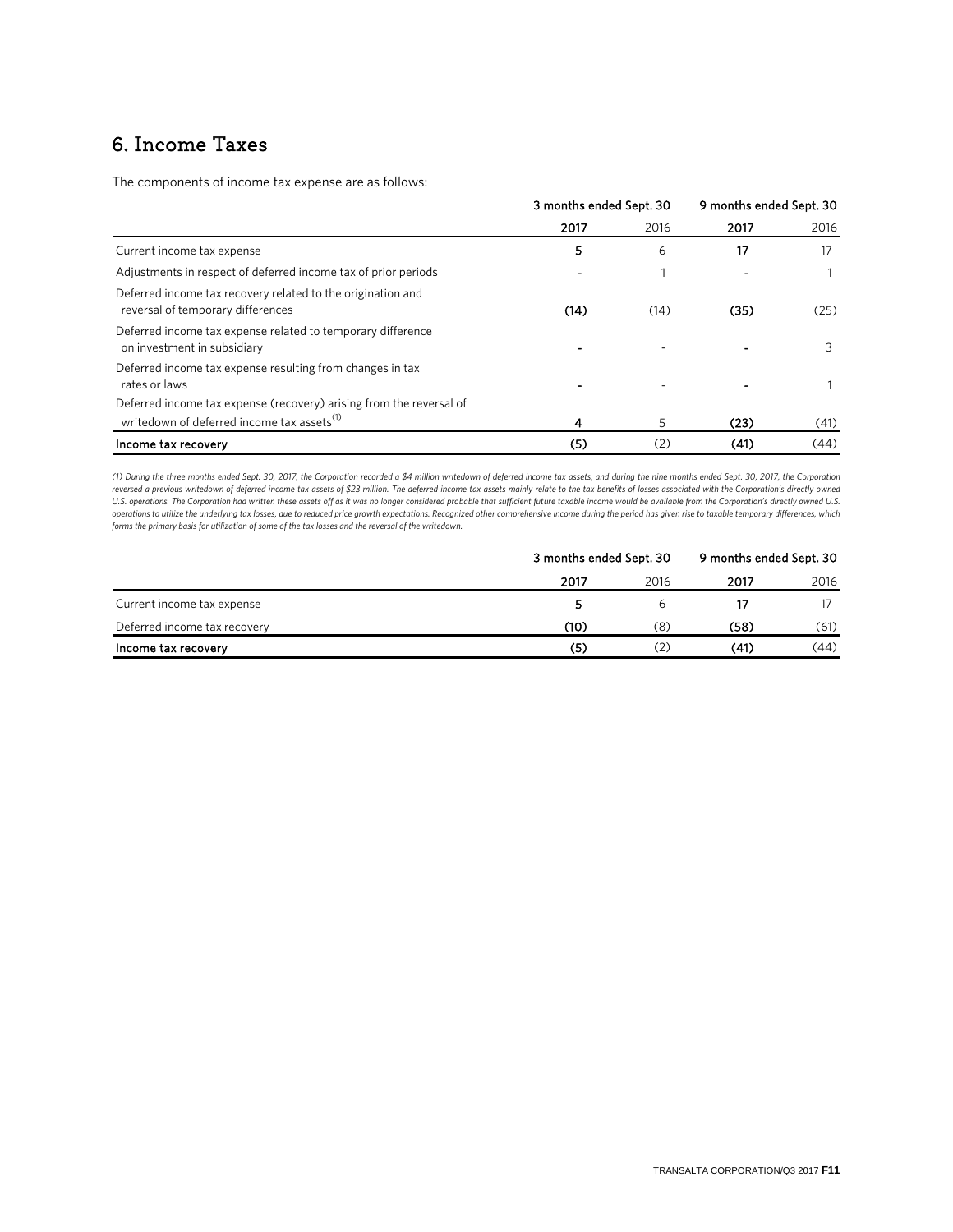## 6. Income Taxes

The components of income tax expense are as follows:

| | 3 months ended Sept. 30 | | 9 months ended Sept. 30 | |
|---|---|---|---|---|
| | **2017** | 2016 | **2017** | 2016 |
| Current income tax expense | **5** | 6 | **17** | 17 |
| Adjustments in respect of deferred income tax of prior periods | **-** | 1 | **-** | 1 |
| Deferred income tax recovery related to the origination and reversal of temporary differences | **(14)** | (14) | **(35)** | (25) |
| Deferred income tax expense related to temporary difference on investment in subsidiary | **-** | - | **-** | 3 |
| Deferred income tax expense resulting from changes in tax rates or laws | **-** | - | **-** | 1 |
| Deferred income tax expense (recovery) arising from the reversal of writedown of deferred income tax assets[(1)] | **4** | 5 | **(23)** | (41) |
| **Income tax recovery** | **(5)** | (2) | **(41)** | (44) |

*(1) During the three months ended Sept. 30, 2017, the Corporation recorded a $4 million writedown of deferred income tax assets, and during the nine months ended Sept. 30, 2017, the Corporation reversed a previous writedown of deferred income tax assets of $23 million. The deferred income tax assets mainly relate to the tax benefits of losses associated with the Corporation's directly owned U.S. operations. The Corporation had written these assets off as it was no longer considered probable that sufficient future taxable income would be available from the Corporation's directly owned U.S. operations to utilize the underlying tax losses, due to reduced price growth expectations. Recognized other comprehensive income during the period has given rise to taxable temporary differences, which forms the primary basis for utilization of some of the tax losses and the reversal of the writedown.*

| | 3 months ended Sept. 30 | | 9 months ended Sept. 30 | |
|---|---|---|---|---|
| | **2017** | 2016 | **2017** | 2016 |
| Current income tax expense | **5** | 6 | **17** | 17 |
| Deferred income tax recovery | **(10)** | (8) | **(58)** | (61) |
| **Income tax recovery** | **(5)** | (2) | **(41)** | (44) |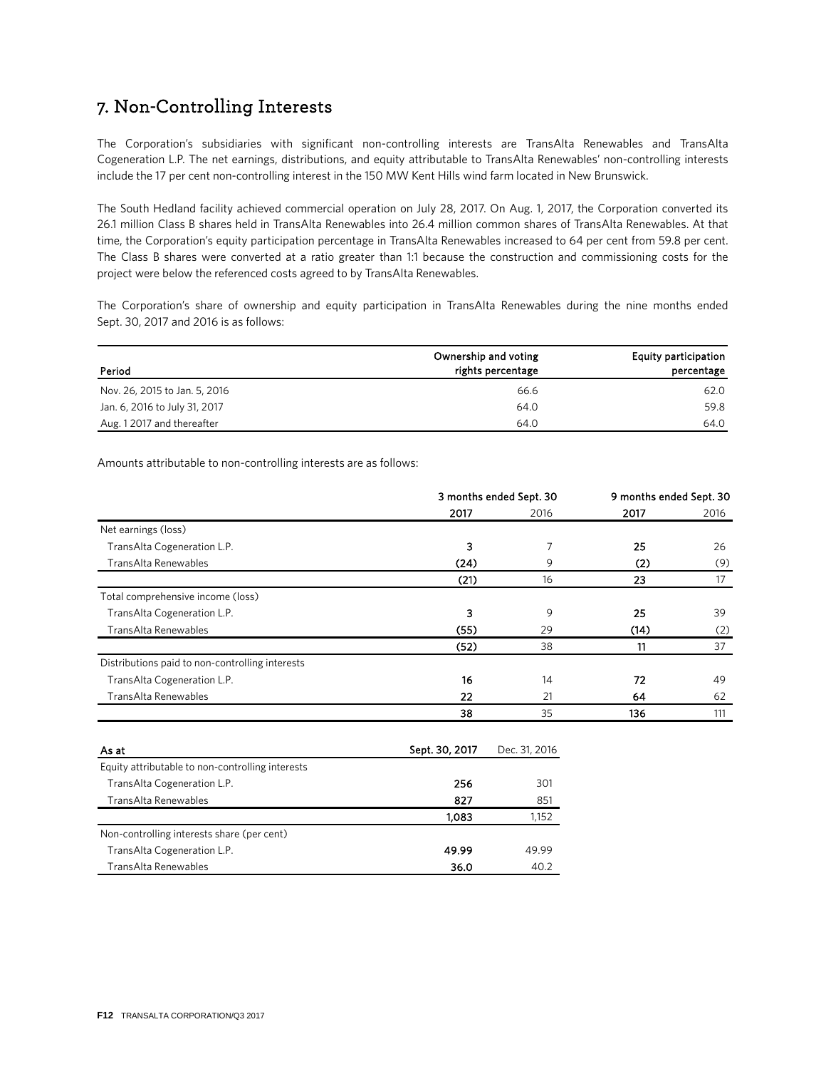## 7. Non-Controlling Interests

The Corporation's subsidiaries with significant non-controlling interests are TransAlta Renewables and TransAlta Cogeneration L.P. The net earnings, distributions, and equity attributable to TransAlta Renewables' non-controlling interests include the 17 per cent non-controlling interest in the 150 MW Kent Hills wind farm located in New Brunswick.

The South Hedland facility achieved commercial operation on July 28, 2017. On Aug. 1, 2017, the Corporation converted its 26.1 million Class B shares held in TransAlta Renewables into 26.4 million common shares of TransAlta Renewables. At that time, the Corporation's equity participation percentage in TransAlta Renewables increased to 64 per cent from 59.8 per cent. The Class B shares were converted at a ratio greater than 1:1 because the construction and commissioning costs for the project were below the referenced costs agreed to by TransAlta Renewables.

The Corporation's share of ownership and equity participation in TransAlta Renewables during the nine months ended Sept. 30, 2017 and 2016 is as follows:

| Period | Ownership and voting rights percentage | Equity participation percentage |
|---|---|---|
| Nov. 26, 2015 to Jan. 5, 2016 | 66.6 | 62.0 |
| Jan. 6, 2016 to July 31, 2017 | 64.0 | 59.8 |
| Aug. 1 2017 and thereafter | 64.0 | 64.0 |

Amounts attributable to non-controlling interests are as follows:

| | 3 months ended Sept. 30 | | 9 months ended Sept. 30 | |
|---|---|---|---|---|
| | **2017** | 2016 | **2017** | 2016 |
| Net earnings (loss) | | | | |
| TransAlta Cogeneration L.P. | **3** | 7 | **25** | 26 |
| TransAlta Renewables | **(24)** | 9 | **(2)** | (9) |
| | **(21)** | 16 | **23** | 17 |
| Total comprehensive income (loss) | | | | |
| TransAlta Cogeneration L.P. | **3** | 9 | **25** | 39 |
| TransAlta Renewables | **(55)** | 29 | **(14)** | (2) |
| | **(52)** | 38 | **11** | 37 |
| Distributions paid to non-controlling interests | | | | |
| TransAlta Cogeneration L.P. | **16** | 14 | **72** | 49 |
| TransAlta Renewables | **22** | 21 | **64** | 62 |
| | **38** | 35 | **136** | 111 |

| As at | Sept. 30, 2017 | Dec. 31, 2016 |
|---|---|---|
| Equity attributable to non-controlling interests | | |
| TransAlta Cogeneration L.P. | **256** | 301 |
| TransAlta Renewables | **827** | 851 |
| | **1,083** | 1,152 |
| Non-controlling interests share (per cent) | | |
| TransAlta Cogeneration L.P. | **49.99** | 49.99 |
| TransAlta Renewables | **36.0** | 40.2 |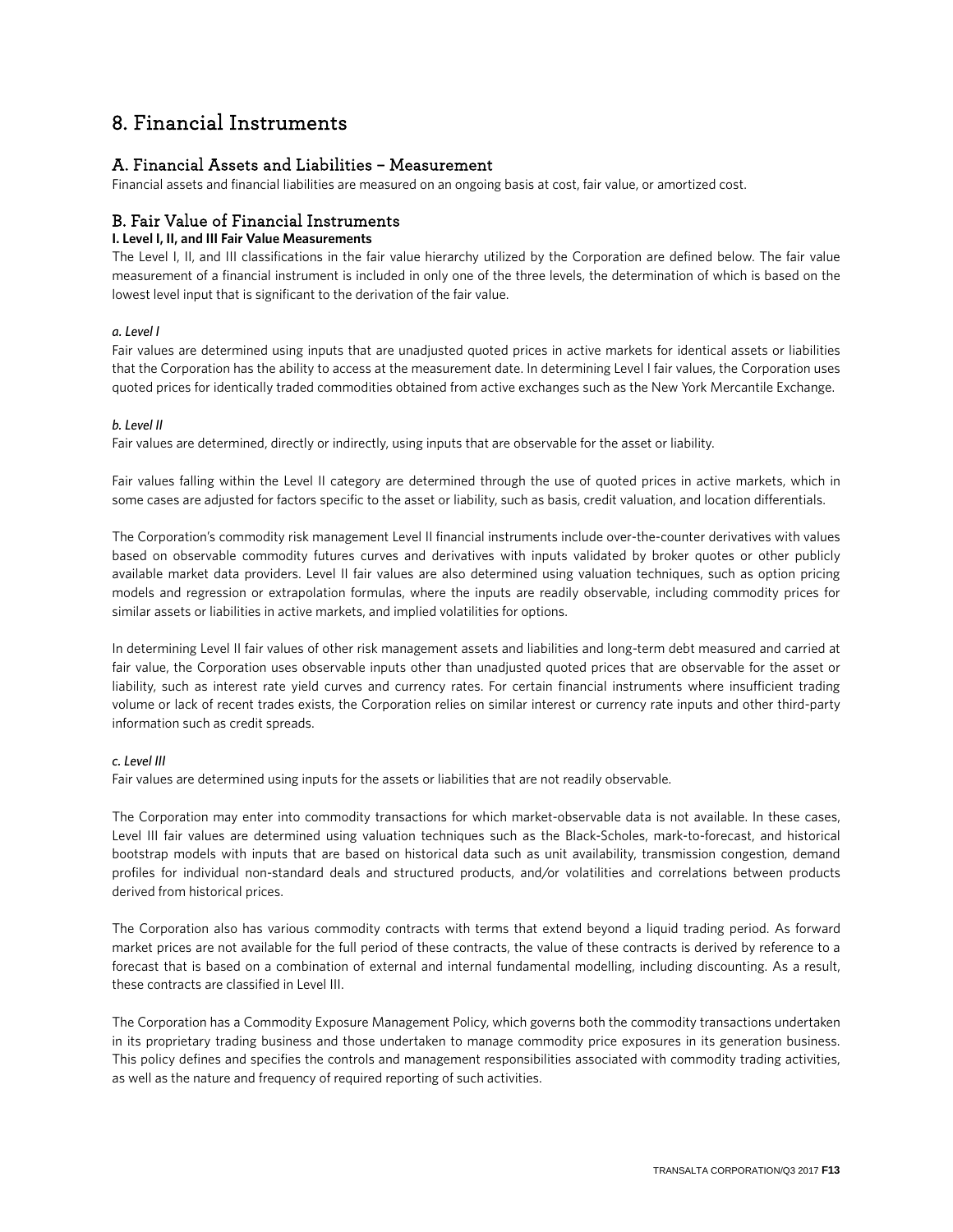# 8. Financial Instruments

## A. Financial Assets and Liabilities – Measurement

Financial assets and financial liabilities are measured on an ongoing basis at cost, fair value, or amortized cost.

## B. Fair Value of Financial Instruments

**I. Level I, II, and III Fair Value Measurements**

The Level I, II, and III classifications in the fair value hierarchy utilized by the Corporation are defined below. The fair value measurement of a financial instrument is included in only one of the three levels, the determination of which is based on the lowest level input that is significant to the derivation of the fair value.

***a. Level I***

Fair values are determined using inputs that are unadjusted quoted prices in active markets for identical assets or liabilities that the Corporation has the ability to access at the measurement date. In determining Level I fair values, the Corporation uses quoted prices for identically traded commodities obtained from active exchanges such as the New York Mercantile Exchange.

***b. Level II***

Fair values are determined, directly or indirectly, using inputs that are observable for the asset or liability.

Fair values falling within the Level II category are determined through the use of quoted prices in active markets, which in some cases are adjusted for factors specific to the asset or liability, such as basis, credit valuation, and location differentials.

The Corporation's commodity risk management Level II financial instruments include over-the-counter derivatives with values based on observable commodity futures curves and derivatives with inputs validated by broker quotes or other publicly available market data providers. Level II fair values are also determined using valuation techniques, such as option pricing models and regression or extrapolation formulas, where the inputs are readily observable, including commodity prices for similar assets or liabilities in active markets, and implied volatilities for options.

In determining Level II fair values of other risk management assets and liabilities and long-term debt measured and carried at fair value, the Corporation uses observable inputs other than unadjusted quoted prices that are observable for the asset or liability, such as interest rate yield curves and currency rates. For certain financial instruments where insufficient trading volume or lack of recent trades exists, the Corporation relies on similar interest or currency rate inputs and other third-party information such as credit spreads.

***c. Level III***

Fair values are determined using inputs for the assets or liabilities that are not readily observable.

The Corporation may enter into commodity transactions for which market-observable data is not available. In these cases, Level III fair values are determined using valuation techniques such as the Black-Scholes, mark-to-forecast, and historical bootstrap models with inputs that are based on historical data such as unit availability, transmission congestion, demand profiles for individual non-standard deals and structured products, and/or volatilities and correlations between products derived from historical prices.

The Corporation also has various commodity contracts with terms that extend beyond a liquid trading period. As forward market prices are not available for the full period of these contracts, the value of these contracts is derived by reference to a forecast that is based on a combination of external and internal fundamental modelling, including discounting. As a result, these contracts are classified in Level III.

The Corporation has a Commodity Exposure Management Policy, which governs both the commodity transactions undertaken in its proprietary trading business and those undertaken to manage commodity price exposures in its generation business. This policy defines and specifies the controls and management responsibilities associated with commodity trading activities, as well as the nature and frequency of required reporting of such activities.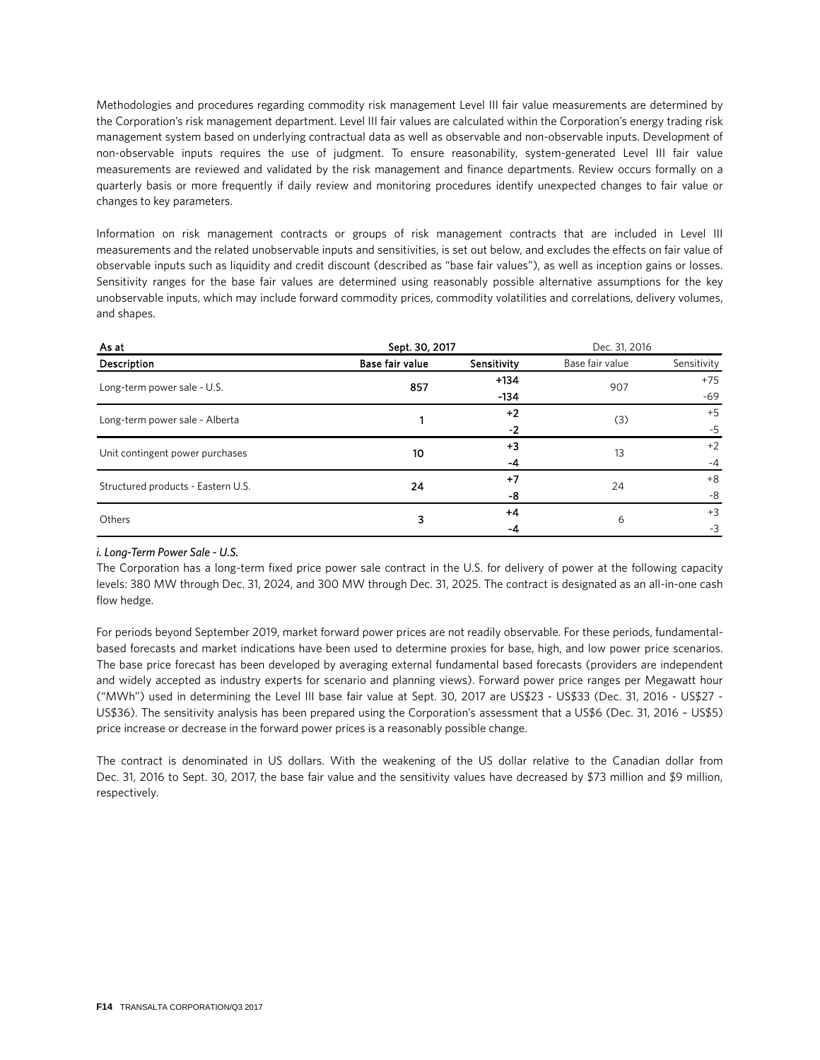Methodologies and procedures regarding commodity risk management Level III fair value measurements are determined by the Corporation's risk management department. Level III fair values are calculated within the Corporation's energy trading risk management system based on underlying contractual data as well as observable and non-observable inputs. Development of non-observable inputs requires the use of judgment. To ensure reasonability, system-generated Level III fair value measurements are reviewed and validated by the risk management and finance departments. Review occurs formally on a quarterly basis or more frequently if daily review and monitoring procedures identify unexpected changes to fair value or changes to key parameters.

Information on risk management contracts or groups of risk management contracts that are included in Level III measurements and the related unobservable inputs and sensitivities, is set out below, and excludes the effects on fair value of observable inputs such as liquidity and credit discount (described as "base fair values"), as well as inception gains or losses. Sensitivity ranges for the base fair values are determined using reasonably possible alternative assumptions for the key unobservable inputs, which may include forward commodity prices, commodity volatilities and correlations, delivery volumes, and shapes.

| As at | Sept. 30, 2017 | | Dec. 31, 2016 | |
|---|---|---|---|---|
| **Description** | **Base fair value** | **Sensitivity** | Base fair value | Sensitivity |
| Long-term power sale - U.S. | 857 | +134<br>-134 | 907 | +75<br>-69 |
| Long-term power sale - Alberta | 1 | +2<br>-2 | (3) | +5<br>-5 |
| Unit contingent power purchases | 10 | +3<br>-4 | 13 | +2<br>-4 |
| Structured products - Eastern U.S. | 24 | +7<br>-8 | 24 | +8<br>-8 |
| Others | 3 | +4<br>-4 | 6 | +3<br>-3 |

***i. Long-Term Power Sale - U.S.***

The Corporation has a long-term fixed price power sale contract in the U.S. for delivery of power at the following capacity levels: 380 MW through Dec. 31, 2024, and 300 MW through Dec. 31, 2025. The contract is designated as an all-in-one cash flow hedge.

For periods beyond September 2019, market forward power prices are not readily observable. For these periods, fundamental-based forecasts and market indications have been used to determine proxies for base, high, and low power price scenarios. The base price forecast has been developed by averaging external fundamental based forecasts (providers are independent and widely accepted as industry experts for scenario and planning views). Forward power price ranges per Megawatt hour ("MWh") used in determining the Level III base fair value at Sept. 30, 2017 are US$23 - US$33 (Dec. 31, 2016 - US$27 - US$36). The sensitivity analysis has been prepared using the Corporation's assessment that a US$6 (Dec. 31, 2016 – US$5) price increase or decrease in the forward power prices is a reasonably possible change.

The contract is denominated in US dollars. With the weakening of the US dollar relative to the Canadian dollar from Dec. 31, 2016 to Sept. 30, 2017, the base fair value and the sensitivity values have decreased by $73 million and $9 million, respectively.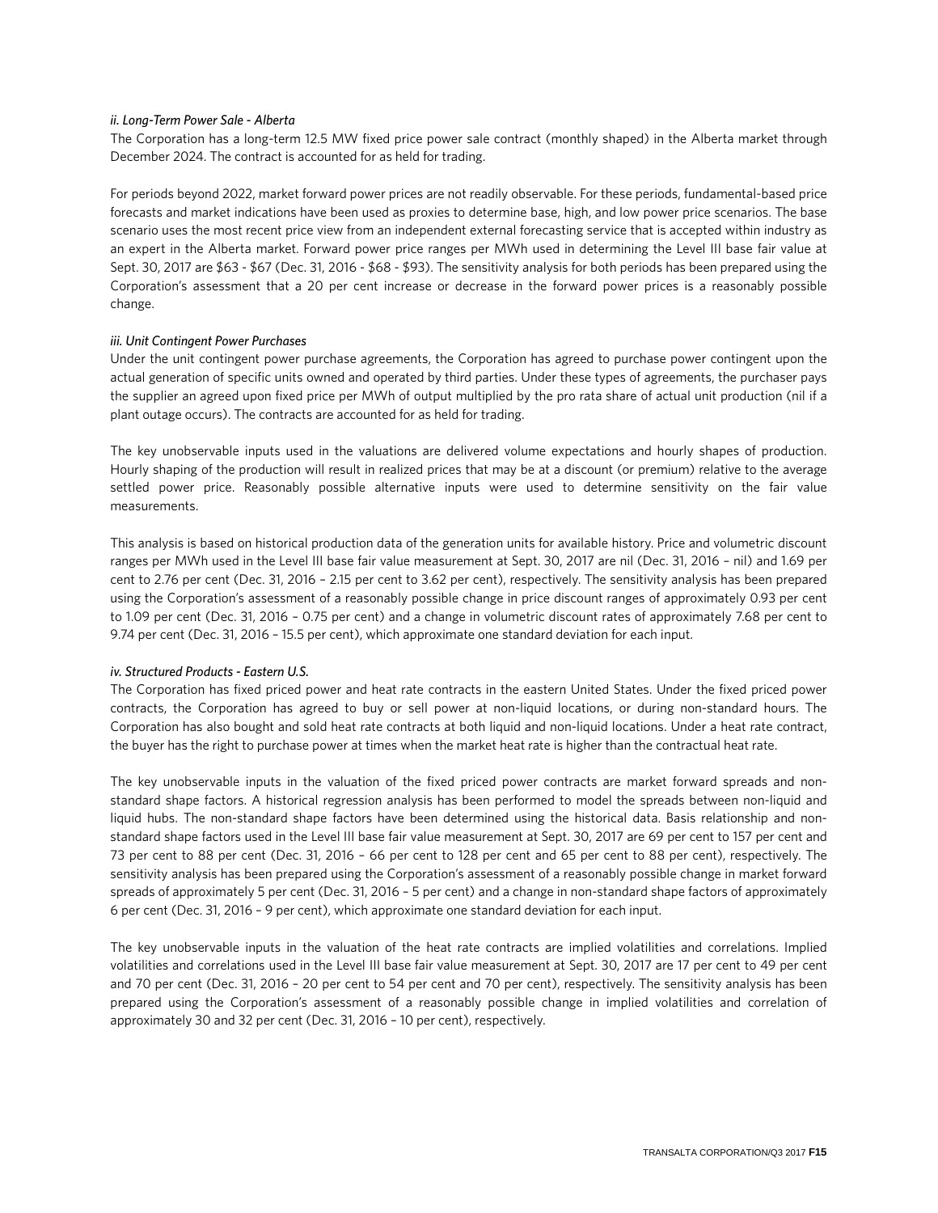*ii. Long-Term Power Sale - Alberta*

The Corporation has a long-term 12.5 MW fixed price power sale contract (monthly shaped) in the Alberta market through December 2024. The contract is accounted for as held for trading.

For periods beyond 2022, market forward power prices are not readily observable. For these periods, fundamental-based price forecasts and market indications have been used as proxies to determine base, high, and low power price scenarios. The base scenario uses the most recent price view from an independent external forecasting service that is accepted within industry as an expert in the Alberta market. Forward power price ranges per MWh used in determining the Level III base fair value at Sept. 30, 2017 are $63 - $67 (Dec. 31, 2016 - $68 - $93). The sensitivity analysis for both periods has been prepared using the Corporation's assessment that a 20 per cent increase or decrease in the forward power prices is a reasonably possible change.

*iii. Unit Contingent Power Purchases*

Under the unit contingent power purchase agreements, the Corporation has agreed to purchase power contingent upon the actual generation of specific units owned and operated by third parties. Under these types of agreements, the purchaser pays the supplier an agreed upon fixed price per MWh of output multiplied by the pro rata share of actual unit production (nil if a plant outage occurs). The contracts are accounted for as held for trading.

The key unobservable inputs used in the valuations are delivered volume expectations and hourly shapes of production. Hourly shaping of the production will result in realized prices that may be at a discount (or premium) relative to the average settled power price. Reasonably possible alternative inputs were used to determine sensitivity on the fair value measurements.

This analysis is based on historical production data of the generation units for available history. Price and volumetric discount ranges per MWh used in the Level III base fair value measurement at Sept. 30, 2017 are nil (Dec. 31, 2016 – nil) and 1.69 per cent to 2.76 per cent (Dec. 31, 2016 – 2.15 per cent to 3.62 per cent), respectively. The sensitivity analysis has been prepared using the Corporation's assessment of a reasonably possible change in price discount ranges of approximately 0.93 per cent to 1.09 per cent (Dec. 31, 2016 – 0.75 per cent) and a change in volumetric discount rates of approximately 7.68 per cent to 9.74 per cent (Dec. 31, 2016 – 15.5 per cent), which approximate one standard deviation for each input.

*iv. Structured Products - Eastern U.S.*

The Corporation has fixed priced power and heat rate contracts in the eastern United States. Under the fixed priced power contracts, the Corporation has agreed to buy or sell power at non-liquid locations, or during non-standard hours. The Corporation has also bought and sold heat rate contracts at both liquid and non-liquid locations. Under a heat rate contract, the buyer has the right to purchase power at times when the market heat rate is higher than the contractual heat rate.

The key unobservable inputs in the valuation of the fixed priced power contracts are market forward spreads and non-standard shape factors. A historical regression analysis has been performed to model the spreads between non-liquid and liquid hubs. The non-standard shape factors have been determined using the historical data. Basis relationship and non-standard shape factors used in the Level III base fair value measurement at Sept. 30, 2017 are 69 per cent to 157 per cent and 73 per cent to 88 per cent (Dec. 31, 2016 – 66 per cent to 128 per cent and 65 per cent to 88 per cent), respectively. The sensitivity analysis has been prepared using the Corporation's assessment of a reasonably possible change in market forward spreads of approximately 5 per cent (Dec. 31, 2016 – 5 per cent) and a change in non-standard shape factors of approximately 6 per cent (Dec. 31, 2016 – 9 per cent), which approximate one standard deviation for each input.

The key unobservable inputs in the valuation of the heat rate contracts are implied volatilities and correlations. Implied volatilities and correlations used in the Level III base fair value measurement at Sept. 30, 2017 are 17 per cent to 49 per cent and 70 per cent (Dec. 31, 2016 – 20 per cent to 54 per cent and 70 per cent), respectively. The sensitivity analysis has been prepared using the Corporation's assessment of a reasonably possible change in implied volatilities and correlation of approximately 30 and 32 per cent (Dec. 31, 2016 – 10 per cent), respectively.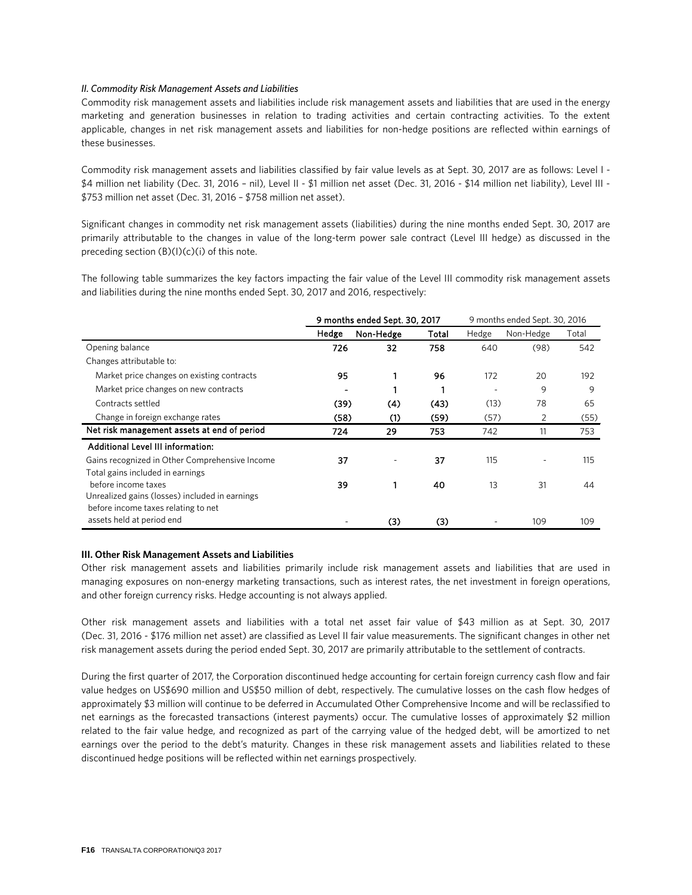*II. Commodity Risk Management Assets and Liabilities*

Commodity risk management assets and liabilities include risk management assets and liabilities that are used in the energy marketing and generation businesses in relation to trading activities and certain contracting activities. To the extent applicable, changes in net risk management assets and liabilities for non-hedge positions are reflected within earnings of these businesses.

Commodity risk management assets and liabilities classified by fair value levels as at Sept. 30, 2017 are as follows: Level I - $4 million net liability (Dec. 31, 2016 – nil), Level II - $1 million net asset (Dec. 31, 2016 - $14 million net liability), Level III - $753 million net asset (Dec. 31, 2016 – $758 million net asset).

Significant changes in commodity net risk management assets (liabilities) during the nine months ended Sept. 30, 2017 are primarily attributable to the changes in value of the long-term power sale contract (Level III hedge) as discussed in the preceding section (B)(I)(c)(i) of this note.

The following table summarizes the key factors impacting the fair value of the Level III commodity risk management assets and liabilities during the nine months ended Sept. 30, 2017 and 2016, respectively:

| | 9 months ended Sept. 30, 2017 | | | 9 months ended Sept. 30, 2016 | | |
|---|---|---|---|---|---|---|
| | **Hedge** | **Non-Hedge** | **Total** | Hedge | Non-Hedge | Total |
| Opening balance | **726** | **32** | **758** | 640 | (98) | 542 |
| Changes attributable to: | | | | | | |
| Market price changes on existing contracts | **95** | **1** | **96** | 172 | 20 | 192 |
| Market price changes on new contracts | **-** | **1** | **1** | - | 9 | 9 |
| Contracts settled | **(39)** | **(4)** | **(43)** | (13) | 78 | 65 |
| Change in foreign exchange rates | **(58)** | **(1)** | **(59)** | (57) | 2 | (55) |
| **Net risk management assets at end of period** | **724** | **29** | **753** | 742 | 11 | 753 |
| **Additional Level III information:** | | | | | | |
| Gains recognized in Other Comprehensive Income | **37** | - | **37** | 115 | - | 115 |
| Total gains included in earnings before income taxes | **39** | **1** | **40** | 13 | 31 | 44 |
| Unrealized gains (losses) included in earnings before income taxes relating to net assets held at period end | - | **(3)** | **(3)** | - | 109 | 109 |

**III. Other Risk Management Assets and Liabilities**

Other risk management assets and liabilities primarily include risk management assets and liabilities that are used in managing exposures on non-energy marketing transactions, such as interest rates, the net investment in foreign operations, and other foreign currency risks. Hedge accounting is not always applied.

Other risk management assets and liabilities with a total net asset fair value of $43 million as at Sept. 30, 2017 (Dec. 31, 2016 - $176 million net asset) are classified as Level II fair value measurements. The significant changes in other net risk management assets during the period ended Sept. 30, 2017 are primarily attributable to the settlement of contracts.

During the first quarter of 2017, the Corporation discontinued hedge accounting for certain foreign currency cash flow and fair value hedges on US$690 million and US$50 million of debt, respectively. The cumulative losses on the cash flow hedges of approximately $3 million will continue to be deferred in Accumulated Other Comprehensive Income and will be reclassified to net earnings as the forecasted transactions (interest payments) occur. The cumulative losses of approximately $2 million related to the fair value hedge, and recognized as part of the carrying value of the hedged debt, will be amortized to net earnings over the period to the debt's maturity. Changes in these risk management assets and liabilities related to these discontinued hedge positions will be reflected within net earnings prospectively.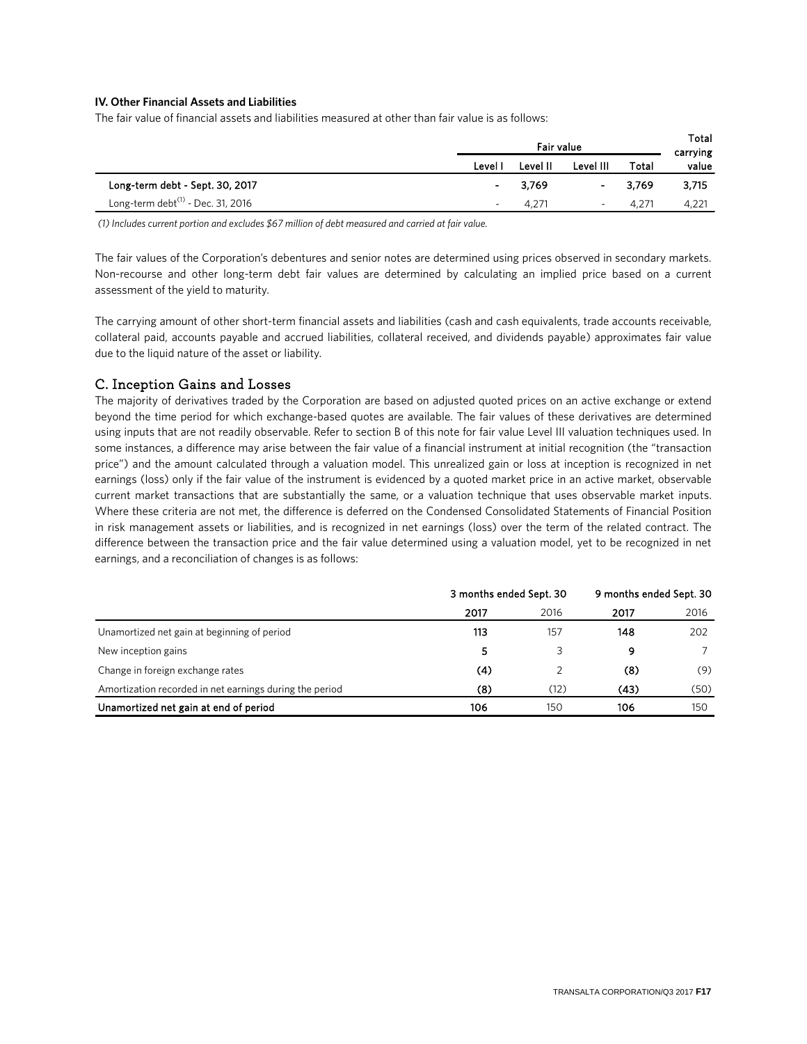**IV. Other Financial Assets and Liabilities**

The fair value of financial assets and liabilities measured at other than fair value is as follows:

| | Fair value | | | | Total carrying |
|---|---|---|---|---|---|
| | Level I | Level II | Level III | Total | value |
| **Long-term debt - Sept. 30, 2017** | **-** | **3,769** | **-** | **3,769** | **3,715** |
| Long-term debt[(1)] - Dec. 31, 2016 | - | 4,271 | - | 4,271 | 4,221 |

*(1) Includes current portion and excludes $67 million of debt measured and carried at fair value.*

The fair values of the Corporation's debentures and senior notes are determined using prices observed in secondary markets. Non-recourse and other long-term debt fair values are determined by calculating an implied price based on a current assessment of the yield to maturity.

The carrying amount of other short-term financial assets and liabilities (cash and cash equivalents, trade accounts receivable, collateral paid, accounts payable and accrued liabilities, collateral received, and dividends payable) approximates fair value due to the liquid nature of the asset or liability.

## C. Inception Gains and Losses

The majority of derivatives traded by the Corporation are based on adjusted quoted prices on an active exchange or extend beyond the time period for which exchange-based quotes are available. The fair values of these derivatives are determined using inputs that are not readily observable. Refer to section B of this note for fair value Level III valuation techniques used. In some instances, a difference may arise between the fair value of a financial instrument at initial recognition (the "transaction price") and the amount calculated through a valuation model. This unrealized gain or loss at inception is recognized in net earnings (loss) only if the fair value of the instrument is evidenced by a quoted market price in an active market, observable current market transactions that are substantially the same, or a valuation technique that uses observable market inputs. Where these criteria are not met, the difference is deferred on the Condensed Consolidated Statements of Financial Position in risk management assets or liabilities, and is recognized in net earnings (loss) over the term of the related contract. The difference between the transaction price and the fair value determined using a valuation model, yet to be recognized in net earnings, and a reconciliation of changes is as follows:

| | 3 months ended Sept. 30 | | 9 months ended Sept. 30 | |
|---|---|---|---|---|
| | **2017** | 2016 | **2017** | 2016 |
| Unamortized net gain at beginning of period | **113** | 157 | **148** | 202 |
| New inception gains | **5** | 3 | **9** | 7 |
| Change in foreign exchange rates | **(4)** | 2 | **(8)** | (9) |
| Amortization recorded in net earnings during the period | **(8)** | (12) | **(43)** | (50) |
| **Unamortized net gain at end of period** | **106** | 150 | **106** | 150 |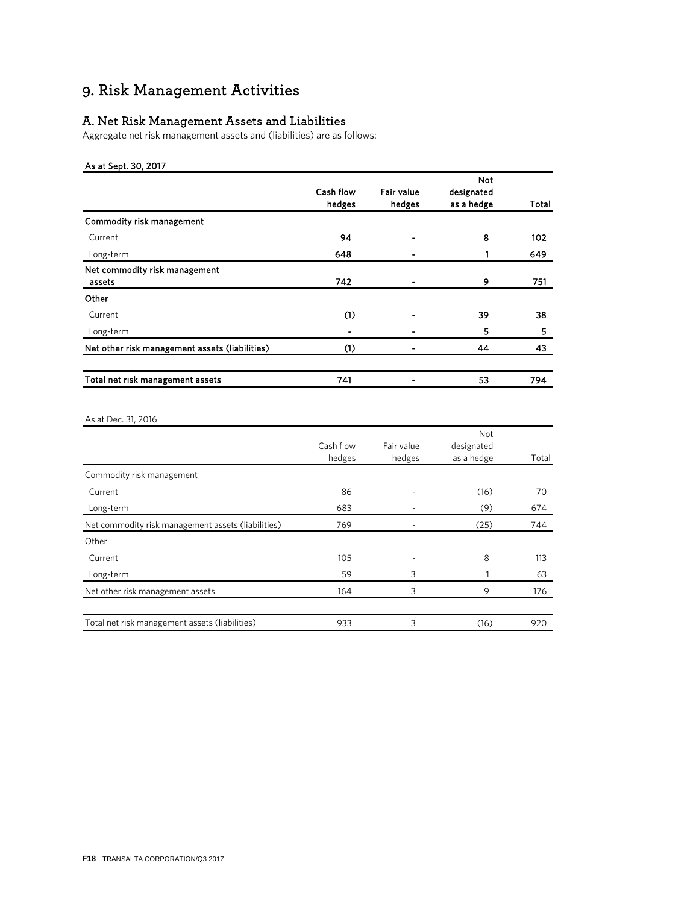# 9. Risk Management Activities

## A. Net Risk Management Assets and Liabilities

Aggregate net risk management assets and (liabilities) are as follows:

**As at Sept. 30, 2017**

| | Cash flow hedges | Fair value hedges | Not designated as a hedge | Total |
|---|---|---|---|---|
| **Commodity risk management** | | | | |
| Current | **94** | **-** | **8** | **102** |
| Long-term | **648** | **-** | **1** | **649** |
| **Net commodity risk management assets** | **742** | **-** | **9** | **751** |
| **Other** | | | | |
| Current | **(1)** | **-** | **39** | **38** |
| Long-term | **-** | **-** | **5** | **5** |
| **Net other risk management assets (liabilities)** | **(1)** | **-** | **44** | **43** |
| | | | | |
| **Total net risk management assets** | **741** | **-** | **53** | **794** |

As at Dec. 31, 2016

| | Cash flow hedges | Fair value hedges | Not designated as a hedge | Total |
|---|---|---|---|---|
| Commodity risk management | | | | |
| Current | 86 | - | (16) | 70 |
| Long-term | 683 | - | (9) | 674 |
| Net commodity risk management assets (liabilities) | 769 | - | (25) | 744 |
| Other | | | | |
| Current | 105 | - | 8 | 113 |
| Long-term | 59 | 3 | 1 | 63 |
| Net other risk management assets | 164 | 3 | 9 | 176 |
| | | | | |
| Total net risk management assets (liabilities) | 933 | 3 | (16) | 920 |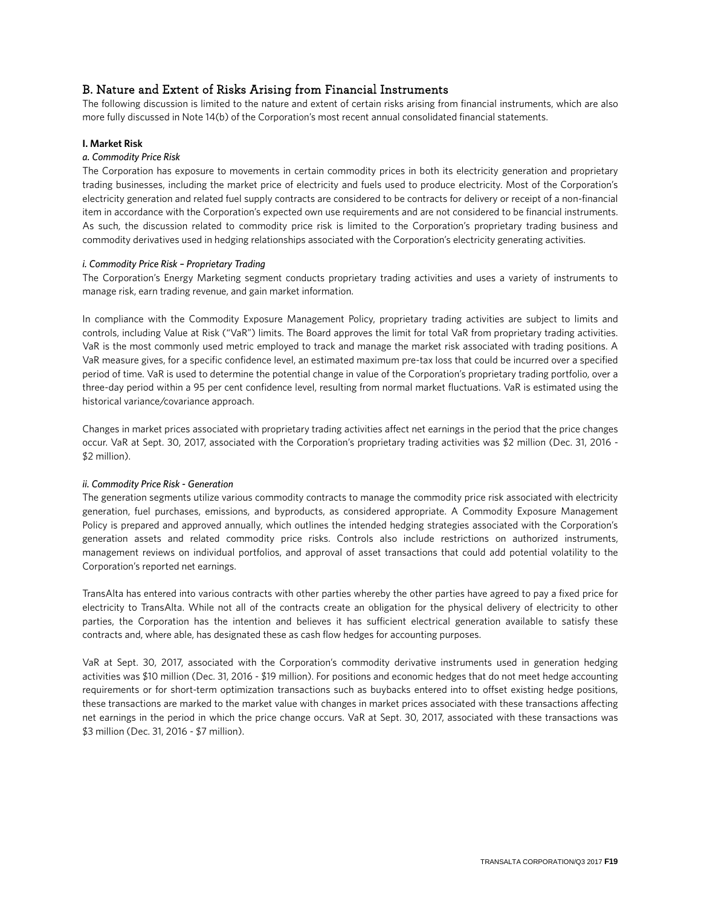## B. Nature and Extent of Risks Arising from Financial Instruments

The following discussion is limited to the nature and extent of certain risks arising from financial instruments, which are also more fully discussed in Note 14(b) of the Corporation's most recent annual consolidated financial statements.

**I. Market Risk**

*a. Commodity Price Risk*

The Corporation has exposure to movements in certain commodity prices in both its electricity generation and proprietary trading businesses, including the market price of electricity and fuels used to produce electricity. Most of the Corporation's electricity generation and related fuel supply contracts are considered to be contracts for delivery or receipt of a non-financial item in accordance with the Corporation's expected own use requirements and are not considered to be financial instruments. As such, the discussion related to commodity price risk is limited to the Corporation's proprietary trading business and commodity derivatives used in hedging relationships associated with the Corporation's electricity generating activities.

*i. Commodity Price Risk – Proprietary Trading*

The Corporation's Energy Marketing segment conducts proprietary trading activities and uses a variety of instruments to manage risk, earn trading revenue, and gain market information.

In compliance with the Commodity Exposure Management Policy, proprietary trading activities are subject to limits and controls, including Value at Risk ("VaR") limits. The Board approves the limit for total VaR from proprietary trading activities. VaR is the most commonly used metric employed to track and manage the market risk associated with trading positions. A VaR measure gives, for a specific confidence level, an estimated maximum pre-tax loss that could be incurred over a specified period of time. VaR is used to determine the potential change in value of the Corporation's proprietary trading portfolio, over a three-day period within a 95 per cent confidence level, resulting from normal market fluctuations. VaR is estimated using the historical variance/covariance approach.

Changes in market prices associated with proprietary trading activities affect net earnings in the period that the price changes occur. VaR at Sept. 30, 2017, associated with the Corporation's proprietary trading activities was $2 million (Dec. 31, 2016 - $2 million).

*ii. Commodity Price Risk - Generation*

The generation segments utilize various commodity contracts to manage the commodity price risk associated with electricity generation, fuel purchases, emissions, and byproducts, as considered appropriate. A Commodity Exposure Management Policy is prepared and approved annually, which outlines the intended hedging strategies associated with the Corporation's generation assets and related commodity price risks. Controls also include restrictions on authorized instruments, management reviews on individual portfolios, and approval of asset transactions that could add potential volatility to the Corporation's reported net earnings.

TransAlta has entered into various contracts with other parties whereby the other parties have agreed to pay a fixed price for electricity to TransAlta. While not all of the contracts create an obligation for the physical delivery of electricity to other parties, the Corporation has the intention and believes it has sufficient electrical generation available to satisfy these contracts and, where able, has designated these as cash flow hedges for accounting purposes.

VaR at Sept. 30, 2017, associated with the Corporation's commodity derivative instruments used in generation hedging activities was $10 million (Dec. 31, 2016 - $19 million). For positions and economic hedges that do not meet hedge accounting requirements or for short-term optimization transactions such as buybacks entered into to offset existing hedge positions, these transactions are marked to the market value with changes in market prices associated with these transactions affecting net earnings in the period in which the price change occurs. VaR at Sept. 30, 2017, associated with these transactions was $3 million (Dec. 31, 2016 - $7 million).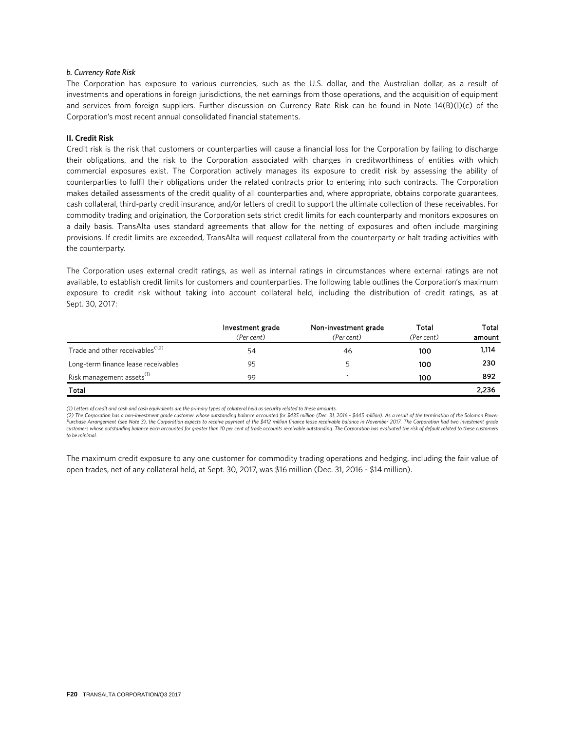*b. Currency Rate Risk*

The Corporation has exposure to various currencies, such as the U.S. dollar, and the Australian dollar, as a result of investments and operations in foreign jurisdictions, the net earnings from those operations, and the acquisition of equipment and services from foreign suppliers. Further discussion on Currency Rate Risk can be found in Note 14(B)(I)(c) of the Corporation's most recent annual consolidated financial statements.

**II. Credit Risk**

Credit risk is the risk that customers or counterparties will cause a financial loss for the Corporation by failing to discharge their obligations, and the risk to the Corporation associated with changes in creditworthiness of entities with which commercial exposures exist. The Corporation actively manages its exposure to credit risk by assessing the ability of counterparties to fulfil their obligations under the related contracts prior to entering into such contracts. The Corporation makes detailed assessments of the credit quality of all counterparties and, where appropriate, obtains corporate guarantees, cash collateral, third-party credit insurance, and/or letters of credit to support the ultimate collection of these receivables. For commodity trading and origination, the Corporation sets strict credit limits for each counterparty and monitors exposures on a daily basis. TransAlta uses standard agreements that allow for the netting of exposures and often include margining provisions. If credit limits are exceeded, TransAlta will request collateral from the counterparty or halt trading activities with the counterparty.

The Corporation uses external credit ratings, as well as internal ratings in circumstances where external ratings are not available, to establish credit limits for customers and counterparties. The following table outlines the Corporation's maximum exposure to credit risk without taking into account collateral held, including the distribution of credit ratings, as at Sept. 30, 2017:

| | Investment grade *(Per cent)* | Non-investment grade *(Per cent)* | Total *(Per cent)* | Total amount |
|---|---|---|---|---|
| Trade and other receivables[1,2] | 54 | 46 | 100 | 1,114 |
| Long-term finance lease receivables | 95 | 5 | 100 | 230 |
| Risk management assets[1] | 99 | 1 | 100 | 892 |
| **Total** | | | | **2,236** |

*(1) Letters of credit and cash and cash equivalents are the primary types of collateral held as security related to these amounts.*

*(2) The Corporation has a non-investment grade customer whose outstanding balance accounted for $435 million (Dec. 31, 2016 - $445 million). As a result of the termination of the Solomon Power Purchase Arrangement (see Note 3), the Corporation expects to receive payment of the $412 million finance lease receivable balance in November 2017. The Corporation had two investment grade customers whose outstanding balance each accounted for greater than 10 per cent of trade accounts receivable outstanding. The Corporation has evaluated the risk of default related to these customers to be minimal.*

The maximum credit exposure to any one customer for commodity trading operations and hedging, including the fair value of open trades, net of any collateral held, at Sept. 30, 2017, was $16 million (Dec. 31, 2016 - $14 million).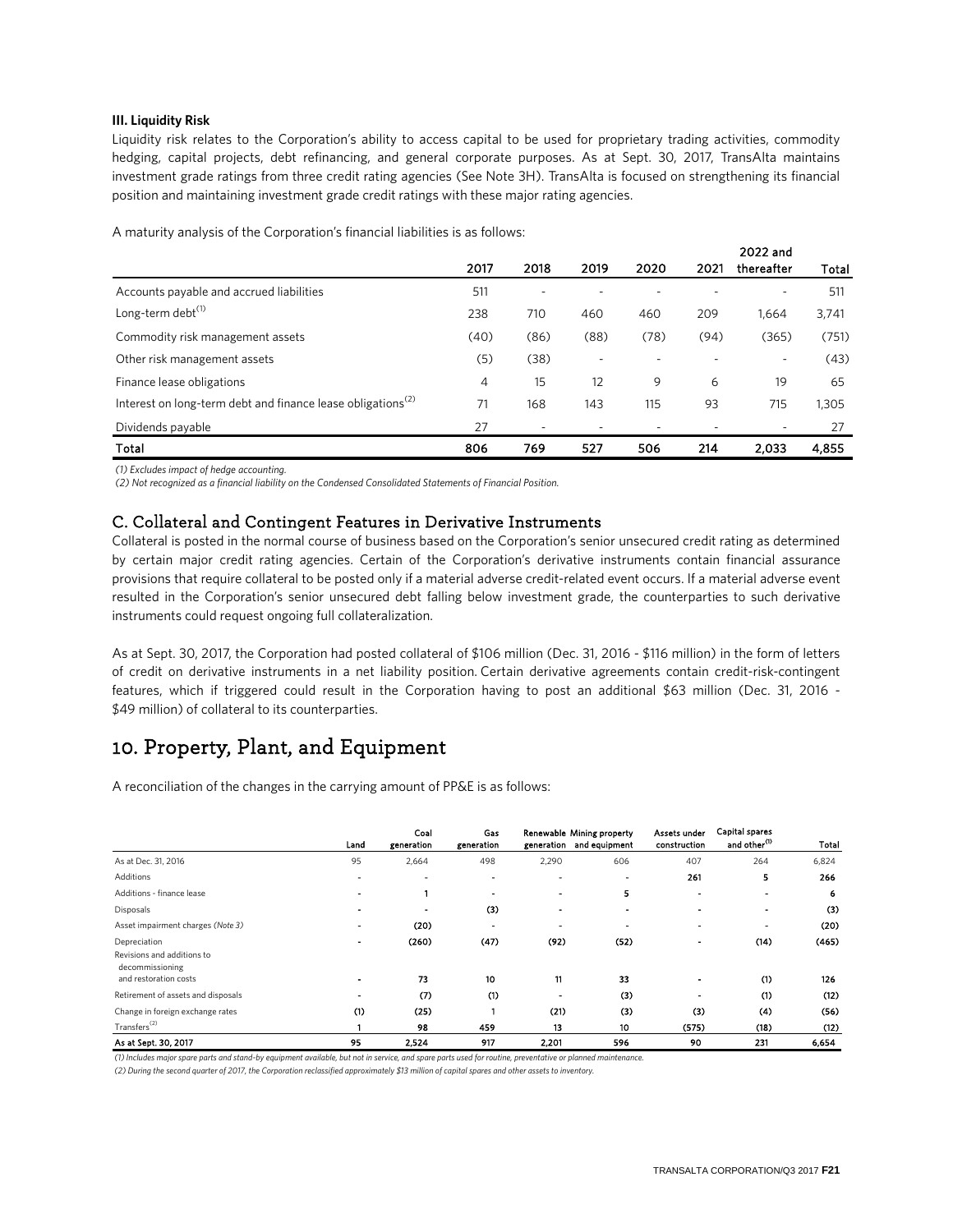**III. Liquidity Risk**

Liquidity risk relates to the Corporation's ability to access capital to be used for proprietary trading activities, commodity hedging, capital projects, debt refinancing, and general corporate purposes. As at Sept. 30, 2017, TransAlta maintains investment grade ratings from three credit rating agencies (See Note 3H). TransAlta is focused on strengthening its financial position and maintaining investment grade credit ratings with these major rating agencies.

A maturity analysis of the Corporation's financial liabilities is as follows:

| | 2017 | 2018 | 2019 | 2020 | 2021 | 2022 and thereafter | Total |
|---|---|---|---|---|---|---|---|
| Accounts payable and accrued liabilities | 511 | - | - | - | - | - | 511 |
| Long-term debt[(1)] | 238 | 710 | 460 | 460 | 209 | 1,664 | 3,741 |
| Commodity risk management assets | (40) | (86) | (88) | (78) | (94) | (365) | (751) |
| Other risk management assets | (5) | (38) | - | - | - | - | (43) |
| Finance lease obligations | 4 | 15 | 12 | 9 | 6 | 19 | 65 |
| Interest on long-term debt and finance lease obligations[(2)] | 71 | 168 | 143 | 115 | 93 | 715 | 1,305 |
| Dividends payable | 27 | - | - | - | - | - | 27 |
| **Total** | **806** | **769** | **527** | **506** | **214** | **2,033** | **4,855** |

*(1) Excludes impact of hedge accounting.*

*(2) Not recognized as a financial liability on the Condensed Consolidated Statements of Financial Position.*

## C. Collateral and Contingent Features in Derivative Instruments

Collateral is posted in the normal course of business based on the Corporation's senior unsecured credit rating as determined by certain major credit rating agencies. Certain of the Corporation's derivative instruments contain financial assurance provisions that require collateral to be posted only if a material adverse credit-related event occurs. If a material adverse event resulted in the Corporation's senior unsecured debt falling below investment grade, the counterparties to such derivative instruments could request ongoing full collateralization.

As at Sept. 30, 2017, the Corporation had posted collateral of $106 million (Dec. 31, 2016 - $116 million) in the form of letters of credit on derivative instruments in a net liability position. Certain derivative agreements contain credit-risk-contingent features, which if triggered could result in the Corporation having to post an additional $63 million (Dec. 31, 2016 - $49 million) of collateral to its counterparties.

# 10. Property, Plant, and Equipment

A reconciliation of the changes in the carrying amount of PP&E is as follows:

| | Land | Coal generation | Gas generation | Renewable generation | Mining property and equipment | Assets under construction | Capital spares and other[(1)] | Total |
|---|---|---|---|---|---|---|---|---|
| As at Dec. 31, 2016 | 95 | 2,664 | 498 | 2,290 | 606 | 407 | 264 | 6,824 |
| Additions | - | - | - | - | - | 261 | 5 | 266 |
| Additions - finance lease | - | 1 | - | - | 5 | - | - | 6 |
| Disposals | - | - | (3) | - | - | - | - | (3) |
| Asset impairment charges (*Note 3*) | - | (20) | - | - | - | - | - | (20) |
| Depreciation | - | (260) | (47) | (92) | (52) | - | (14) | (465) |
| Revisions and additions to decommissioning and restoration costs | - | 73 | 10 | 11 | 33 | - | (1) | 126 |
| Retirement of assets and disposals | - | (7) | (1) | - | (3) | - | (1) | (12) |
| Change in foreign exchange rates | (1) | (25) | 1 | (21) | (3) | (3) | (4) | (56) |
| Transfers[(2)] | 1 | 98 | 459 | 13 | 10 | (575) | (18) | (12) |
| **As at Sept. 30, 2017** | **95** | **2,524** | **917** | **2,201** | **596** | **90** | **231** | **6,654** |

*(1) Includes major spare parts and stand-by equipment available, but not in service, and spare parts used for routine, preventative or planned maintenance.*

*(2) During the second quarter of 2017, the Corporation reclassified approximately $13 million of capital spares and other assets to inventory.*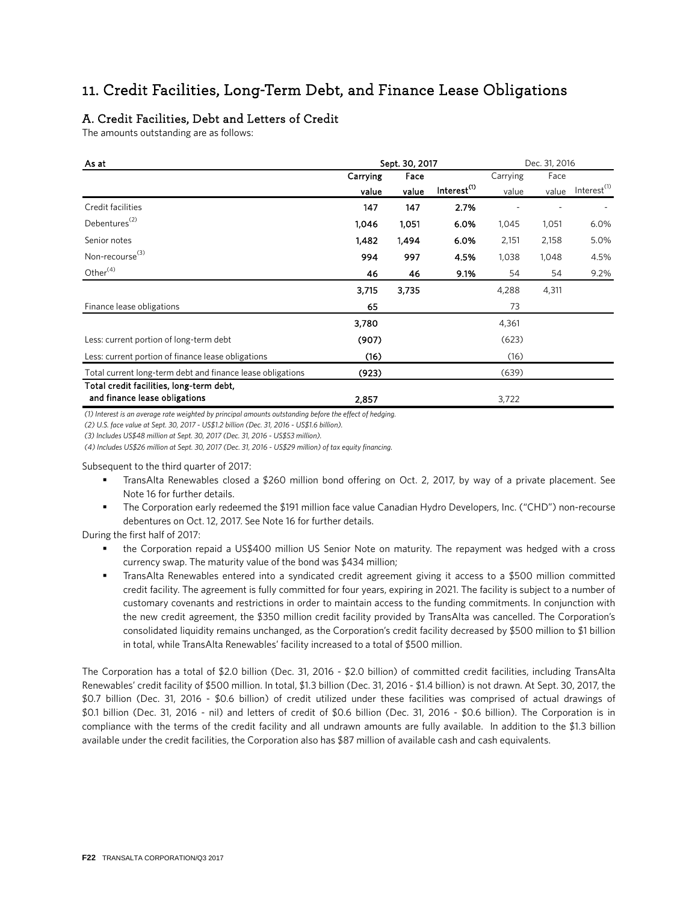## 11. Credit Facilities, Long-Term Debt, and Finance Lease Obligations

### A. Credit Facilities, Debt and Letters of Credit

The amounts outstanding are as follows:

| As at | Sept. 30, 2017 | | | Dec. 31, 2016 | | |
|---|---|---|---|---|---|---|
| | Carrying value | Face value | Interest[1] | Carrying value | Face value | Interest[1] |
| Credit facilities | 147 | 147 | 2.7% | - | - | - |
| Debentures[2] | 1,046 | 1,051 | 6.0% | 1,045 | 1,051 | 6.0% |
| Senior notes | 1,482 | 1,494 | 6.0% | 2,151 | 2,158 | 5.0% |
| Non-recourse[3] | 994 | 997 | 4.5% | 1,038 | 1,048 | 4.5% |
| Other[4] | 46 | 46 | 9.1% | 54 | 54 | 9.2% |
| | 3,715 | 3,735 | | 4,288 | 4,311 | |
| Finance lease obligations | 65 | | | 73 | | |
| | 3,780 | | | 4,361 | | |
| Less: current portion of long-term debt | (907) | | | (623) | | |
| Less: current portion of finance lease obligations | (16) | | | (16) | | |
| Total current long-term debt and finance lease obligations | (923) | | | (639) | | |
| **Total credit facilities, long-term debt, and finance lease obligations** | **2,857** | | | 3,722 | | |

*(1) Interest is an average rate weighted by principal amounts outstanding before the effect of hedging.*

*(2) U.S. face value at Sept. 30, 2017 - US$1.2 billion (Dec. 31, 2016 - US$1.6 billion).*

*(3) Includes US$48 million at Sept. 30, 2017 (Dec. 31, 2016 - US$53 million).*

*(4) Includes US$26 million at Sept. 30, 2017 (Dec. 31, 2016 - US$29 million) of tax equity financing.*

Subsequent to the third quarter of 2017:

- TransAlta Renewables closed a $260 million bond offering on Oct. 2, 2017, by way of a private placement. See Note 16 for further details.
- The Corporation early redeemed the $191 million face value Canadian Hydro Developers, Inc. ("CHD") non-recourse debentures on Oct. 12, 2017. See Note 16 for further details.

During the first half of 2017:

- the Corporation repaid a US$400 million US Senior Note on maturity. The repayment was hedged with a cross currency swap. The maturity value of the bond was $434 million;
- TransAlta Renewables entered into a syndicated credit agreement giving it access to a $500 million committed credit facility. The agreement is fully committed for four years, expiring in 2021. The facility is subject to a number of customary covenants and restrictions in order to maintain access to the funding commitments. In conjunction with the new credit agreement, the $350 million credit facility provided by TransAlta was cancelled. The Corporation's consolidated liquidity remains unchanged, as the Corporation's credit facility decreased by $500 million to $1 billion in total, while TransAlta Renewables' facility increased to a total of $500 million.

The Corporation has a total of $2.0 billion (Dec. 31, 2016 - $2.0 billion) of committed credit facilities, including TransAlta Renewables' credit facility of $500 million. In total, $1.3 billion (Dec. 31, 2016 - $1.4 billion) is not drawn. At Sept. 30, 2017, the $0.7 billion (Dec. 31, 2016 - $0.6 billion) of credit utilized under these facilities was comprised of actual drawings of $0.1 billion (Dec. 31, 2016 - nil) and letters of credit of $0.6 billion (Dec. 31, 2016 - $0.6 billion). The Corporation is in compliance with the terms of the credit facility and all undrawn amounts are fully available. In addition to the $1.3 billion available under the credit facilities, the Corporation also has $87 million of available cash and cash equivalents.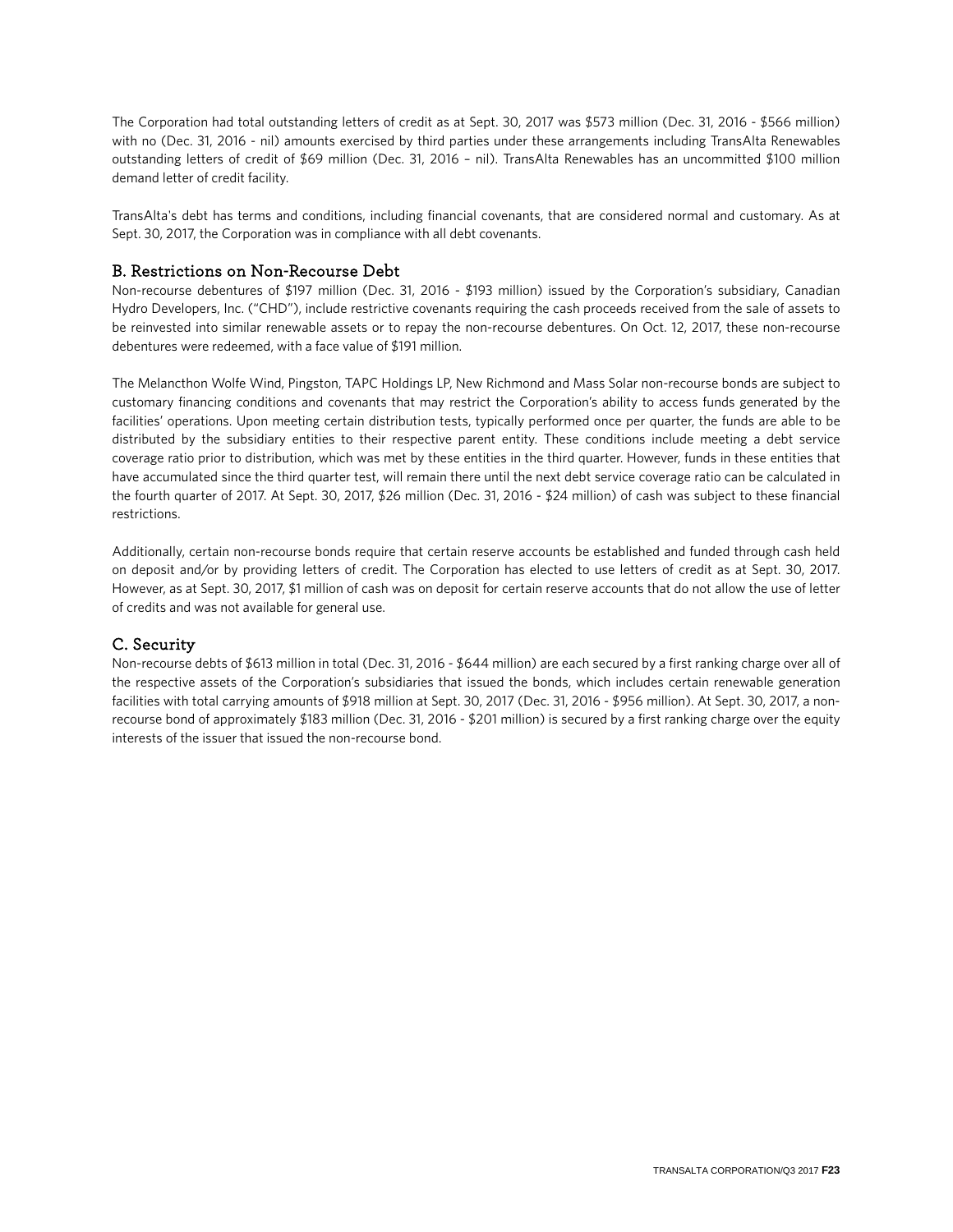The Corporation had total outstanding letters of credit as at Sept. 30, 2017 was $573 million (Dec. 31, 2016 - $566 million) with no (Dec. 31, 2016 - nil) amounts exercised by third parties under these arrangements including TransAlta Renewables outstanding letters of credit of $69 million (Dec. 31, 2016 – nil). TransAlta Renewables has an uncommitted $100 million demand letter of credit facility.

TransAlta's debt has terms and conditions, including financial covenants, that are considered normal and customary. As at Sept. 30, 2017, the Corporation was in compliance with all debt covenants.

## B. Restrictions on Non-Recourse Debt

Non-recourse debentures of $197 million (Dec. 31, 2016 - $193 million) issued by the Corporation's subsidiary, Canadian Hydro Developers, Inc. ("CHD"), include restrictive covenants requiring the cash proceeds received from the sale of assets to be reinvested into similar renewable assets or to repay the non-recourse debentures. On Oct. 12, 2017, these non-recourse debentures were redeemed, with a face value of $191 million.

The Melancthon Wolfe Wind, Pingston, TAPC Holdings LP, New Richmond and Mass Solar non-recourse bonds are subject to customary financing conditions and covenants that may restrict the Corporation's ability to access funds generated by the facilities' operations. Upon meeting certain distribution tests, typically performed once per quarter, the funds are able to be distributed by the subsidiary entities to their respective parent entity. These conditions include meeting a debt service coverage ratio prior to distribution, which was met by these entities in the third quarter. However, funds in these entities that have accumulated since the third quarter test, will remain there until the next debt service coverage ratio can be calculated in the fourth quarter of 2017. At Sept. 30, 2017, $26 million (Dec. 31, 2016 - $24 million) of cash was subject to these financial restrictions.

Additionally, certain non-recourse bonds require that certain reserve accounts be established and funded through cash held on deposit and/or by providing letters of credit. The Corporation has elected to use letters of credit as at Sept. 30, 2017. However, as at Sept. 30, 2017, $1 million of cash was on deposit for certain reserve accounts that do not allow the use of letter of credits and was not available for general use.

## C. Security

Non-recourse debts of $613 million in total (Dec. 31, 2016 - $644 million) are each secured by a first ranking charge over all of the respective assets of the Corporation's subsidiaries that issued the bonds, which includes certain renewable generation facilities with total carrying amounts of $918 million at Sept. 30, 2017 (Dec. 31, 2016 - $956 million). At Sept. 30, 2017, a non-recourse bond of approximately $183 million (Dec. 31, 2016 - $201 million) is secured by a first ranking charge over the equity interests of the issuer that issued the non-recourse bond.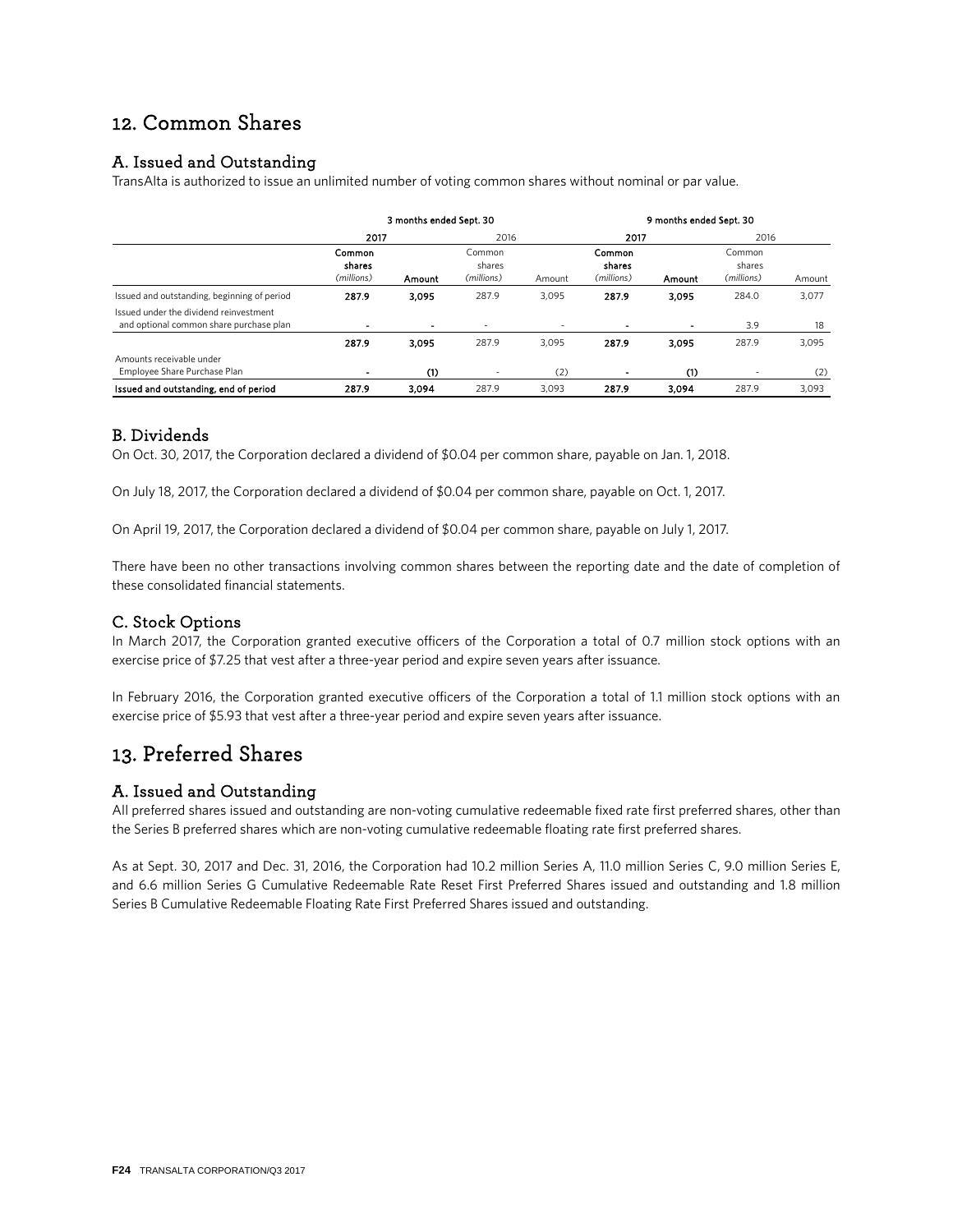# 12. Common Shares

## A. Issued and Outstanding

TransAlta is authorized to issue an unlimited number of voting common shares without nominal or par value.

| | 3 months ended Sept. 30 | | | | 9 months ended Sept. 30 | | | |
|---|---|---|---|---|---|---|---|---|
| | 2017 | | 2016 | | 2017 | | 2016 | |
| | Common shares *(millions)* | Amount | Common shares *(millions)* | Amount | Common shares *(millions)* | Amount | Common shares *(millions)* | Amount |
| Issued and outstanding, beginning of period | 287.9 | 3,095 | 287.9 | 3,095 | 287.9 | 3,095 | 284.0 | 3,077 |
| Issued under the dividend reinvestment and optional common share purchase plan | - | - | - | - | - | - | 3.9 | 18 |
| | 287.9 | 3,095 | 287.9 | 3,095 | 287.9 | 3,095 | 287.9 | 3,095 |
| Amounts receivable under Employee Share Purchase Plan | - | (1) | - | (2) | - | (1) | - | (2) |
| **Issued and outstanding, end of period** | 287.9 | 3,094 | 287.9 | 3,093 | 287.9 | 3,094 | 287.9 | 3,093 |

## B. Dividends

On Oct. 30, 2017, the Corporation declared a dividend of $0.04 per common share, payable on Jan. 1, 2018.

On July 18, 2017, the Corporation declared a dividend of $0.04 per common share, payable on Oct. 1, 2017.

On April 19, 2017, the Corporation declared a dividend of $0.04 per common share, payable on July 1, 2017.

There have been no other transactions involving common shares between the reporting date and the date of completion of these consolidated financial statements.

## C. Stock Options

In March 2017, the Corporation granted executive officers of the Corporation a total of 0.7 million stock options with an exercise price of $7.25 that vest after a three-year period and expire seven years after issuance.

In February 2016, the Corporation granted executive officers of the Corporation a total of 1.1 million stock options with an exercise price of $5.93 that vest after a three-year period and expire seven years after issuance.

# 13. Preferred Shares

## A. Issued and Outstanding

All preferred shares issued and outstanding are non-voting cumulative redeemable fixed rate first preferred shares, other than the Series B preferred shares which are non-voting cumulative redeemable floating rate first preferred shares.

As at Sept. 30, 2017 and Dec. 31, 2016, the Corporation had 10.2 million Series A, 11.0 million Series C, 9.0 million Series E, and 6.6 million Series G Cumulative Redeemable Rate Reset First Preferred Shares issued and outstanding and 1.8 million Series B Cumulative Redeemable Floating Rate First Preferred Shares issued and outstanding.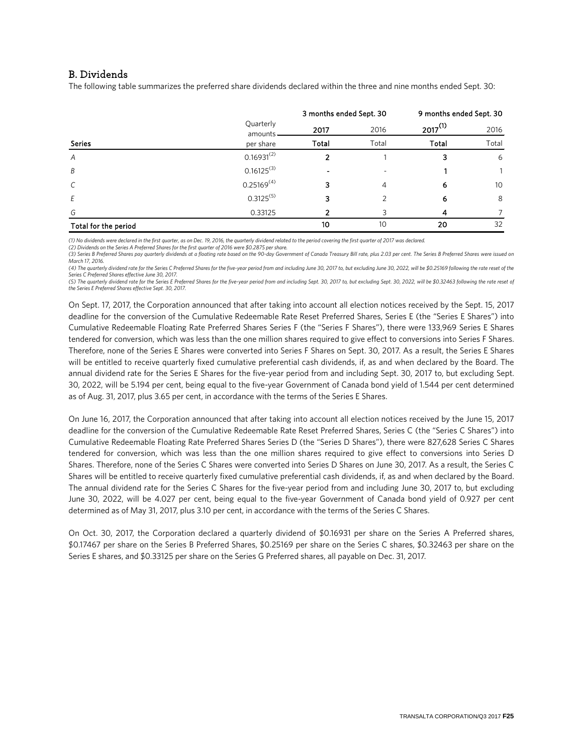## B. Dividends

The following table summarizes the preferred share dividends declared within the three and nine months ended Sept. 30:

| | | 3 months ended Sept. 30 | | 9 months ended Sept. 30 | |
|---|---|---|---|---|---|
| | Quarterly amounts | 2017 | 2016 | 2017[(1)] | 2016 |
| **Series** | per share | **Total** | Total | **Total** | Total |
| *A* | 0.16931[(2)] | **2** | 1 | **3** | 6 |
| *B* | 0.16125[(3)] | **-** | - | **1** | 1 |
| *C* | 0.25169[(4)] | **3** | 4 | **6** | 10 |
| *E* | 0.3125[(5)] | **3** | 2 | **6** | 8 |
| *G* | 0.33125 | **2** | 3 | **4** | 7 |
| **Total for the period** | | **10** | 10 | **20** | 32 |

*(1) No dividends were declared in the first quarter, as on Dec. 19, 2016, the quarterly dividend related to the period covering the first quarter of 2017 was declared.*
*(2) Dividends on the Series A Preferred Shares for the first quarter of 2016 were $0.2875 per share.*
*(3) Series B Preferred Shares pay quarterly dividends at a floating rate based on the 90-day Government of Canada Treasury Bill rate, plus 2.03 per cent. The Series B Preferred Shares were issued on March 17, 2016.*
*(4) The quarterly dividend rate for the Series C Preferred Shares for the five-year period from and including June 30, 2017 to, but excluding June 30, 2022, will be $0.25169 following the rate reset of the Series C Preferred Shares effective June 30, 2017.*
*(5) The quarterly dividend rate for the Series E Preferred Shares for the five-year period from and including Sept. 30, 2017 to, but excluding Sept. 30, 2022, will be $0.32463 following the rate reset of the Series E Preferred Shares effective Sept. 30, 2017.*

On Sept. 17, 2017, the Corporation announced that after taking into account all election notices received by the Sept. 15, 2017 deadline for the conversion of the Cumulative Redeemable Rate Reset Preferred Shares, Series E (the "Series E Shares") into Cumulative Redeemable Floating Rate Preferred Shares Series F (the "Series F Shares"), there were 133,969 Series E Shares tendered for conversion, which was less than the one million shares required to give effect to conversions into Series F Shares. Therefore, none of the Series E Shares were converted into Series F Shares on Sept. 30, 2017. As a result, the Series E Shares will be entitled to receive quarterly fixed cumulative preferential cash dividends, if, as and when declared by the Board. The annual dividend rate for the Series E Shares for the five-year period from and including Sept. 30, 2017 to, but excluding Sept. 30, 2022, will be 5.194 per cent, being equal to the five-year Government of Canada bond yield of 1.544 per cent determined as of Aug. 31, 2017, plus 3.65 per cent, in accordance with the terms of the Series E Shares.

On June 16, 2017, the Corporation announced that after taking into account all election notices received by the June 15, 2017 deadline for the conversion of the Cumulative Redeemable Rate Reset Preferred Shares, Series C (the "Series C Shares") into Cumulative Redeemable Floating Rate Preferred Shares Series D (the "Series D Shares"), there were 827,628 Series C Shares tendered for conversion, which was less than the one million shares required to give effect to conversions into Series D Shares. Therefore, none of the Series C Shares were converted into Series D Shares on June 30, 2017. As a result, the Series C Shares will be entitled to receive quarterly fixed cumulative preferential cash dividends, if, as and when declared by the Board. The annual dividend rate for the Series C Shares for the five-year period from and including June 30, 2017 to, but excluding June 30, 2022, will be 4.027 per cent, being equal to the five-year Government of Canada bond yield of 0.927 per cent determined as of May 31, 2017, plus 3.10 per cent, in accordance with the terms of the Series C Shares.

On Oct. 30, 2017, the Corporation declared a quarterly dividend of $0.16931 per share on the Series A Preferred shares, $0.17467 per share on the Series B Preferred Shares, $0.25169 per share on the Series C shares, $0.32463 per share on the Series E shares, and $0.33125 per share on the Series G Preferred shares, all payable on Dec. 31, 2017.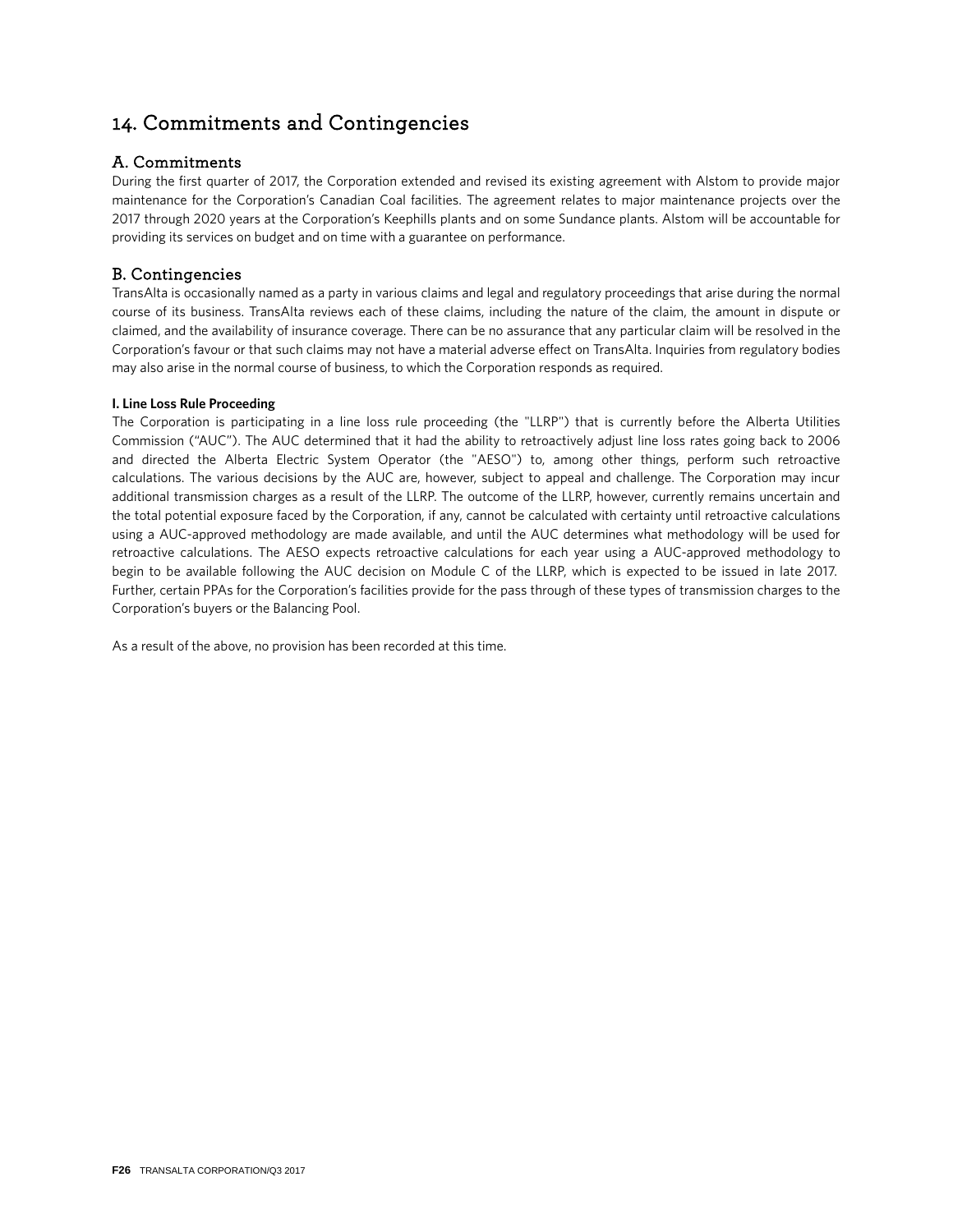# 14. Commitments and Contingencies

## A. Commitments

During the first quarter of 2017, the Corporation extended and revised its existing agreement with Alstom to provide major maintenance for the Corporation's Canadian Coal facilities. The agreement relates to major maintenance projects over the 2017 through 2020 years at the Corporation's Keephills plants and on some Sundance plants. Alstom will be accountable for providing its services on budget and on time with a guarantee on performance.

## B. Contingencies

TransAlta is occasionally named as a party in various claims and legal and regulatory proceedings that arise during the normal course of its business. TransAlta reviews each of these claims, including the nature of the claim, the amount in dispute or claimed, and the availability of insurance coverage. There can be no assurance that any particular claim will be resolved in the Corporation's favour or that such claims may not have a material adverse effect on TransAlta. Inquiries from regulatory bodies may also arise in the normal course of business, to which the Corporation responds as required.

**I. Line Loss Rule Proceeding**

The Corporation is participating in a line loss rule proceeding (the "LLRP") that is currently before the Alberta Utilities Commission ("AUC"). The AUC determined that it had the ability to retroactively adjust line loss rates going back to 2006 and directed the Alberta Electric System Operator (the "AESO") to, among other things, perform such retroactive calculations. The various decisions by the AUC are, however, subject to appeal and challenge. The Corporation may incur additional transmission charges as a result of the LLRP. The outcome of the LLRP, however, currently remains uncertain and the total potential exposure faced by the Corporation, if any, cannot be calculated with certainty until retroactive calculations using a AUC-approved methodology are made available, and until the AUC determines what methodology will be used for retroactive calculations. The AESO expects retroactive calculations for each year using a AUC-approved methodology to begin to be available following the AUC decision on Module C of the LLRP, which is expected to be issued in late 2017. Further, certain PPAs for the Corporation's facilities provide for the pass through of these types of transmission charges to the Corporation's buyers or the Balancing Pool.

As a result of the above, no provision has been recorded at this time.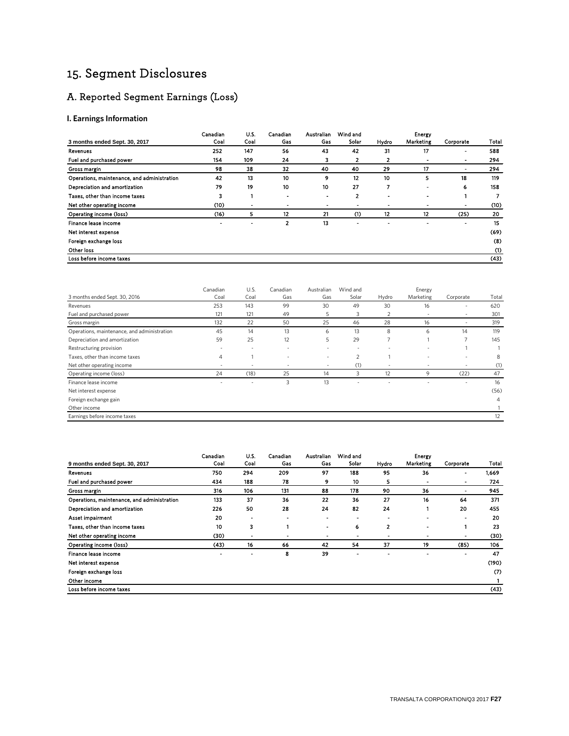# 15. Segment Disclosures

## A. Reported Segment Earnings (Loss)

### I. Earnings Information

| 3 months ended Sept. 30, 2017 | Canadian Coal | U.S. Coal | Canadian Gas | Australian Gas | Wind and Solar | Hydro | Energy Marketing | Corporate | Total |
|---|---|---|---|---|---|---|---|---|---|
| Revenues | 252 | 147 | 56 | 43 | 42 | 31 | 17 | - | 588 |
| Fuel and purchased power | 154 | 109 | 24 | 3 | 2 | 2 | - | - | 294 |
| Gross margin | 98 | 38 | 32 | 40 | 40 | 29 | 17 | - | 294 |
| Operations, maintenance, and administration | 42 | 13 | 10 | 9 | 12 | 10 | 5 | 18 | 119 |
| Depreciation and amortization | 79 | 19 | 10 | 10 | 27 | 7 | - | 6 | 158 |
| Taxes, other than income taxes | 3 | 1 | - | - | 2 | - | - | 1 | 7 |
| Net other operating income | (10) | - | - | - | - | - | - | - | (10) |
| Operating income (loss) | (16) | 5 | 12 | 21 | (1) | 12 | 12 | (25) | 20 |
| Finance lease income | - | - | 2 | 13 | - | - | - | - | 15 |
| Net interest expense | | | | | | | | | (69) |
| Foreign exchange loss | | | | | | | | | (8) |
| Other loss | | | | | | | | | (1) |
| Loss before income taxes | | | | | | | | | (43) |

| 3 months ended Sept. 30, 2016 | Canadian Coal | U.S. Coal | Canadian Gas | Australian Gas | Wind and Solar | Hydro | Energy Marketing | Corporate | Total |
|---|---|---|---|---|---|---|---|---|---|
| Revenues | 253 | 143 | 99 | 30 | 49 | 30 | 16 | - | 620 |
| Fuel and purchased power | 121 | 121 | 49 | 5 | 3 | 2 | - | - | 301 |
| Gross margin | 132 | 22 | 50 | 25 | 46 | 28 | 16 | - | 319 |
| Operations, maintenance, and administration | 45 | 14 | 13 | 6 | 13 | 8 | 6 | 14 | 119 |
| Depreciation and amortization | 59 | 25 | 12 | 5 | 29 | 7 | 1 | 7 | 145 |
| Restructuring provision | - | - | - | - | - | - | - | 1 | 1 |
| Taxes, other than income taxes | 4 | 1 | - | - | 2 | 1 | - | - | 8 |
| Net other operating income | - | - | - | - | (1) | - | - | - | (1) |
| Operating income (loss) | 24 | (18) | 25 | 14 | 3 | 12 | 9 | (22) | 47 |
| Finance lease income | - | - | 3 | 13 | - | - | - | - | 16 |
| Net interest expense | | | | | | | | | (56) |
| Foreign exchange gain | | | | | | | | | 4 |
| Other income | | | | | | | | | 1 |
| Earnings before income taxes | | | | | | | | | 12 |

| 9 months ended Sept. 30, 2017 | Canadian Coal | U.S. Coal | Canadian Gas | Australian Gas | Wind and Solar | Hydro | Energy Marketing | Corporate | Total |
|---|---|---|---|---|---|---|---|---|---|
| Revenues | 750 | 294 | 209 | 97 | 188 | 95 | 36 | - | 1,669 |
| Fuel and purchased power | 434 | 188 | 78 | 9 | 10 | 5 | - | - | 724 |
| Gross margin | 316 | 106 | 131 | 88 | 178 | 90 | 36 | - | 945 |
| Operations, maintenance, and administration | 133 | 37 | 36 | 22 | 36 | 27 | 16 | 64 | 371 |
| Depreciation and amortization | 226 | 50 | 28 | 24 | 82 | 24 | 1 | 20 | 455 |
| Asset impairment | 20 | - | - | - | - | - | - | - | 20 |
| Taxes, other than income taxes | 10 | 3 | 1 | - | 6 | 2 | - | 1 | 23 |
| Net other operating income | (30) | - | - | - | - | - | - | - | (30) |
| Operating income (loss) | (43) | 16 | 66 | 42 | 54 | 37 | 19 | (85) | 106 |
| Finance lease income | - | - | 8 | 39 | - | - | - | - | 47 |
| Net interest expense | | | | | | | | | (190) |
| Foreign exchange loss | | | | | | | | | (7) |
| Other income | | | | | | | | | 1 |
| Loss before income taxes | | | | | | | | | (43) |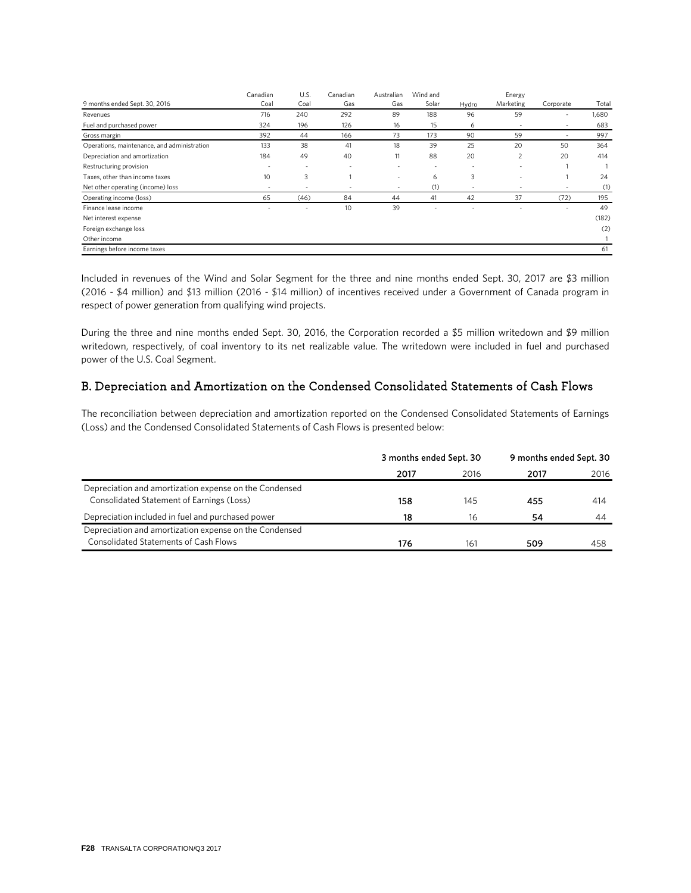| 9 months ended Sept. 30, 2016 | Canadian Coal | U.S. Coal | Canadian Gas | Australian Gas | Wind and Solar | Hydro | Energy Marketing | Corporate | Total |
|---|---|---|---|---|---|---|---|---|---|
| Revenues | 716 | 240 | 292 | 89 | 188 | 96 | 59 | - | 1,680 |
| Fuel and purchased power | 324 | 196 | 126 | 16 | 15 | 6 | - | - | 683 |
| Gross margin | 392 | 44 | 166 | 73 | 173 | 90 | 59 | - | 997 |
| Operations, maintenance, and administration | 133 | 38 | 41 | 18 | 39 | 25 | 20 | 50 | 364 |
| Depreciation and amortization | 184 | 49 | 40 | 11 | 88 | 20 | 2 | 20 | 414 |
| Restructuring provision | - | - | - | - | - | - | - | 1 | 1 |
| Taxes, other than income taxes | 10 | 3 | 1 | - | 6 | 3 | - | 1 | 24 |
| Net other operating (income) loss | - | - | - | - | (1) | - | - | - | (1) |
| Operating income (loss) | 65 | (46) | 84 | 44 | 41 | 42 | 37 | (72) | 195 |
| Finance lease income | - | - | 10 | 39 | - | - | - | - | 49 |
| Net interest expense | | | | | | | | | (182) |
| Foreign exchange loss | | | | | | | | | (2) |
| Other income | | | | | | | | | 1 |
| Earnings before income taxes | | | | | | | | | 61 |

Included in revenues of the Wind and Solar Segment for the three and nine months ended Sept. 30, 2017 are $3 million (2016 - $4 million) and $13 million (2016 - $14 million) of incentives received under a Government of Canada program in respect of power generation from qualifying wind projects.

During the three and nine months ended Sept. 30, 2016, the Corporation recorded a $5 million writedown and $9 million writedown, respectively, of coal inventory to its net realizable value. The writedown were included in fuel and purchased power of the U.S. Coal Segment.

## B. Depreciation and Amortization on the Condensed Consolidated Statements of Cash Flows

The reconciliation between depreciation and amortization reported on the Condensed Consolidated Statements of Earnings (Loss) and the Condensed Consolidated Statements of Cash Flows is presented below:

| | 3 months ended Sept. 30 | | 9 months ended Sept. 30 | |
|---|---|---|---|---|
| | **2017** | 2016 | **2017** | 2016 |
| Depreciation and amortization expense on the Condensed Consolidated Statement of Earnings (Loss) | **158** | 145 | **455** | 414 |
| Depreciation included in fuel and purchased power | **18** | 16 | **54** | 44 |
| Depreciation and amortization expense on the Condensed Consolidated Statements of Cash Flows | **176** | 161 | **509** | 458 |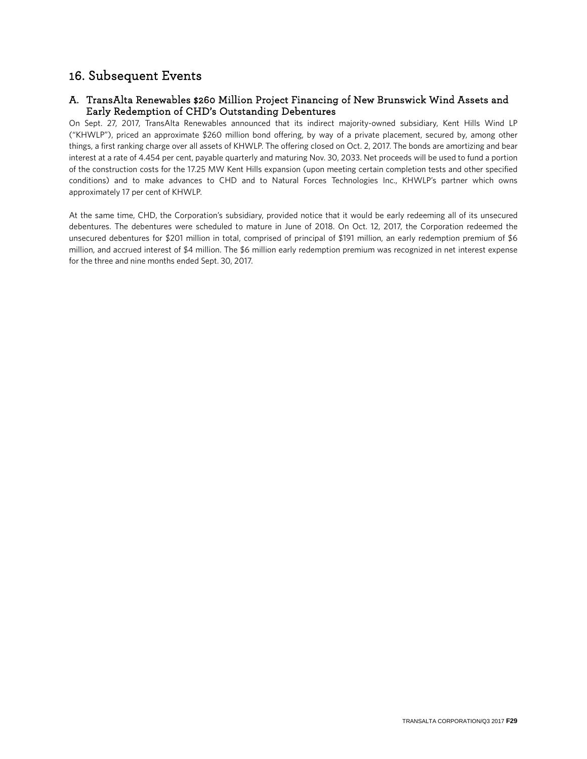# 16. Subsequent Events

## A. TransAlta Renewables $260 Million Project Financing of New Brunswick Wind Assets and Early Redemption of CHD's Outstanding Debentures

On Sept. 27, 2017, TransAlta Renewables announced that its indirect majority-owned subsidiary, Kent Hills Wind LP ("KHWLP"), priced an approximate $260 million bond offering, by way of a private placement, secured by, among other things, a first ranking charge over all assets of KHWLP. The offering closed on Oct. 2, 2017. The bonds are amortizing and bear interest at a rate of 4.454 per cent, payable quarterly and maturing Nov. 30, 2033. Net proceeds will be used to fund a portion of the construction costs for the 17.25 MW Kent Hills expansion (upon meeting certain completion tests and other specified conditions) and to make advances to CHD and to Natural Forces Technologies Inc., KHWLP's partner which owns approximately 17 per cent of KHWLP.

At the same time, CHD, the Corporation's subsidiary, provided notice that it would be early redeeming all of its unsecured debentures. The debentures were scheduled to mature in June of 2018. On Oct. 12, 2017, the Corporation redeemed the unsecured debentures for $201 million in total, comprised of principal of $191 million, an early redemption premium of $6 million, and accrued interest of $4 million. The $6 million early redemption premium was recognized in net interest expense for the three and nine months ended Sept. 30, 2017.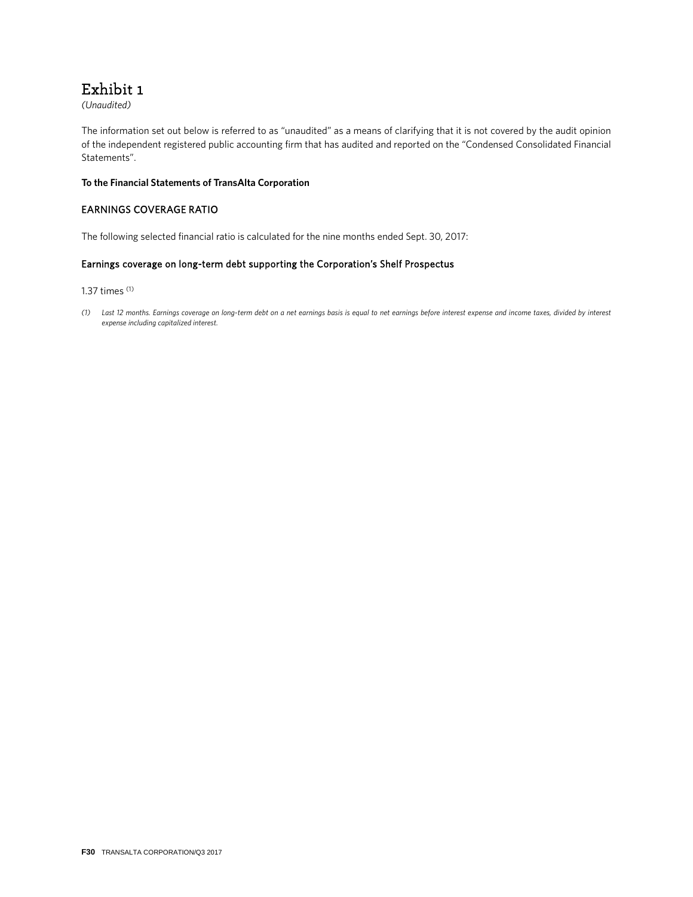# Exhibit 1

*(Unaudited)*

The information set out below is referred to as "unaudited" as a means of clarifying that it is not covered by the audit opinion of the independent registered public accounting firm that has audited and reported on the "Condensed Consolidated Financial Statements".

**To the Financial Statements of TransAlta Corporation**

## EARNINGS COVERAGE RATIO

The following selected financial ratio is calculated for the nine months ended Sept. 30, 2017:

### Earnings coverage on long-term debt supporting the Corporation's Shelf Prospectus

1.37 times (1)

*(1) Last 12 months. Earnings coverage on long-term debt on a net earnings basis is equal to net earnings before interest expense and income taxes, divided by interest expense including capitalized interest.*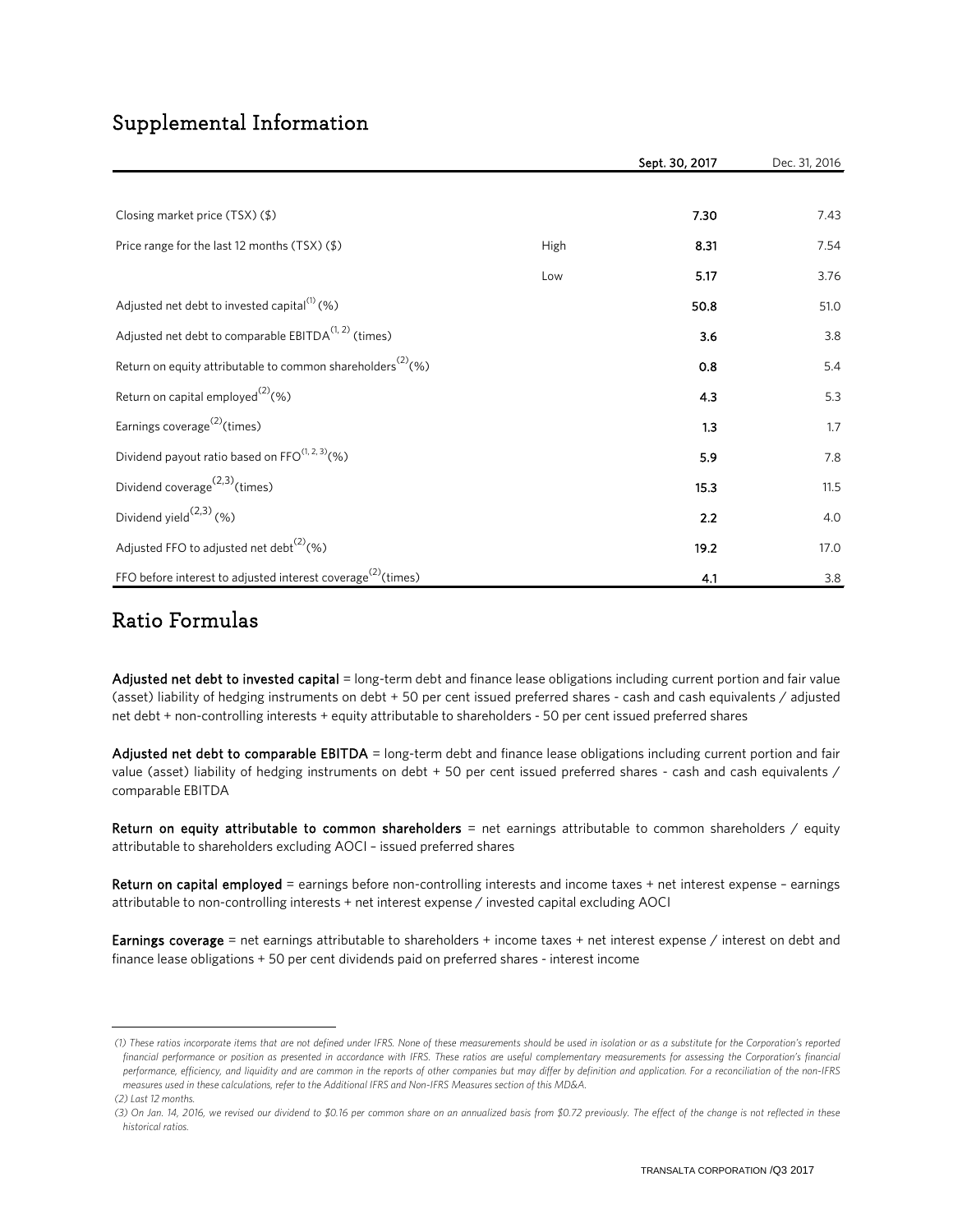## Supplemental Information

| | | Sept. 30, 2017 | Dec. 31, 2016 |
|---|---|---|---|
| Closing market price (TSX) ($) | | **7.30** | 7.43 |
| Price range for the last 12 months (TSX) ($) | High | **8.31** | 7.54 |
| | Low | **5.17** | 3.76 |
| Adjusted net debt to invested capital[1] (%) | | **50.8** | 51.0 |
| Adjusted net debt to comparable EBITDA[1, 2] (times) | | **3.6** | 3.8 |
| Return on equity attributable to common shareholders[2] (%) | | **0.8** | 5.4 |
| Return on capital employed[2] (%) | | **4.3** | 5.3 |
| Earnings coverage[2] (times) | | **1.3** | 1.7 |
| Dividend payout ratio based on FFO[1, 2, 3] (%) | | **5.9** | 7.8 |
| Dividend coverage[2,3] (times) | | **15.3** | 11.5 |
| Dividend yield[2,3] (%) | | **2.2** | 4.0 |
| Adjusted FFO to adjusted net debt[2] (%) | | **19.2** | 17.0 |
| FFO before interest to adjusted interest coverage[2] (times) | | **4.1** | 3.8 |

## Ratio Formulas

**Adjusted net debt to invested capital** = long-term debt and finance lease obligations including current portion and fair value (asset) liability of hedging instruments on debt + 50 per cent issued preferred shares - cash and cash equivalents / adjusted net debt + non-controlling interests + equity attributable to shareholders - 50 per cent issued preferred shares

**Adjusted net debt to comparable EBITDA** = long-term debt and finance lease obligations including current portion and fair value (asset) liability of hedging instruments on debt + 50 per cent issued preferred shares - cash and cash equivalents / comparable EBITDA

**Return on equity attributable to common shareholders** = net earnings attributable to common shareholders / equity attributable to shareholders excluding AOCI – issued preferred shares

**Return on capital employed** = earnings before non-controlling interests and income taxes + net interest expense – earnings attributable to non-controlling interests + net interest expense / invested capital excluding AOCI

**Earnings coverage** = net earnings attributable to shareholders + income taxes + net interest expense / interest on debt and finance lease obligations + 50 per cent dividends paid on preferred shares - interest income

---

*(1) These ratios incorporate items that are not defined under IFRS. None of these measurements should be used in isolation or as a substitute for the Corporation's reported financial performance or position as presented in accordance with IFRS. These ratios are useful complementary measurements for assessing the Corporation's financial performance, efficiency, and liquidity and are common in the reports of other companies but may differ by definition and application. For a reconciliation of the non-IFRS measures used in these calculations, refer to the Additional IFRS and Non-IFRS Measures section of this MD&A.*

*(2) Last 12 months.*

*(3) On Jan. 14, 2016, we revised our dividend to $0.16 per common share on an annualized basis from $0.72 previously. The effect of the change is not reflected in these historical ratios.*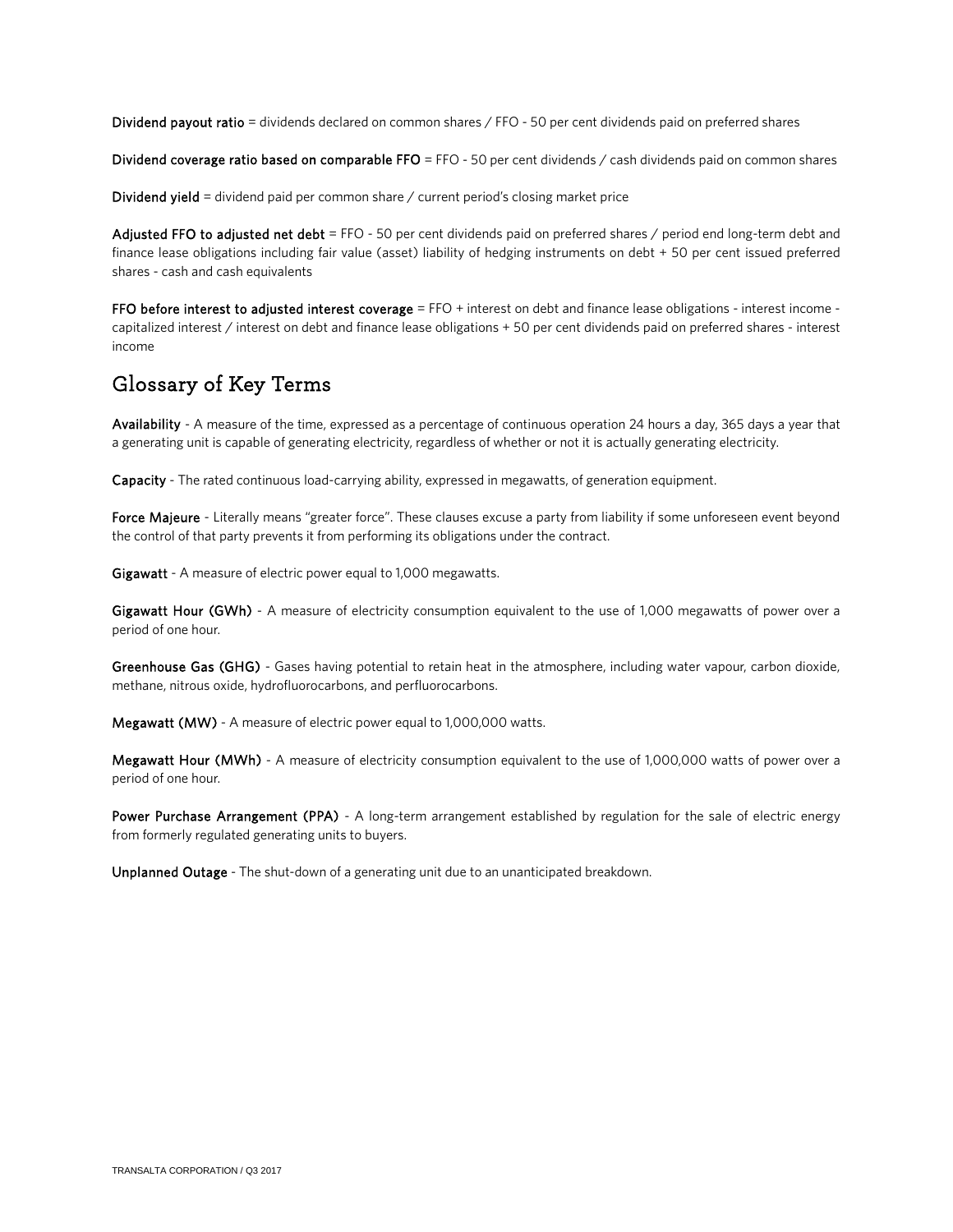**Dividend payout ratio** = dividends declared on common shares / FFO - 50 per cent dividends paid on preferred shares

**Dividend coverage ratio based on comparable FFO** = FFO - 50 per cent dividends / cash dividends paid on common shares

**Dividend yield** = dividend paid per common share / current period's closing market price

**Adjusted FFO to adjusted net debt** = FFO - 50 per cent dividends paid on preferred shares / period end long-term debt and finance lease obligations including fair value (asset) liability of hedging instruments on debt + 50 per cent issued preferred shares - cash and cash equivalents

**FFO before interest to adjusted interest coverage** = FFO + interest on debt and finance lease obligations - interest income - capitalized interest / interest on debt and finance lease obligations + 50 per cent dividends paid on preferred shares - interest income

## Glossary of Key Terms

**Availability** - A measure of the time, expressed as a percentage of continuous operation 24 hours a day, 365 days a year that a generating unit is capable of generating electricity, regardless of whether or not it is actually generating electricity.

**Capacity** - The rated continuous load-carrying ability, expressed in megawatts, of generation equipment.

**Force Majeure** - Literally means "greater force". These clauses excuse a party from liability if some unforeseen event beyond the control of that party prevents it from performing its obligations under the contract.

**Gigawatt** - A measure of electric power equal to 1,000 megawatts.

**Gigawatt Hour (GWh)** - A measure of electricity consumption equivalent to the use of 1,000 megawatts of power over a period of one hour.

**Greenhouse Gas (GHG)** - Gases having potential to retain heat in the atmosphere, including water vapour, carbon dioxide, methane, nitrous oxide, hydrofluorocarbons, and perfluorocarbons.

**Megawatt (MW)** - A measure of electric power equal to 1,000,000 watts.

**Megawatt Hour (MWh)** - A measure of electricity consumption equivalent to the use of 1,000,000 watts of power over a period of one hour.

**Power Purchase Arrangement (PPA)** - A long-term arrangement established by regulation for the sale of electric energy from formerly regulated generating units to buyers.

**Unplanned Outage** - The shut-down of a generating unit due to an unanticipated breakdown.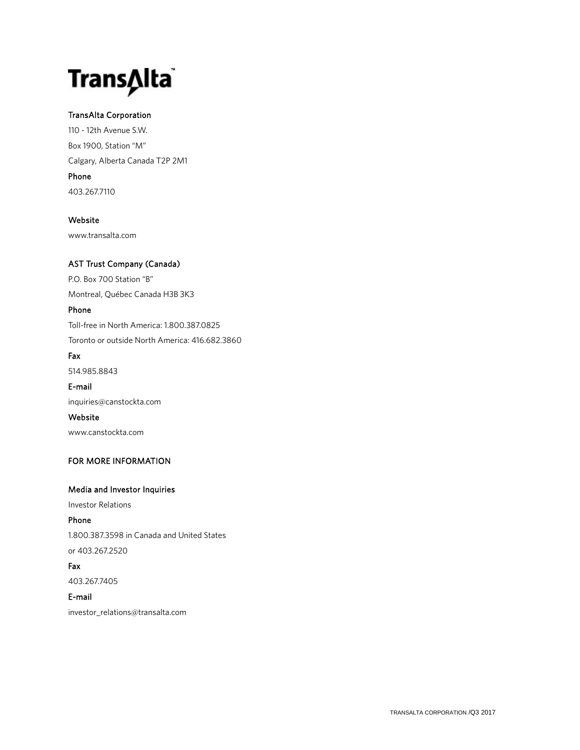**TransAlta™**

**TransAlta Corporation**

110 - 12th Avenue S.W.

Box 1900, Station “M”

Calgary, Alberta Canada T2P 2M1

**Phone**

403.267.7110

**Website**

www.transalta.com

**AST Trust Company (Canada)**

P.O. Box 700 Station “B”

Montreal, Québec Canada H3B 3K3

**Phone**

Toll-free in North America: 1.800.387.0825

Toronto or outside North America: 416.682.3860

**Fax**

514.985.8843

**E-mail**

inquiries@canstockta.com

**Website**

www.canstockta.com

## FOR MORE INFORMATION

**Media and Investor Inquiries**

Investor Relations

**Phone**

1.800.387.3598 in Canada and United States

or 403.267.2520

**Fax**

403.267.7405

**E-mail**

investor_relations@transalta.com